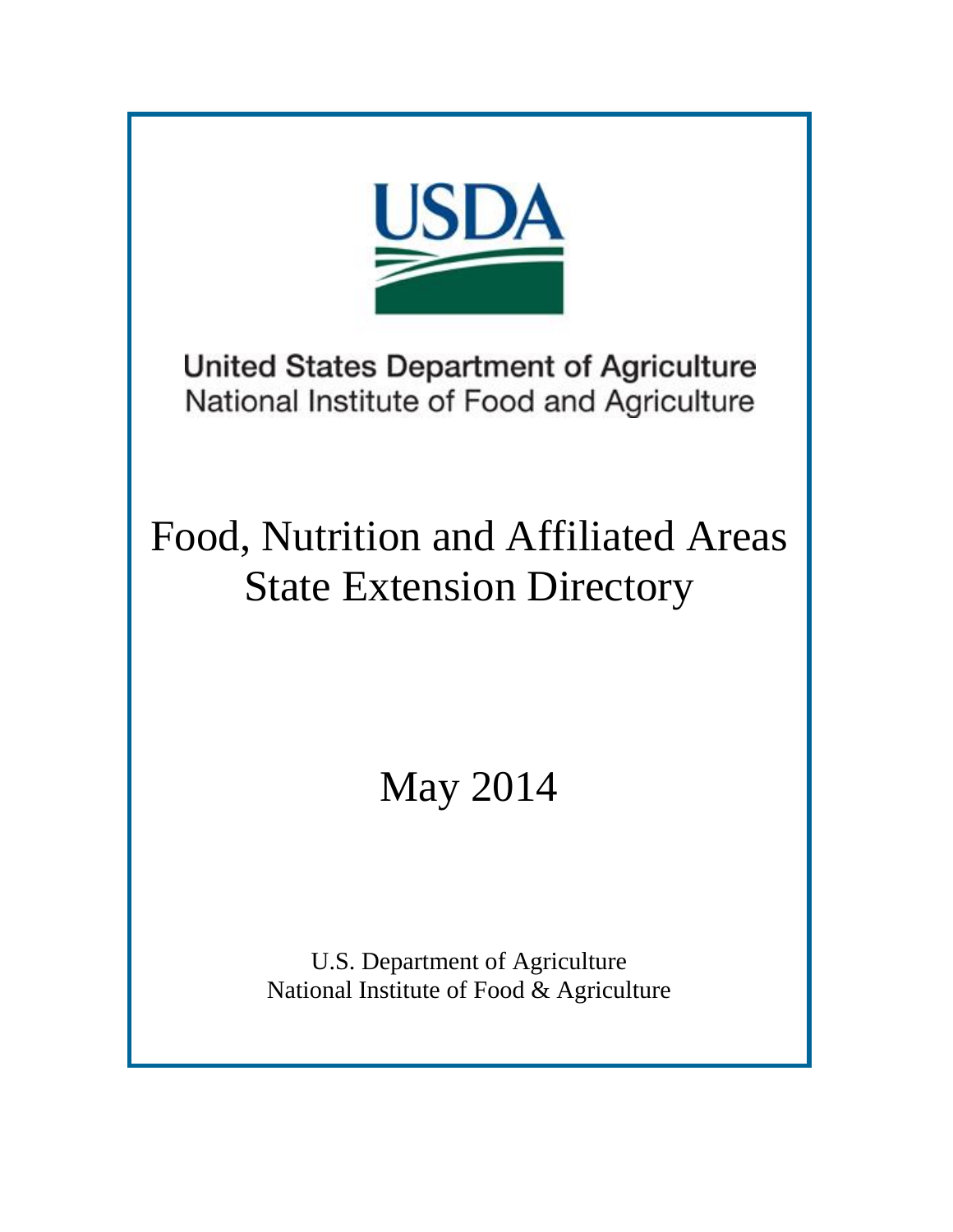USDA

United States Department of Agriculture
National Institute of Food and Agriculture

# Food, Nutrition and Affiliated Areas State Extension Directory

May 2014

U.S. Department of Agriculture
National Institute of Food & Agriculture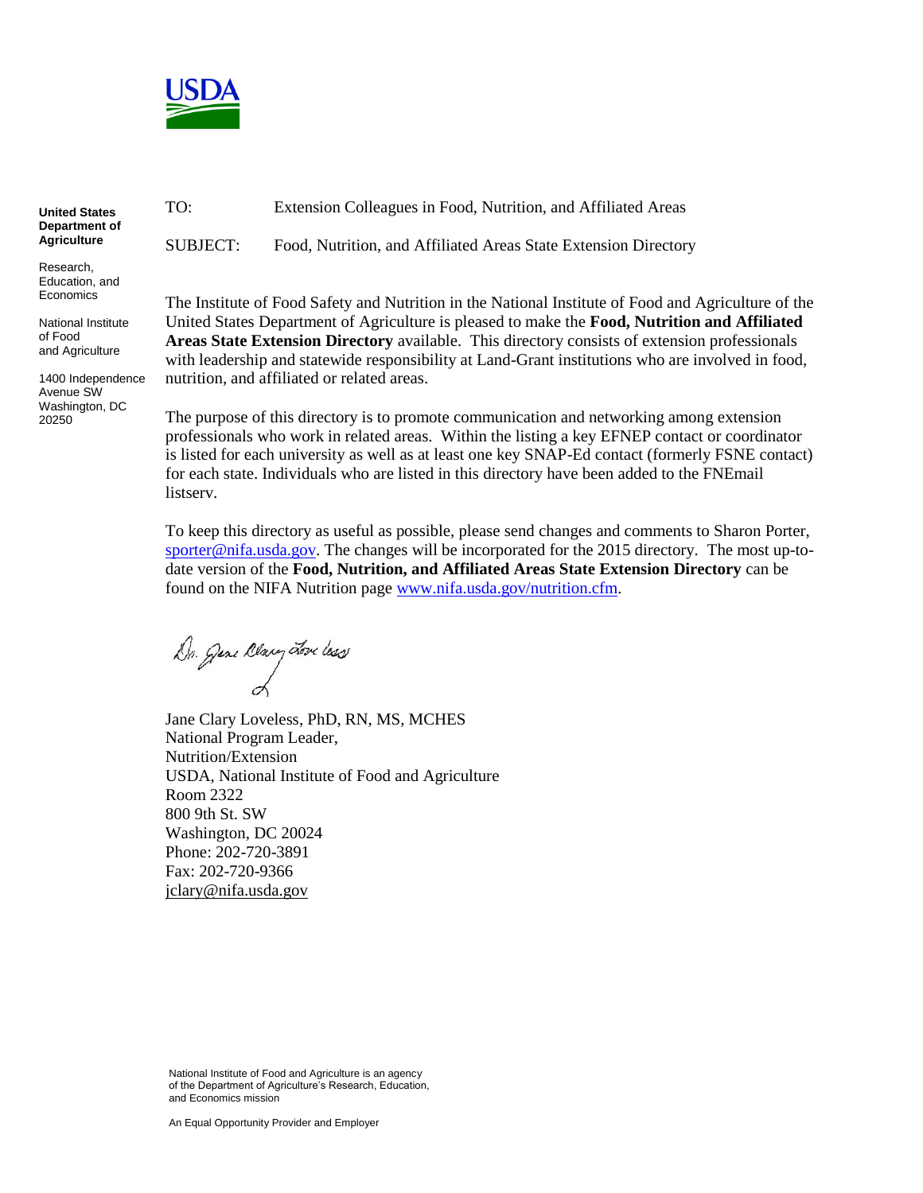United States Department of Agriculture

Research, Education, and Economics

National Institute of Food and Agriculture

1400 Independence Avenue SW
Washington, DC 20250

TO: Extension Colleagues in Food, Nutrition, and Affiliated Areas

SUBJECT: Food, Nutrition, and Affiliated Areas State Extension Directory

The Institute of Food Safety and Nutrition in the National Institute of Food and Agriculture of the United States Department of Agriculture is pleased to make the **Food, Nutrition and Affiliated Areas State Extension Directory** available. This directory consists of extension professionals with leadership and statewide responsibility at Land-Grant institutions who are involved in food, nutrition, and affiliated or related areas.

The purpose of this directory is to promote communication and networking among extension professionals who work in related areas. Within the listing a key EFNEP contact or coordinator is listed for each university as well as at least one key SNAP-Ed contact (formerly FSNE contact) for each state. Individuals who are listed in this directory have been added to the FNEmail listserv.

To keep this directory as useful as possible, please send changes and comments to Sharon Porter, sporter@nifa.usda.gov. The changes will be incorporated for the 2015 directory. The most up-to-date version of the **Food, Nutrition, and Affiliated Areas State Extension Directory** can be found on the NIFA Nutrition page www.nifa.usda.gov/nutrition.cfm.

Jane Clary Loveless, PhD, RN, MS, MCHES
National Program Leader,
Nutrition/Extension
USDA, National Institute of Food and Agriculture
Room 2322
800 9th St. SW
Washington, DC 20024
Phone: 202-720-3891
Fax: 202-720-9366
jclary@nifa.usda.gov

National Institute of Food and Agriculture is an agency of the Department of Agriculture's Research, Education, and Economics mission

An Equal Opportunity Provider and Employer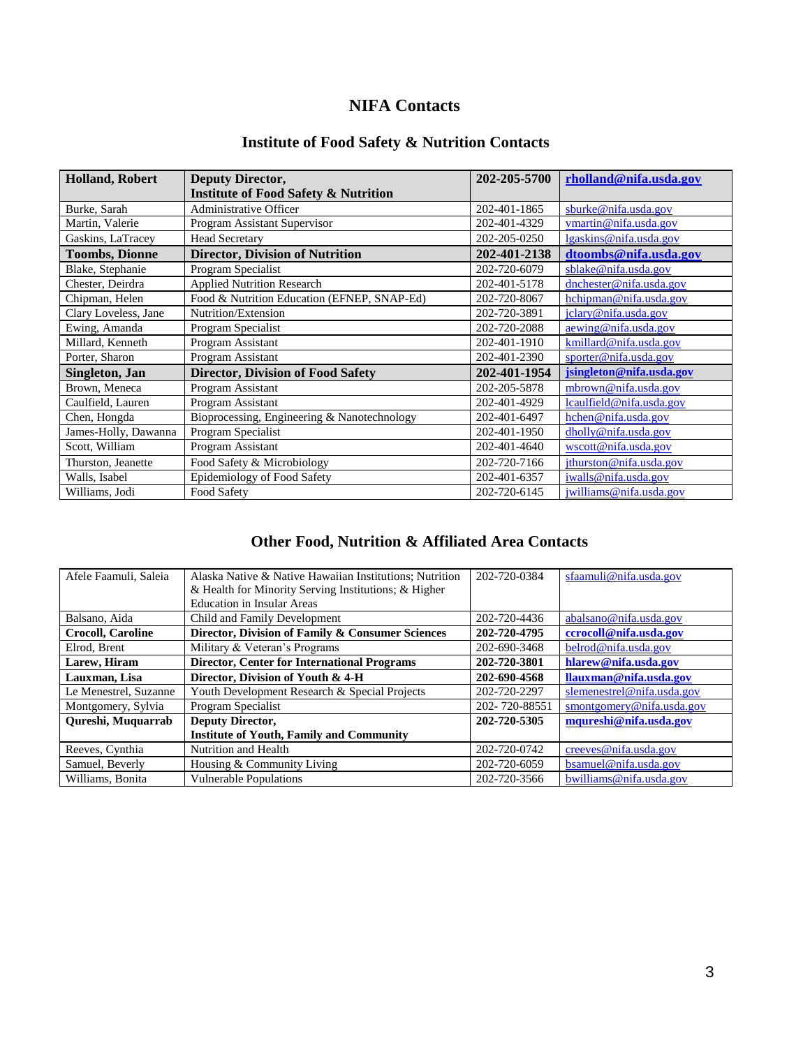# NIFA Contacts

## Institute of Food Safety & Nutrition Contacts

| **Holland, Robert** | **Deputy Director, Institute of Food Safety & Nutrition** | **202-205-5700** | **rholland@nifa.usda.gov** |
|---|---|---|---|
| Burke, Sarah | Administrative Officer | 202-401-1865 | sburke@nifa.usda.gov |
| Martin, Valerie | Program Assistant Supervisor | 202-401-4329 | vmartin@nifa.usda.gov |
| Gaskins, LaTracey | Head Secretary | 202-205-0250 | lgaskins@nifa.usda.gov |
| **Toombs, Dionne** | **Director, Division of Nutrition** | **202-401-2138** | **dtoombs@nifa.usda.gov** |
| Blake, Stephanie | Program Specialist | 202-720-6079 | sblake@nifa.usda.gov |
| Chester, Deirdra | Applied Nutrition Research | 202-401-5178 | dnchester@nifa.usda.gov |
| Chipman, Helen | Food & Nutrition Education (EFNEP, SNAP-Ed) | 202-720-8067 | hchipman@nifa.usda.gov |
| Clary Loveless, Jane | Nutrition/Extension | 202-720-3891 | jclary@nifa.usda.gov |
| Ewing, Amanda | Program Specialist | 202-720-2088 | aewing@nifa.usda.gov |
| Millard, Kenneth | Program Assistant | 202-401-1910 | kmillard@nifa.usda.gov |
| Porter, Sharon | Program Assistant | 202-401-2390 | sporter@nifa.usda.gov |
| **Singleton, Jan** | **Director, Division of Food Safety** | **202-401-1954** | **jsingleton@nifa.usda.gov** |
| Brown, Meneca | Program Assistant | 202-205-5878 | mbrown@nifa.usda.gov |
| Caulfield, Lauren | Program Assistant | 202-401-4929 | lcaulfield@nifa.usda.gov |
| Chen, Hongda | Bioprocessing, Engineering & Nanotechnology | 202-401-6497 | hchen@nifa.usda.gov |
| James-Holly, Dawanna | Program Specialist | 202-401-1950 | dholly@nifa.usda.gov |
| Scott, William | Program Assistant | 202-401-4640 | wscott@nifa.usda.gov |
| Thurston, Jeanette | Food Safety & Microbiology | 202-720-7166 | jthurston@nifa.usda.gov |
| Walls, Isabel | Epidemiology of Food Safety | 202-401-6357 | iwalls@nifa.usda.gov |
| Williams, Jodi | Food Safety | 202-720-6145 | jwilliams@nifa.usda.gov |

## Other Food, Nutrition & Affiliated Area Contacts

| Afele Faamuli, Saleia | Alaska Native & Native Hawaiian Institutions; Nutrition & Health for Minority Serving Institutions; & Higher Education in Insular Areas | 202-720-0384 | sfaamuli@nifa.usda.gov |
|---|---|---|---|
| Balsano, Aida | Child and Family Development | 202-720-4436 | abalsano@nifa.usda.gov |
| **Crocoll, Caroline** | **Director, Division of Family & Consumer Sciences** | **202-720-4795** | **ccrocoll@nifa.usda.gov** |
| Elrod, Brent | Military & Veteran's Programs | 202-690-3468 | belrod@nifa.usda.gov |
| **Larew, Hiram** | **Director, Center for International Programs** | **202-720-3801** | **hlarew@nifa.usda.gov** |
| **Lauxman, Lisa** | **Director, Division of Youth & 4-H** | **202-690-4568** | **llauxman@nifa.usda.gov** |
| Le Menestrel, Suzanne | Youth Development Research & Special Projects | 202-720-2297 | slemenestrel@nifa.usda.gov |
| Montgomery, Sylvia | Program Specialist | 202- 720-88551 | smontgomery@nifa.usda.gov |
| **Qureshi, Muquarrab** | **Deputy Director, Institute of Youth, Family and Community** | **202-720-5305** | **mqureshi@nifa.usda.gov** |
| Reeves, Cynthia | Nutrition and Health | 202-720-0742 | creeves@nifa.usda.gov |
| Samuel, Beverly | Housing & Community Living | 202-720-6059 | bsamuel@nifa.usda.gov |
| Williams, Bonita | Vulnerable Populations | 202-720-3566 | bwilliams@nifa.usda.gov |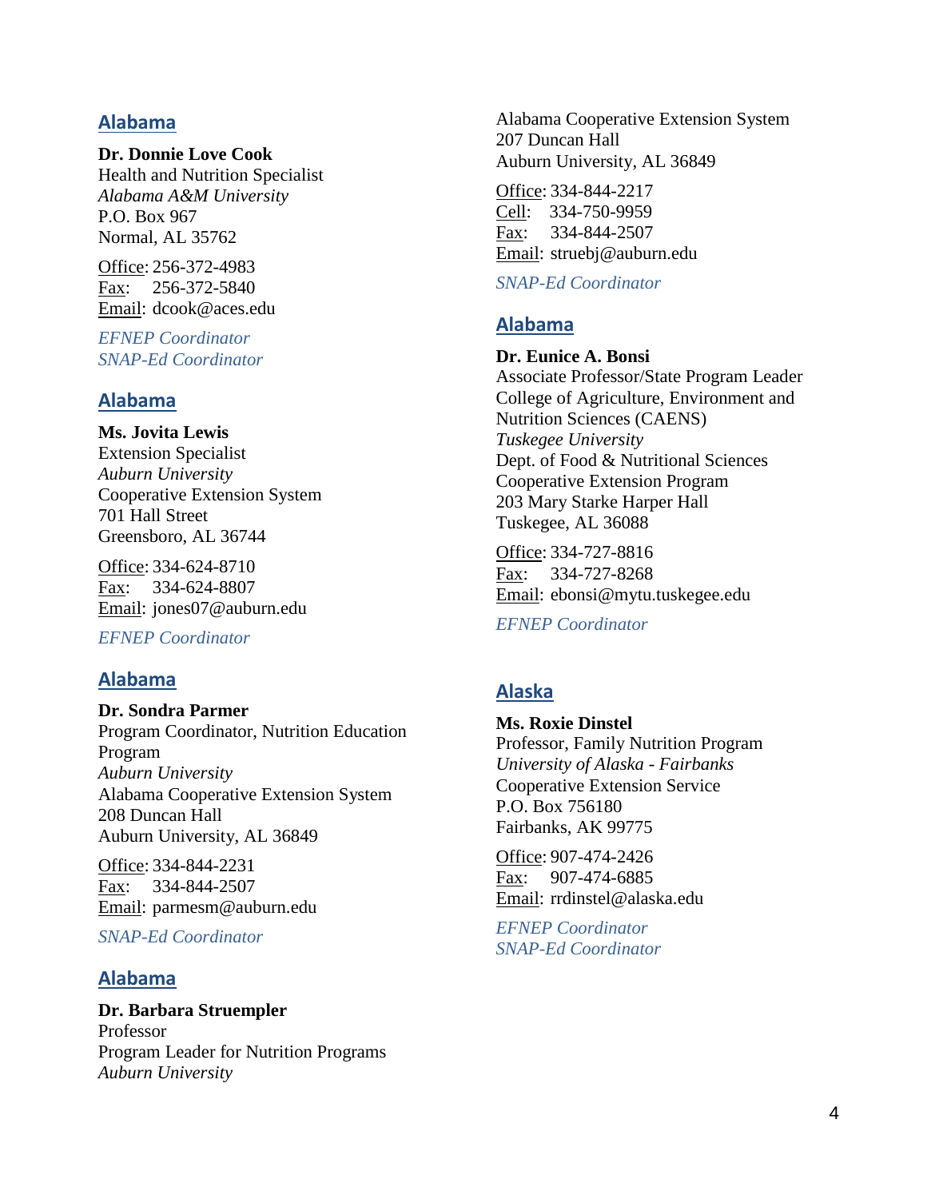## Alabama

**Dr. Donnie Love Cook**
Health and Nutrition Specialist
*Alabama A&M University*
P.O. Box 967
Normal, AL 35762

Office: 256-372-4983
Fax: 256-372-5840
Email: dcook@aces.edu

*EFNEP Coordinator*
*SNAP-Ed Coordinator*

## Alabama

**Ms. Jovita Lewis**
Extension Specialist
*Auburn University*
Cooperative Extension System
701 Hall Street
Greensboro, AL 36744

Office: 334-624-8710
Fax: 334-624-8807
Email: jones07@auburn.edu

*EFNEP Coordinator*

## Alabama

**Dr. Sondra Parmer**
Program Coordinator, Nutrition Education Program
*Auburn University*
Alabama Cooperative Extension System
208 Duncan Hall
Auburn University, AL 36849

Office: 334-844-2231
Fax: 334-844-2507
Email: parmesm@auburn.edu

*SNAP-Ed Coordinator*

## Alabama

**Dr. Barbara Struempler**
Professor
Program Leader for Nutrition Programs
*Auburn University*
Alabama Cooperative Extension System
207 Duncan Hall
Auburn University, AL 36849

Office: 334-844-2217
Cell: 334-750-9959
Fax: 334-844-2507
Email: struebj@auburn.edu

*SNAP-Ed Coordinator*

## Alabama

**Dr. Eunice A. Bonsi**
Associate Professor/State Program Leader
College of Agriculture, Environment and Nutrition Sciences (CAENS)
*Tuskegee University*
Dept. of Food & Nutritional Sciences
Cooperative Extension Program
203 Mary Starke Harper Hall
Tuskegee, AL 36088

Office: 334-727-8816
Fax: 334-727-8268
Email: ebonsi@mytu.tuskegee.edu

*EFNEP Coordinator*

## Alaska

**Ms. Roxie Dinstel**
Professor, Family Nutrition Program
*University of Alaska - Fairbanks*
Cooperative Extension Service
P.O. Box 756180
Fairbanks, AK 99775

Office: 907-474-2426
Fax: 907-474-6885
Email: rrdinstel@alaska.edu

*EFNEP Coordinator*
*SNAP-Ed Coordinator*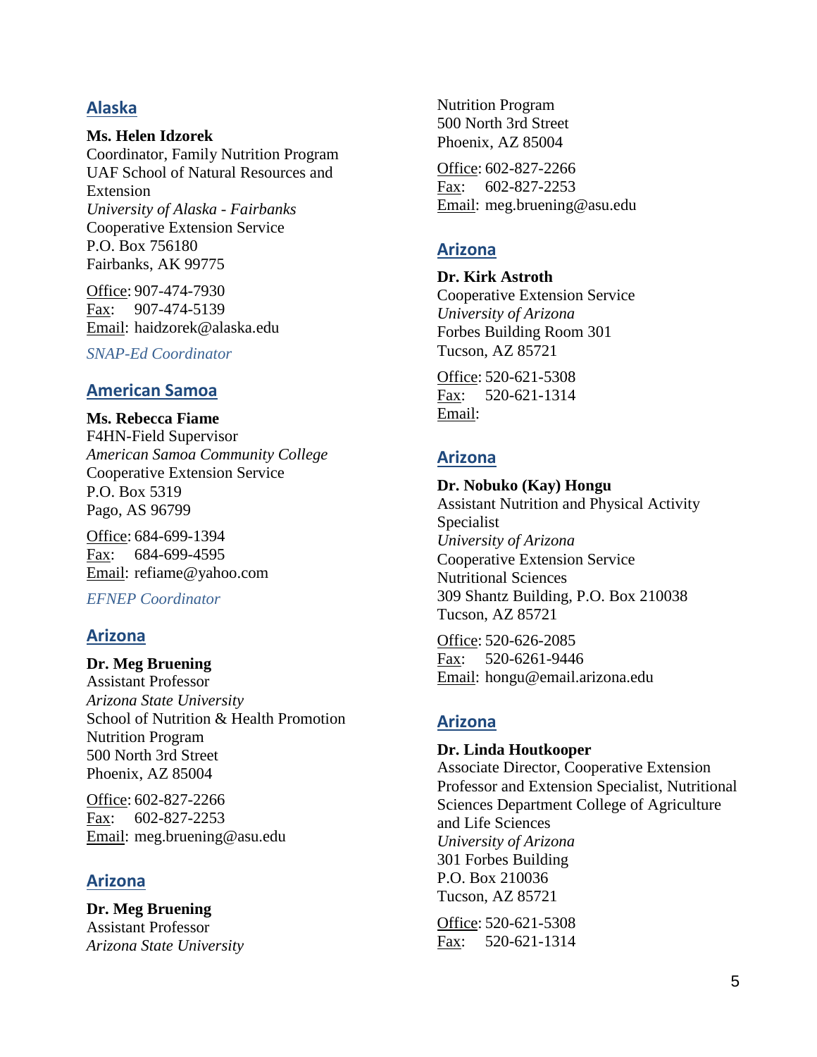## Alaska

**Ms. Helen Idzorek**
Coordinator, Family Nutrition Program
UAF School of Natural Resources and Extension
*University of Alaska - Fairbanks*
Cooperative Extension Service
P.O. Box 756180
Fairbanks, AK 99775

Office: 907-474-7930
Fax: 907-474-5139
Email: haidzorek@alaska.edu

*SNAP-Ed Coordinator*

## American Samoa

**Ms. Rebecca Fiame**
F4HN-Field Supervisor
*American Samoa Community College*
Cooperative Extension Service
P.O. Box 5319
Pago, AS 96799

Office: 684-699-1394
Fax: 684-699-4595
Email: refiame@yahoo.com

*EFNEP Coordinator*

## Arizona

**Dr. Meg Bruening**
Assistant Professor
*Arizona State University*
School of Nutrition & Health Promotion
Nutrition Program
500 North 3rd Street
Phoenix, AZ 85004

Office: 602-827-2266
Fax: 602-827-2253
Email: meg.bruening@asu.edu

## Arizona

**Dr. Meg Bruening**
Assistant Professor
*Arizona State University*
Nutrition Program
500 North 3rd Street
Phoenix, AZ 85004

Office: 602-827-2266
Fax: 602-827-2253
Email: meg.bruening@asu.edu

## Arizona

**Dr. Kirk Astroth**
Cooperative Extension Service
*University of Arizona*
Forbes Building Room 301
Tucson, AZ 85721

Office: 520-621-5308
Fax: 520-621-1314
Email:

## Arizona

**Dr. Nobuko (Kay) Hongu**
Assistant Nutrition and Physical Activity Specialist
*University of Arizona*
Cooperative Extension Service
Nutritional Sciences
309 Shantz Building, P.O. Box 210038
Tucson, AZ 85721

Office: 520-626-2085
Fax: 520-6261-9446
Email: hongu@email.arizona.edu

## Arizona

**Dr. Linda Houtkooper**
Associate Director, Cooperative Extension
Professor and Extension Specialist, Nutritional Sciences Department College of Agriculture and Life Sciences
*University of Arizona*
301 Forbes Building
P.O. Box 210036
Tucson, AZ 85721

Office: 520-621-5308
Fax: 520-621-1314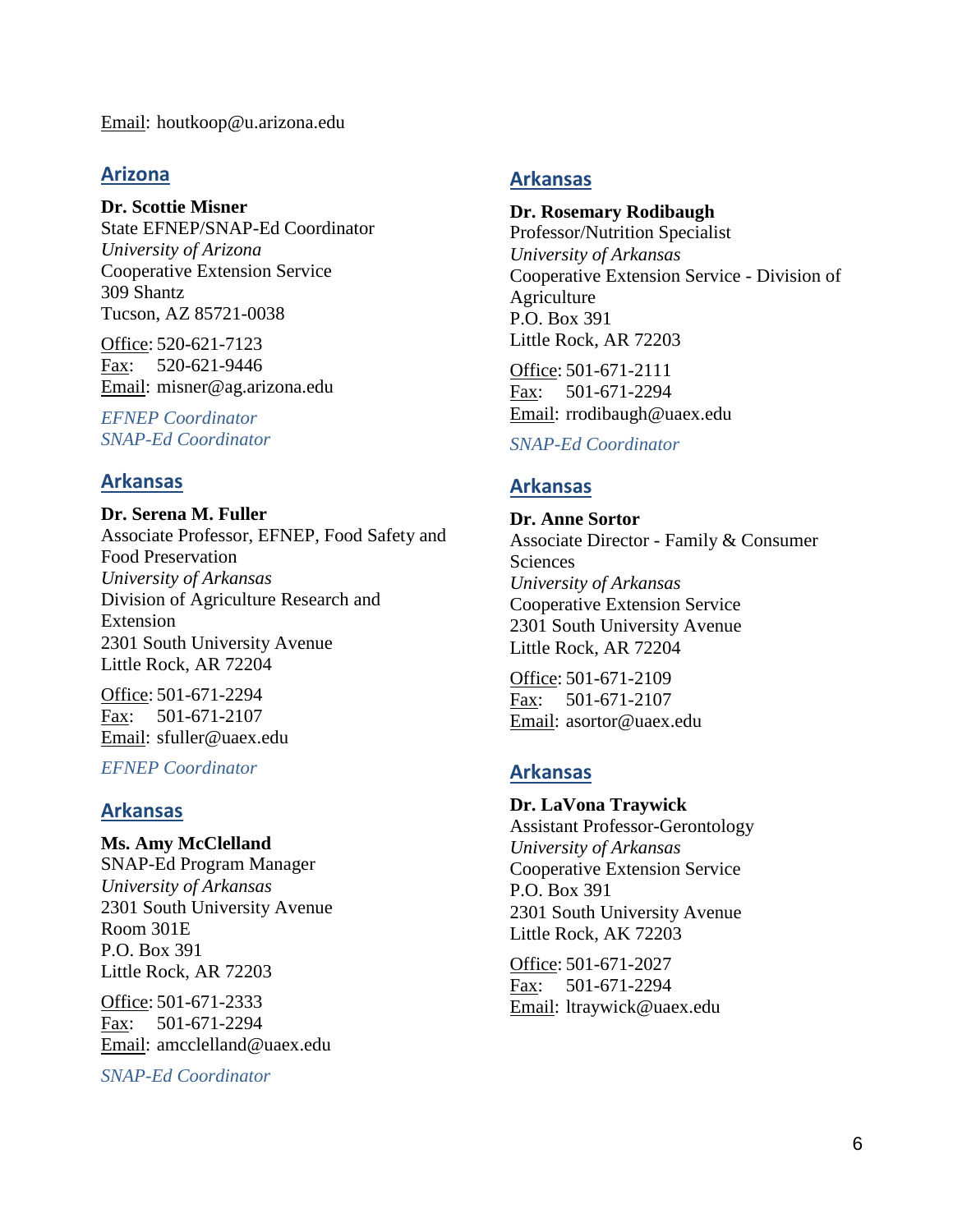Email: houtkoop@u.arizona.edu

## Arizona

**Dr. Scottie Misner**
State EFNEP/SNAP-Ed Coordinator
*University of Arizona*
Cooperative Extension Service
309 Shantz
Tucson, AZ 85721-0038

Office: 520-621-7123
Fax: 520-621-9446
Email: misner@ag.arizona.edu

*EFNEP Coordinator*
*SNAP-Ed Coordinator*

## Arkansas

**Dr. Serena M. Fuller**
Associate Professor, EFNEP, Food Safety and Food Preservation
*University of Arkansas*
Division of Agriculture Research and Extension
2301 South University Avenue
Little Rock, AR 72204

Office: 501-671-2294
Fax: 501-671-2107
Email: sfuller@uaex.edu

*EFNEP Coordinator*

## Arkansas

**Ms. Amy McClelland**
SNAP-Ed Program Manager
*University of Arkansas*
2301 South University Avenue
Room 301E
P.O. Box 391
Little Rock, AR 72203

Office: 501-671-2333
Fax: 501-671-2294
Email: amcclelland@uaex.edu

*SNAP-Ed Coordinator*

## Arkansas

**Dr. Rosemary Rodibaugh**
Professor/Nutrition Specialist
*University of Arkansas*
Cooperative Extension Service - Division of Agriculture
P.O. Box 391
Little Rock, AR 72203

Office: 501-671-2111
Fax: 501-671-2294
Email: rrodibaugh@uaex.edu

*SNAP-Ed Coordinator*

## Arkansas

**Dr. Anne Sortor**
Associate Director - Family & Consumer Sciences
*University of Arkansas*
Cooperative Extension Service
2301 South University Avenue
Little Rock, AR 72204

Office: 501-671-2109
Fax: 501-671-2107
Email: asortor@uaex.edu

## Arkansas

**Dr. LaVona Traywick**
Assistant Professor-Gerontology
*University of Arkansas*
Cooperative Extension Service
P.O. Box 391
2301 South University Avenue
Little Rock, AK 72203

Office: 501-671-2027
Fax: 501-671-2294
Email: ltraywick@uaex.edu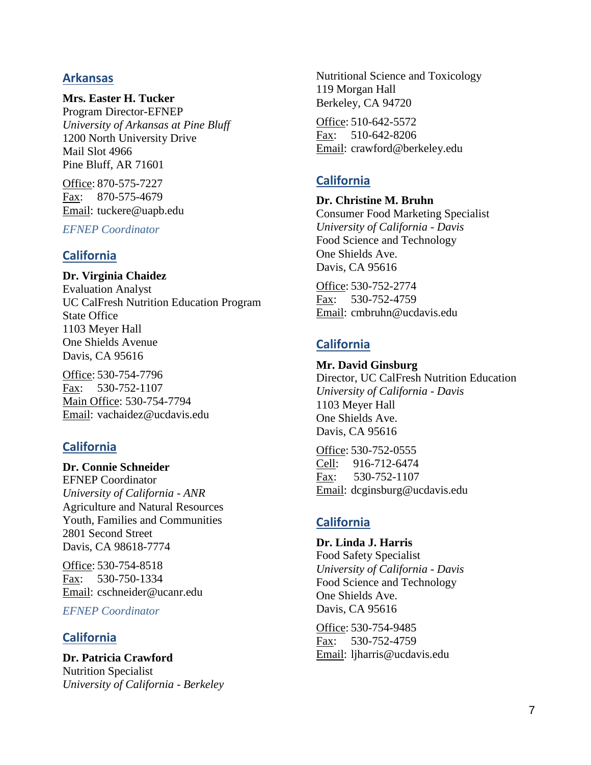## Arkansas

**Mrs. Easter H. Tucker**
Program Director-EFNEP
*University of Arkansas at Pine Bluff*
1200 North University Drive
Mail Slot 4966
Pine Bluff, AR 71601

Office: 870-575-7227
Fax: 870-575-4679
Email: tuckere@uapb.edu

*EFNEP Coordinator*

## California

**Dr. Virginia Chaidez**
Evaluation Analyst
UC CalFresh Nutrition Education Program
State Office
1103 Meyer Hall
One Shields Avenue
Davis, CA 95616

Office: 530-754-7796
Fax: 530-752-1107
Main Office: 530-754-7794
Email: vachaidez@ucdavis.edu

## California

**Dr. Connie Schneider**
EFNEP Coordinator
*University of California - ANR*
Agriculture and Natural Resources
Youth, Families and Communities
2801 Second Street
Davis, CA 98618-7774

Office: 530-754-8518
Fax: 530-750-1334
Email: cschneider@ucanr.edu

*EFNEP Coordinator*

## California

**Dr. Patricia Crawford**
Nutrition Specialist
*University of California - Berkeley*
Nutritional Science and Toxicology
119 Morgan Hall
Berkeley, CA 94720

Office: 510-642-5572
Fax: 510-642-8206
Email: crawford@berkeley.edu

## California

**Dr. Christine M. Bruhn**
Consumer Food Marketing Specialist
*University of California - Davis*
Food Science and Technology
One Shields Ave.
Davis, CA 95616

Office: 530-752-2774
Fax: 530-752-4759
Email: cmbruhn@ucdavis.edu

## California

**Mr. David Ginsburg**
Director, UC CalFresh Nutrition Education
*University of California - Davis*
1103 Meyer Hall
One Shields Ave.
Davis, CA 95616

Office: 530-752-0555
Cell: 916-712-6474
Fax: 530-752-1107
Email: dcginsburg@ucdavis.edu

## California

**Dr. Linda J. Harris**
Food Safety Specialist
*University of California - Davis*
Food Science and Technology
One Shields Ave.
Davis, CA 95616

Office: 530-754-9485
Fax: 530-752-4759
Email: ljharris@ucdavis.edu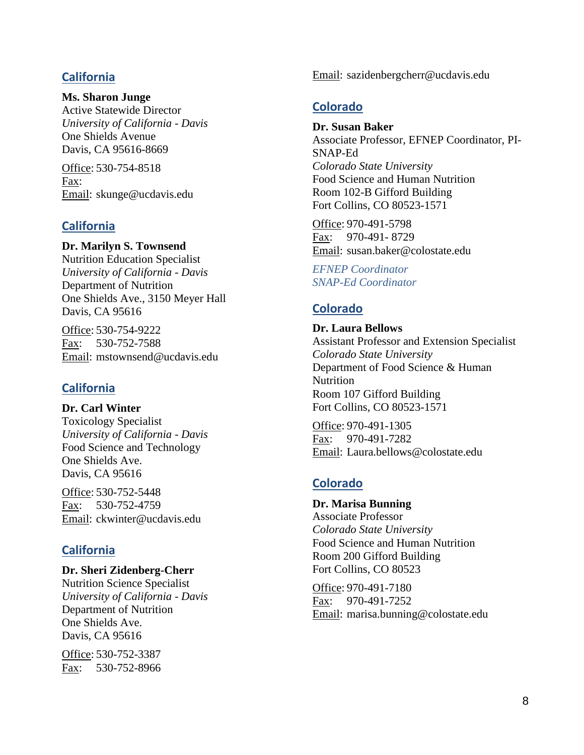## California

**Ms. Sharon Junge**
Active Statewide Director
*University of California - Davis*
One Shields Avenue
Davis, CA 95616-8669

Office: 530-754-8518
Fax:
Email: skunge@ucdavis.edu

## California

**Dr. Marilyn S. Townsend**
Nutrition Education Specialist
*University of California - Davis*
Department of Nutrition
One Shields Ave., 3150 Meyer Hall
Davis, CA 95616

Office: 530-754-9222
Fax: 530-752-7588
Email: mstownsend@ucdavis.edu

## California

**Dr. Carl Winter**
Toxicology Specialist
*University of California - Davis*
Food Science and Technology
One Shields Ave.
Davis, CA 95616

Office: 530-752-5448
Fax: 530-752-4759
Email: ckwinter@ucdavis.edu

## California

**Dr. Sheri Zidenberg-Cherr**
Nutrition Science Specialist
*University of California - Davis*
Department of Nutrition
One Shields Ave.
Davis, CA 95616

Office: 530-752-3387
Fax: 530-752-8966
Email: sazidenbergcherr@ucdavis.edu

## Colorado

**Dr. Susan Baker**
Associate Professor, EFNEP Coordinator, PI-SNAP-Ed
*Colorado State University*
Food Science and Human Nutrition
Room 102-B Gifford Building
Fort Collins, CO 80523-1571

Office: 970-491-5798
Fax: 970-491- 8729
Email: susan.baker@colostate.edu

*EFNEP Coordinator*
*SNAP-Ed Coordinator*

## Colorado

**Dr. Laura Bellows**
Assistant Professor and Extension Specialist
*Colorado State University*
Department of Food Science & Human Nutrition
Room 107 Gifford Building
Fort Collins, CO 80523-1571

Office: 970-491-1305
Fax: 970-491-7282
Email: Laura.bellows@colostate.edu

## Colorado

**Dr. Marisa Bunning**
Associate Professor
*Colorado State University*
Food Science and Human Nutrition
Room 200 Gifford Building
Fort Collins, CO 80523

Office: 970-491-7180
Fax: 970-491-7252
Email: marisa.bunning@colostate.edu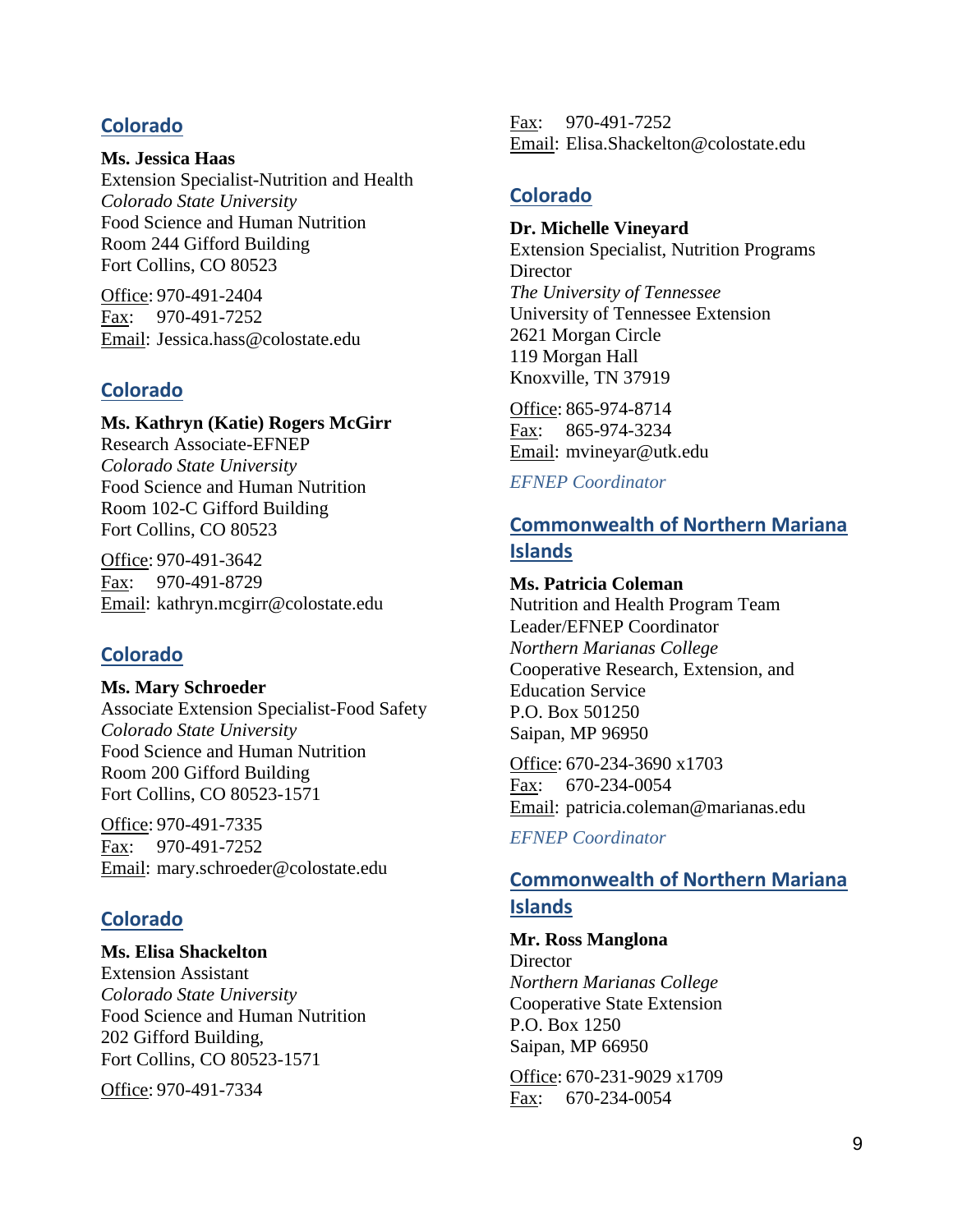## Colorado

**Ms. Jessica Haas**
Extension Specialist-Nutrition and Health
*Colorado State University*
Food Science and Human Nutrition
Room 244 Gifford Building
Fort Collins, CO 80523

Office: 970-491-2404
Fax: 970-491-7252
Email: Jessica.hass@colostate.edu

## Colorado

**Ms. Kathryn (Katie) Rogers McGirr**
Research Associate-EFNEP
*Colorado State University*
Food Science and Human Nutrition
Room 102-C Gifford Building
Fort Collins, CO 80523

Office: 970-491-3642
Fax: 970-491-8729
Email: kathryn.mcgirr@colostate.edu

## Colorado

**Ms. Mary Schroeder**
Associate Extension Specialist-Food Safety
*Colorado State University*
Food Science and Human Nutrition
Room 200 Gifford Building
Fort Collins, CO 80523-1571

Office: 970-491-7335
Fax: 970-491-7252
Email: mary.schroeder@colostate.edu

## Colorado

**Ms. Elisa Shackelton**
Extension Assistant
*Colorado State University*
Food Science and Human Nutrition
202 Gifford Building,
Fort Collins, CO 80523-1571

Office: 970-491-7334
Fax: 970-491-7252
Email: Elisa.Shackelton@colostate.edu

## Colorado

**Dr. Michelle Vineyard**
Extension Specialist, Nutrition Programs Director
*The University of Tennessee*
University of Tennessee Extension
2621 Morgan Circle
119 Morgan Hall
Knoxville, TN 37919

Office: 865-974-8714
Fax: 865-974-3234
Email: mvineyar@utk.edu

*EFNEP Coordinator*

## Commonwealth of Northern Mariana Islands

**Ms. Patricia Coleman**
Nutrition and Health Program Team Leader/EFNEP Coordinator
*Northern Marianas College*
Cooperative Research, Extension, and Education Service
P.O. Box 501250
Saipan, MP 96950

Office: 670-234-3690 x1703
Fax: 670-234-0054
Email: patricia.coleman@marianas.edu

*EFNEP Coordinator*

## Commonwealth of Northern Mariana Islands

**Mr. Ross Manglona**
Director
*Northern Marianas College*
Cooperative State Extension
P.O. Box 1250
Saipan, MP 66950

Office: 670-231-9029 x1709
Fax: 670-234-0054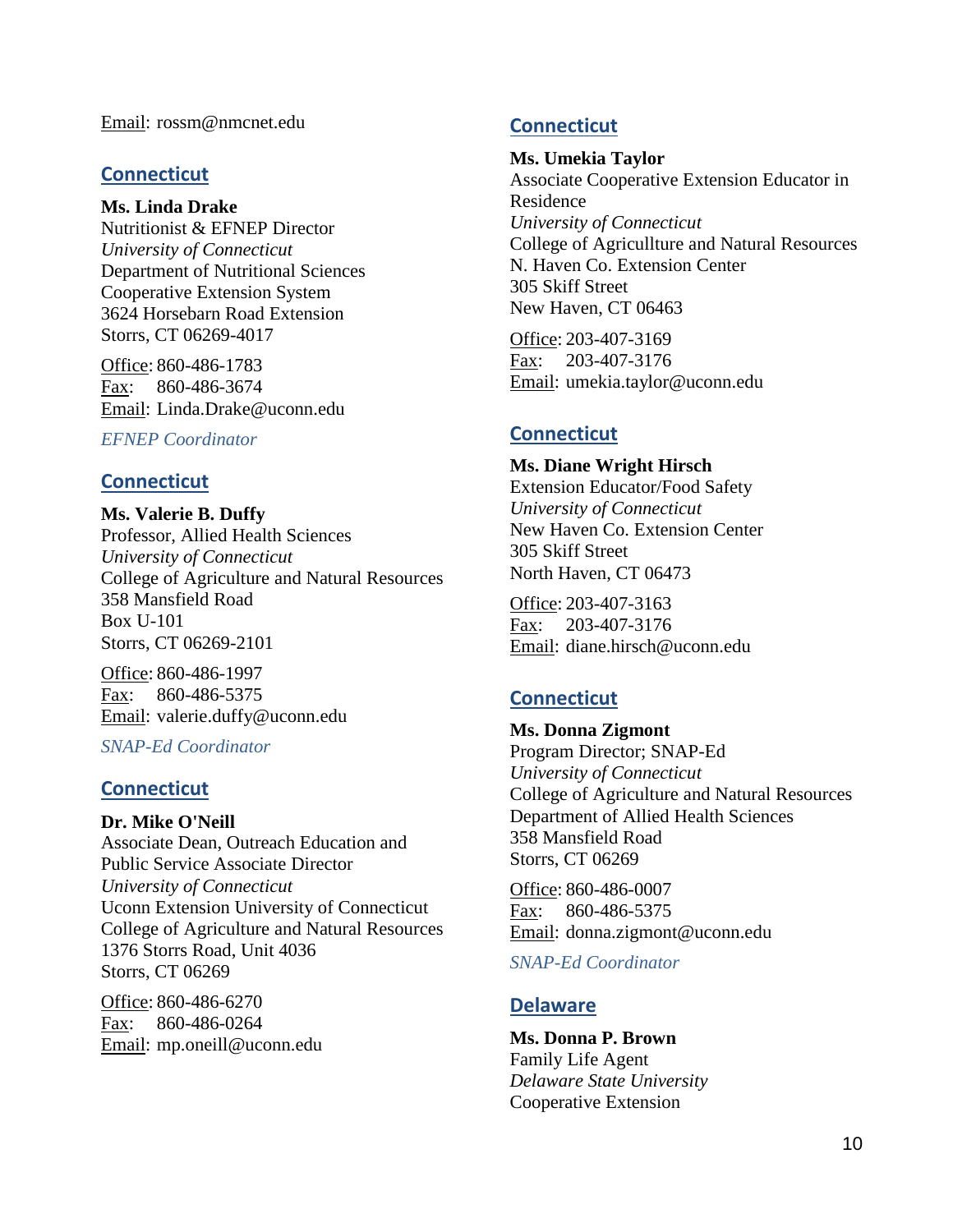Email: rossm@nmcnet.edu

## Connecticut

**Ms. Linda Drake**
Nutritionist & EFNEP Director
*University of Connecticut*
Department of Nutritional Sciences
Cooperative Extension System
3624 Horsebarn Road Extension
Storrs, CT 06269-4017

Office: 860-486-1783
Fax: 860-486-3674
Email: Linda.Drake@uconn.edu

*EFNEP Coordinator*

## Connecticut

**Ms. Valerie B. Duffy**
Professor, Allied Health Sciences
*University of Connecticut*
College of Agriculture and Natural Resources
358 Mansfield Road
Box U-101
Storrs, CT 06269-2101

Office: 860-486-1997
Fax: 860-486-5375
Email: valerie.duffy@uconn.edu

*SNAP-Ed Coordinator*

## Connecticut

**Dr. Mike O'Neill**
Associate Dean, Outreach Education and Public Service Associate Director
*University of Connecticut*
Uconn Extension University of Connecticut
College of Agriculture and Natural Resources
1376 Storrs Road, Unit 4036
Storrs, CT 06269

Office: 860-486-6270
Fax: 860-486-0264
Email: mp.oneill@uconn.edu

## Connecticut

**Ms. Umekia Taylor**
Associate Cooperative Extension Educator in Residence
*University of Connecticut*
College of Agricullture and Natural Resources
N. Haven Co. Extension Center
305 Skiff Street
New Haven, CT 06463

Office: 203-407-3169
Fax: 203-407-3176
Email: umekia.taylor@uconn.edu

## Connecticut

**Ms. Diane Wright Hirsch**
Extension Educator/Food Safety
*University of Connecticut*
New Haven Co. Extension Center
305 Skiff Street
North Haven, CT 06473

Office: 203-407-3163
Fax: 203-407-3176
Email: diane.hirsch@uconn.edu

## Connecticut

**Ms. Donna Zigmont**
Program Director; SNAP-Ed
*University of Connecticut*
College of Agriculture and Natural Resources
Department of Allied Health Sciences
358 Mansfield Road
Storrs, CT 06269

Office: 860-486-0007
Fax: 860-486-5375
Email: donna.zigmont@uconn.edu

*SNAP-Ed Coordinator*

## Delaware

**Ms. Donna P. Brown**
Family Life Agent
*Delaware State University*
Cooperative Extension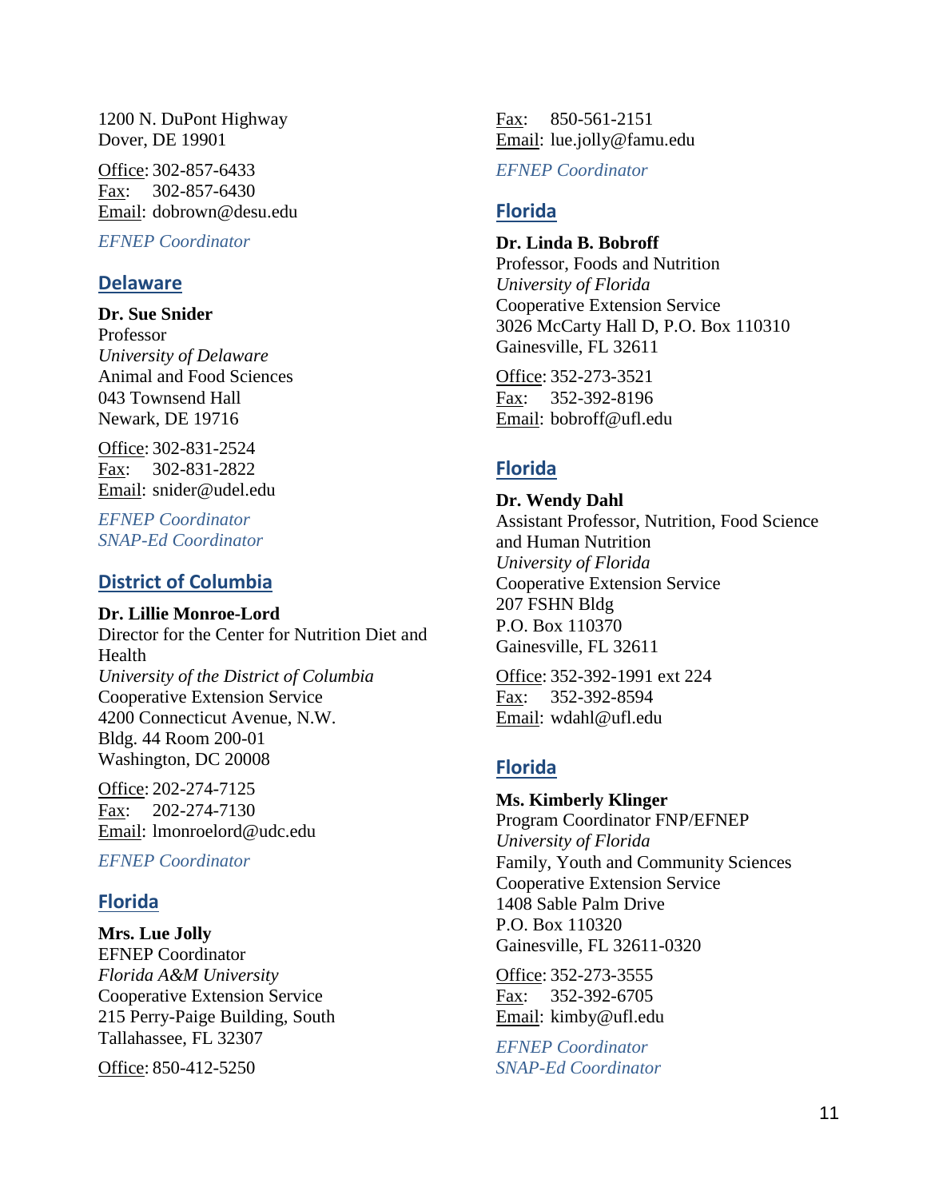1200 N. DuPont Highway
Dover, DE 19901

Office: 302-857-6433
Fax: 302-857-6430
Email: dobrown@desu.edu

*EFNEP Coordinator*

## Delaware

**Dr. Sue Snider**
Professor
*University of Delaware*
Animal and Food Sciences
043 Townsend Hall
Newark, DE 19716

Office: 302-831-2524
Fax: 302-831-2822
Email: snider@udel.edu

*EFNEP Coordinator*
*SNAP-Ed Coordinator*

## District of Columbia

**Dr. Lillie Monroe-Lord**
Director for the Center for Nutrition Diet and Health
*University of the District of Columbia*
Cooperative Extension Service
4200 Connecticut Avenue, N.W.
Bldg. 44 Room 200-01
Washington, DC 20008

Office: 202-274-7125
Fax: 202-274-7130
Email: lmonroelord@udc.edu

*EFNEP Coordinator*

## Florida

**Mrs. Lue Jolly**
EFNEP Coordinator
*Florida A&M University*
Cooperative Extension Service
215 Perry-Paige Building, South
Tallahassee, FL 32307

Office: 850-412-5250
Fax: 850-561-2151
Email: lue.jolly@famu.edu

*EFNEP Coordinator*

## Florida

**Dr. Linda B. Bobroff**
Professor, Foods and Nutrition
*University of Florida*
Cooperative Extension Service
3026 McCarty Hall D, P.O. Box 110310
Gainesville, FL 32611

Office: 352-273-3521
Fax: 352-392-8196
Email: bobroff@ufl.edu

## Florida

**Dr. Wendy Dahl**
Assistant Professor, Nutrition, Food Science and Human Nutrition
*University of Florida*
Cooperative Extension Service
207 FSHN Bldg
P.O. Box 110370
Gainesville, FL 32611

Office: 352-392-1991 ext 224
Fax: 352-392-8594
Email: wdahl@ufl.edu

## Florida

**Ms. Kimberly Klinger**
Program Coordinator FNP/EFNEP
*University of Florida*
Family, Youth and Community Sciences
Cooperative Extension Service
1408 Sable Palm Drive
P.O. Box 110320
Gainesville, FL 32611-0320

Office: 352-273-3555
Fax: 352-392-6705
Email: kimby@ufl.edu

*EFNEP Coordinator*
*SNAP-Ed Coordinator*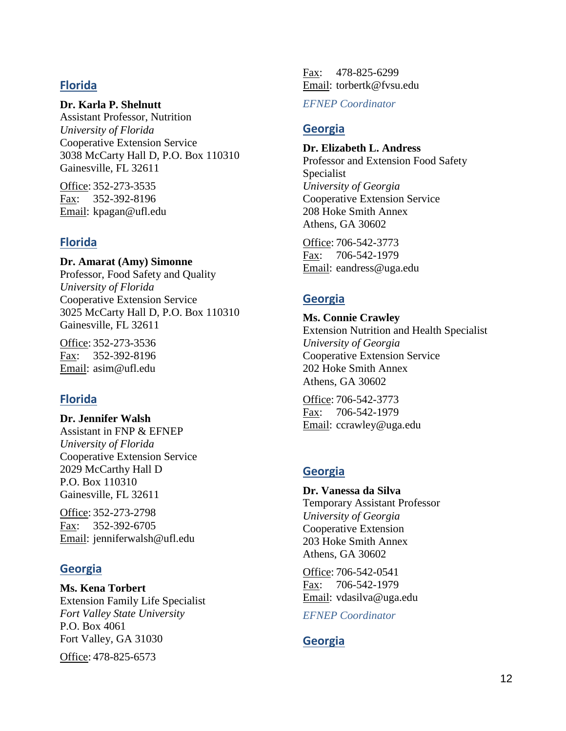## Florida

**Dr. Karla P. Shelnutt**
Assistant Professor, Nutrition
*University of Florida*
Cooperative Extension Service
3038 McCarty Hall D, P.O. Box 110310
Gainesville, FL 32611

Office: 352-273-3535
Fax: 352-392-8196
Email: kpagan@ufl.edu

## Florida

**Dr. Amarat (Amy) Simonne**
Professor, Food Safety and Quality
*University of Florida*
Cooperative Extension Service
3025 McCarty Hall D, P.O. Box 110310
Gainesville, FL 32611

Office: 352-273-3536
Fax: 352-392-8196
Email: asim@ufl.edu

## Florida

**Dr. Jennifer Walsh**
Assistant in FNP & EFNEP
*University of Florida*
Cooperative Extension Service
2029 McCarthy Hall D
P.O. Box 110310
Gainesville, FL 32611

Office: 352-273-2798
Fax: 352-392-6705
Email: jenniferwalsh@ufl.edu

## Georgia

**Ms. Kena Torbert**
Extension Family Life Specialist
*Fort Valley State University*
P.O. Box 4061
Fort Valley, GA 31030

Office: 478-825-6573
Fax: 478-825-6299
Email: torbertk@fvsu.edu

*EFNEP Coordinator*

## Georgia

**Dr. Elizabeth L. Andress**
Professor and Extension Food Safety Specialist
*University of Georgia*
Cooperative Extension Service
208 Hoke Smith Annex
Athens, GA 30602

Office: 706-542-3773
Fax: 706-542-1979
Email: eandress@uga.edu

## Georgia

**Ms. Connie Crawley**
Extension Nutrition and Health Specialist
*University of Georgia*
Cooperative Extension Service
202 Hoke Smith Annex
Athens, GA 30602

Office: 706-542-3773
Fax: 706-542-1979
Email: ccrawley@uga.edu

## Georgia

**Dr. Vanessa da Silva**
Temporary Assistant Professor
*University of Georgia*
Cooperative Extension
203 Hoke Smith Annex
Athens, GA 30602

Office: 706-542-0541
Fax: 706-542-1979
Email: vdasilva@uga.edu

*EFNEP Coordinator*

## Georgia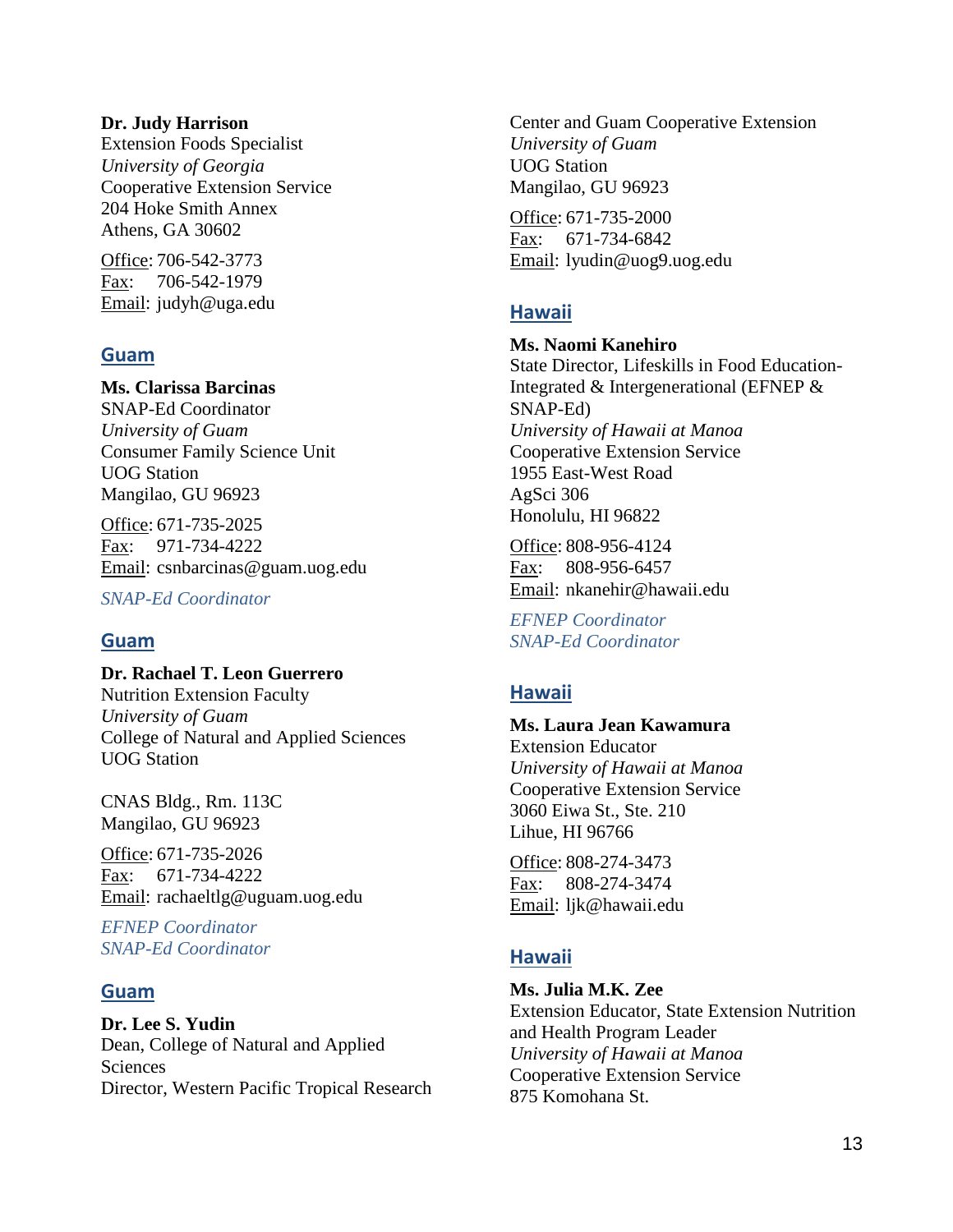**Dr. Judy Harrison**
Extension Foods Specialist
*University of Georgia*
Cooperative Extension Service
204 Hoke Smith Annex
Athens, GA 30602

Office: 706-542-3773
Fax: 706-542-1979
Email: judyh@uga.edu

## Guam

**Ms. Clarissa Barcinas**
SNAP-Ed Coordinator
*University of Guam*
Consumer Family Science Unit
UOG Station
Mangilao, GU 96923

Office: 671-735-2025
Fax: 971-734-4222
Email: csnbarcinas@guam.uog.edu

*SNAP-Ed Coordinator*

## Guam

**Dr. Rachael T. Leon Guerrero**
Nutrition Extension Faculty
*University of Guam*
College of Natural and Applied Sciences
UOG Station

CNAS Bldg., Rm. 113C
Mangilao, GU 96923

Office: 671-735-2026
Fax: 671-734-4222
Email: rachaeltlg@uguam.uog.edu

*EFNEP Coordinator*
*SNAP-Ed Coordinator*

## Guam

**Dr. Lee S. Yudin**
Dean, College of Natural and Applied Sciences
Director, Western Pacific Tropical Research Center and Guam Cooperative Extension
*University of Guam*
UOG Station
Mangilao, GU 96923

Office: 671-735-2000
Fax: 671-734-6842
Email: lyudin@uog9.uog.edu

## Hawaii

**Ms. Naomi Kanehiro**
State Director, Lifeskills in Food Education-Integrated & Intergenerational (EFNEP & SNAP-Ed)
*University of Hawaii at Manoa*
Cooperative Extension Service
1955 East-West Road
AgSci 306
Honolulu, HI 96822

Office: 808-956-4124
Fax: 808-956-6457
Email: nkanehir@hawaii.edu

*EFNEP Coordinator*
*SNAP-Ed Coordinator*

## Hawaii

**Ms. Laura Jean Kawamura**
Extension Educator
*University of Hawaii at Manoa*
Cooperative Extension Service
3060 Eiwa St., Ste. 210
Lihue, HI 96766

Office: 808-274-3473
Fax: 808-274-3474
Email: ljk@hawaii.edu

## Hawaii

**Ms. Julia M.K. Zee**
Extension Educator, State Extension Nutrition and Health Program Leader
*University of Hawaii at Manoa*
Cooperative Extension Service
875 Komohana St.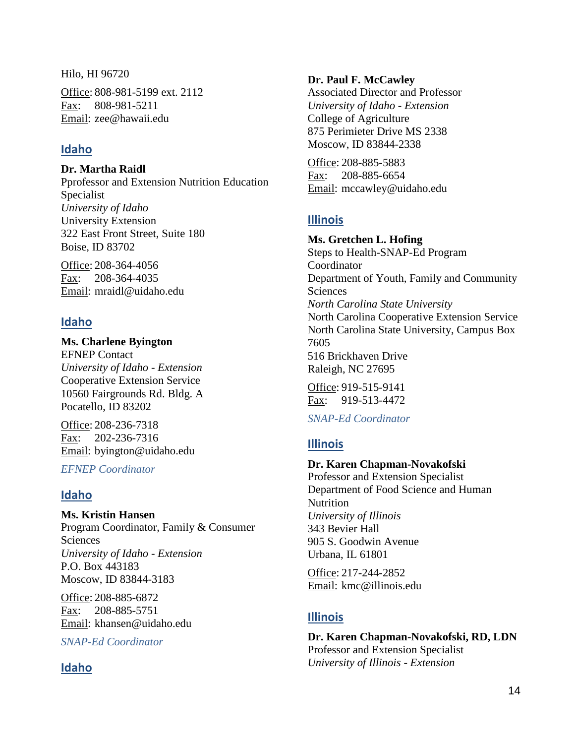Hilo, HI 96720

Office: 808-981-5199 ext. 2112
Fax: 808-981-5211
Email: zee@hawaii.edu

## Idaho

**Dr. Martha Raidl**
Pprofessor and Extension Nutrition Education Specialist
*University of Idaho*
University Extension
322 East Front Street, Suite 180
Boise, ID 83702

Office: 208-364-4056
Fax: 208-364-4035
Email: mraidl@uidaho.edu

## Idaho

**Ms. Charlene Byington**
EFNEP Contact
*University of Idaho - Extension*
Cooperative Extension Service
10560 Fairgrounds Rd. Bldg. A
Pocatello, ID 83202

Office: 208-236-7318
Fax: 202-236-7316
Email: byington@uidaho.edu

*EFNEP Coordinator*

## Idaho

**Ms. Kristin Hansen**
Program Coordinator, Family & Consumer Sciences
*University of Idaho - Extension*
P.O. Box 443183
Moscow, ID 83844-3183

Office: 208-885-6872
Fax: 208-885-5751
Email: khansen@uidaho.edu

*SNAP-Ed Coordinator*

## Idaho

**Dr. Paul F. McCawley**
Associated Director and Professor
*University of Idaho - Extension*
College of Agriculture
875 Perimieter Drive MS 2338
Moscow, ID 83844-2338

Office: 208-885-5883
Fax: 208-885-6654
Email: mccawley@uidaho.edu

## Illinois

**Ms. Gretchen L. Hofing**
Steps to Health-SNAP-Ed Program Coordinator
Department of Youth, Family and Community Sciences
*North Carolina State University*
North Carolina Cooperative Extension Service
North Carolina State University, Campus Box 7605
516 Brickhaven Drive
Raleigh, NC 27695

Office: 919-515-9141
Fax: 919-513-4472

*SNAP-Ed Coordinator*

## Illinois

**Dr. Karen Chapman-Novakofski**
Professor and Extension Specialist
Department of Food Science and Human Nutrition
*University of Illinois*
343 Bevier Hall
905 S. Goodwin Avenue
Urbana, IL 61801

Office: 217-244-2852
Email: kmc@illinois.edu

## Illinois

**Dr. Karen Chapman-Novakofski, RD, LDN**
Professor and Extension Specialist
*University of Illinois - Extension*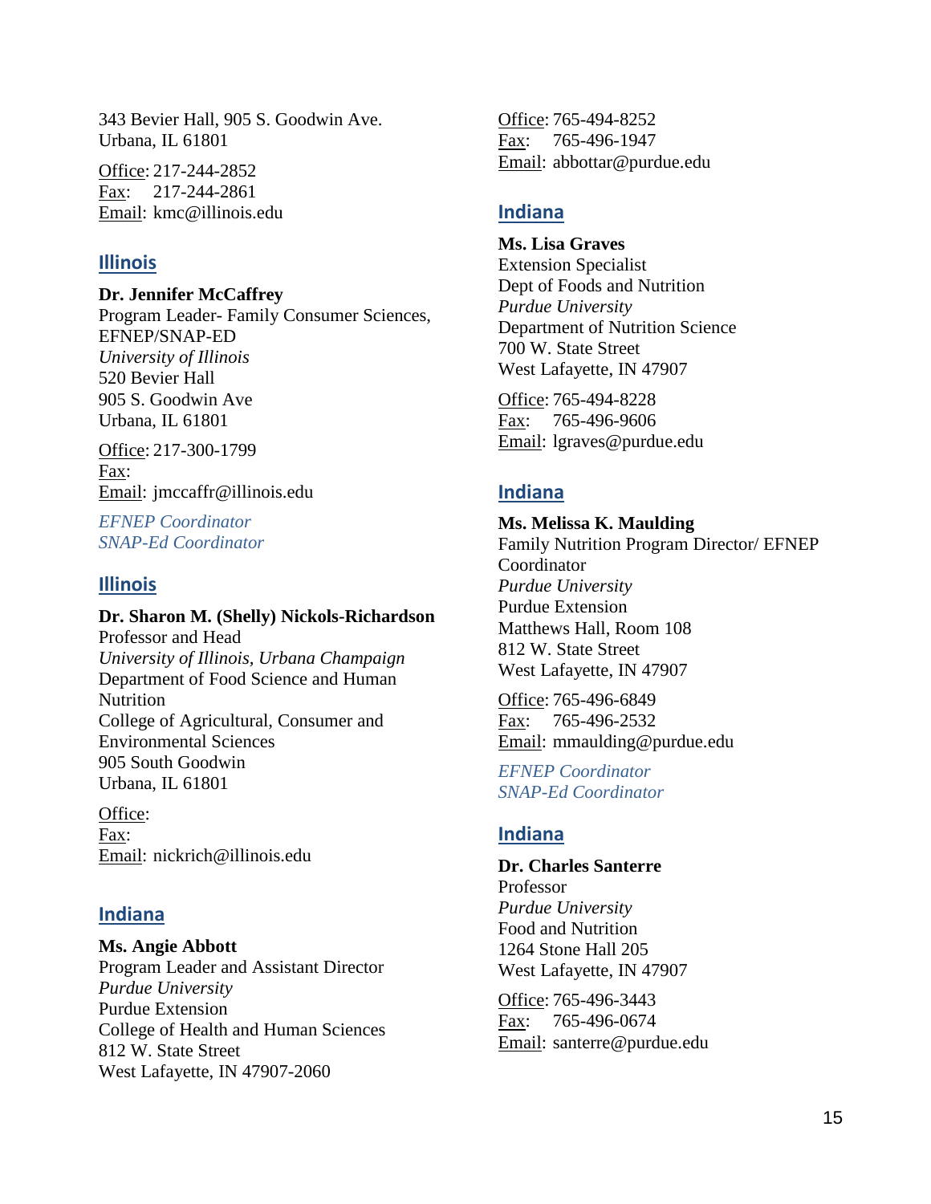343 Bevier Hall, 905 S. Goodwin Ave.
Urbana, IL 61801

Office: 217-244-2852
Fax: 217-244-2861
Email: kmc@illinois.edu

## Illinois

**Dr. Jennifer McCaffrey**
Program Leader- Family Consumer Sciences, EFNEP/SNAP-ED
*University of Illinois*
520 Bevier Hall
905 S. Goodwin Ave
Urbana, IL 61801

Office: 217-300-1799
Fax:
Email: jmccaffr@illinois.edu

*EFNEP Coordinator*
*SNAP-Ed Coordinator*

## Illinois

**Dr. Sharon M. (Shelly) Nickols-Richardson**
Professor and Head
*University of Illinois, Urbana Champaign*
Department of Food Science and Human Nutrition
College of Agricultural, Consumer and Environmental Sciences
905 South Goodwin
Urbana, IL 61801

Office:
Fax:
Email: nickrich@illinois.edu

## Indiana

**Ms. Angie Abbott**
Program Leader and Assistant Director
*Purdue University*
Purdue Extension
College of Health and Human Sciences
812 W. State Street
West Lafayette, IN 47907-2060

Office: 765-494-8252
Fax: 765-496-1947
Email: abbottar@purdue.edu

## Indiana

**Ms. Lisa Graves**
Extension Specialist
Dept of Foods and Nutrition
*Purdue University*
Department of Nutrition Science
700 W. State Street
West Lafayette, IN 47907

Office: 765-494-8228
Fax: 765-496-9606
Email: lgraves@purdue.edu

## Indiana

**Ms. Melissa K. Maulding**
Family Nutrition Program Director/ EFNEP Coordinator
*Purdue University*
Purdue Extension
Matthews Hall, Room 108
812 W. State Street
West Lafayette, IN 47907

Office: 765-496-6849
Fax: 765-496-2532
Email: mmaulding@purdue.edu

*EFNEP Coordinator*
*SNAP-Ed Coordinator*

## Indiana

**Dr. Charles Santerre**
Professor
*Purdue University*
Food and Nutrition
1264 Stone Hall 205
West Lafayette, IN 47907

Office: 765-496-3443
Fax: 765-496-0674
Email: santerre@purdue.edu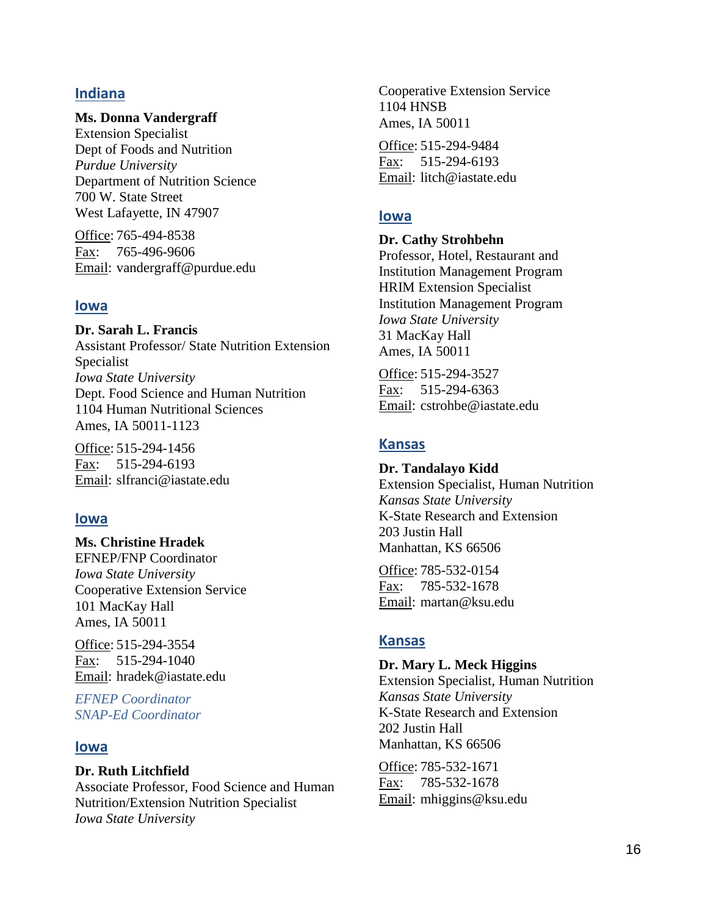## Indiana

**Ms. Donna Vandergraff**
Extension Specialist
Dept of Foods and Nutrition
*Purdue University*
Department of Nutrition Science
700 W. State Street
West Lafayette, IN 47907

Office: 765-494-8538
Fax: 765-496-9606
Email: vandergraff@purdue.edu

## Iowa

**Dr. Sarah L. Francis**
Assistant Professor/ State Nutrition Extension Specialist
*Iowa State University*
Dept. Food Science and Human Nutrition
1104 Human Nutritional Sciences
Ames, IA 50011-1123

Office: 515-294-1456
Fax: 515-294-6193
Email: slfranci@iastate.edu

## Iowa

**Ms. Christine Hradek**
EFNEP/FNP Coordinator
*Iowa State University*
Cooperative Extension Service
101 MacKay Hall
Ames, IA 50011

Office: 515-294-3554
Fax: 515-294-1040
Email: hradek@iastate.edu

*EFNEP Coordinator*
*SNAP-Ed Coordinator*

## Iowa

**Dr. Ruth Litchfield**
Associate Professor, Food Science and Human Nutrition/Extension Nutrition Specialist
*Iowa State University*
Cooperative Extension Service
1104 HNSB
Ames, IA 50011

Office: 515-294-9484
Fax: 515-294-6193
Email: litch@iastate.edu

## Iowa

**Dr. Cathy Strohbehn**
Professor, Hotel, Restaurant and Institution Management Program
HRIM Extension Specialist
Institution Management Program
*Iowa State University*
31 MacKay Hall
Ames, IA 50011

Office: 515-294-3527
Fax: 515-294-6363
Email: cstrohbe@iastate.edu

## Kansas

**Dr. Tandalayo Kidd**
Extension Specialist, Human Nutrition
*Kansas State University*
K-State Research and Extension
203 Justin Hall
Manhattan, KS 66506

Office: 785-532-0154
Fax: 785-532-1678
Email: martan@ksu.edu

## Kansas

**Dr. Mary L. Meck Higgins**
Extension Specialist, Human Nutrition
*Kansas State University*
K-State Research and Extension
202 Justin Hall
Manhattan, KS 66506

Office: 785-532-1671
Fax: 785-532-1678
Email: mhiggins@ksu.edu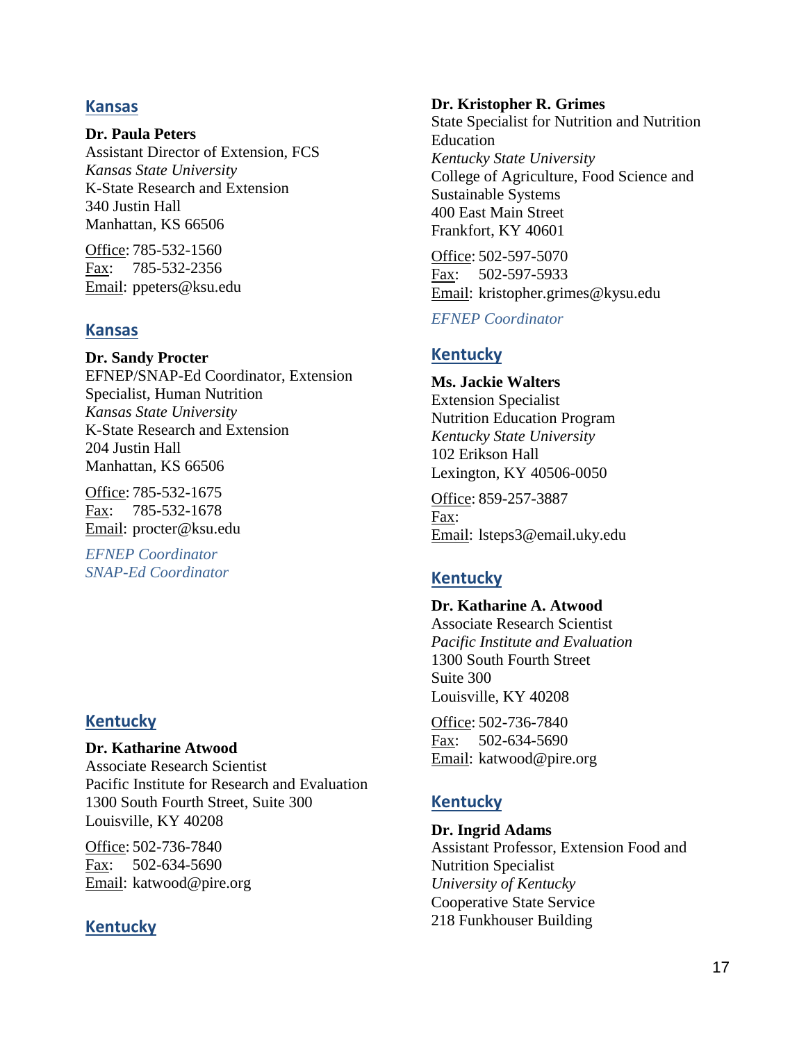## Kansas

**Dr. Paula Peters**
Assistant Director of Extension, FCS
*Kansas State University*
K-State Research and Extension
340 Justin Hall
Manhattan, KS 66506

Office: 785-532-1560
Fax: 785-532-2356
Email: ppeters@ksu.edu

## Kansas

**Dr. Sandy Procter**
EFNEP/SNAP-Ed Coordinator, Extension Specialist, Human Nutrition
*Kansas State University*
K-State Research and Extension
204 Justin Hall
Manhattan, KS 66506

Office: 785-532-1675
Fax: 785-532-1678
Email: procter@ksu.edu

*EFNEP Coordinator*
*SNAP-Ed Coordinator*

## Kentucky

**Dr. Katharine Atwood**
Associate Research Scientist
Pacific Institute for Research and Evaluation
1300 South Fourth Street, Suite 300
Louisville, KY 40208

Office: 502-736-7840
Fax: 502-634-5690
Email: katwood@pire.org

## Kentucky

**Dr. Kristopher R. Grimes**
State Specialist for Nutrition and Nutrition Education
*Kentucky State University*
College of Agriculture, Food Science and Sustainable Systems
400 East Main Street
Frankfort, KY 40601

Office: 502-597-5070
Fax: 502-597-5933
Email: kristopher.grimes@kysu.edu

*EFNEP Coordinator*

## Kentucky

**Ms. Jackie Walters**
Extension Specialist
Nutrition Education Program
*Kentucky State University*
102 Erikson Hall
Lexington, KY 40506-0050

Office: 859-257-3887
Fax:
Email: lsteps3@email.uky.edu

## Kentucky

**Dr. Katharine A. Atwood**
Associate Research Scientist
*Pacific Institute and Evaluation*
1300 South Fourth Street
Suite 300
Louisville, KY 40208

Office: 502-736-7840
Fax: 502-634-5690
Email: katwood@pire.org

## Kentucky

**Dr. Ingrid Adams**
Assistant Professor, Extension Food and Nutrition Specialist
*University of Kentucky*
Cooperative State Service
218 Funkhouser Building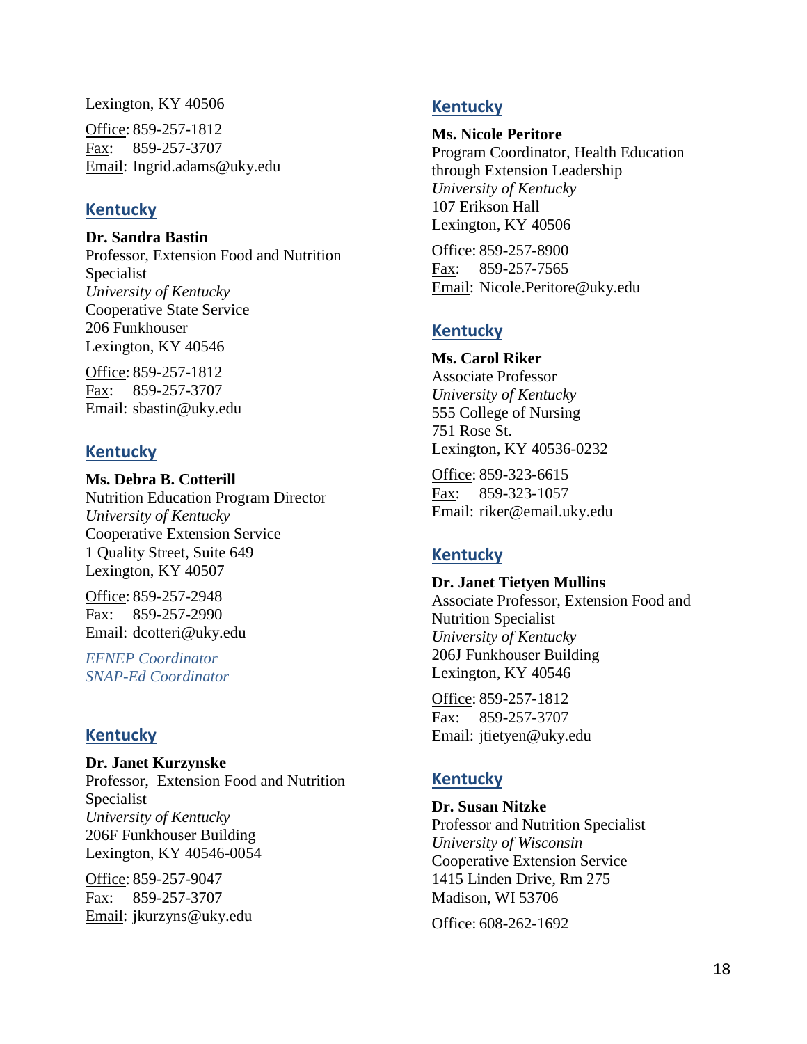Lexington, KY 40506

Office: 859-257-1812
Fax: 859-257-3707
Email: Ingrid.adams@uky.edu

## Kentucky

**Dr. Sandra Bastin**
Professor, Extension Food and Nutrition Specialist
*University of Kentucky*
Cooperative State Service
206 Funkhouser
Lexington, KY 40546

Office: 859-257-1812
Fax: 859-257-3707
Email: sbastin@uky.edu

## Kentucky

**Ms. Debra B. Cotterill**
Nutrition Education Program Director
*University of Kentucky*
Cooperative Extension Service
1 Quality Street, Suite 649
Lexington, KY 40507

Office: 859-257-2948
Fax: 859-257-2990
Email: dcotteri@uky.edu

*EFNEP Coordinator*
*SNAP-Ed Coordinator*

## Kentucky

**Dr. Janet Kurzynske**
Professor, Extension Food and Nutrition Specialist
*University of Kentucky*
206F Funkhouser Building
Lexington, KY 40546-0054

Office: 859-257-9047
Fax: 859-257-3707
Email: jkurzyns@uky.edu

## Kentucky

**Ms. Nicole Peritore**
Program Coordinator, Health Education through Extension Leadership
*University of Kentucky*
107 Erikson Hall
Lexington, KY 40506

Office: 859-257-8900
Fax: 859-257-7565
Email: Nicole.Peritore@uky.edu

## Kentucky

**Ms. Carol Riker**
Associate Professor
*University of Kentucky*
555 College of Nursing
751 Rose St.
Lexington, KY 40536-0232

Office: 859-323-6615
Fax: 859-323-1057
Email: riker@email.uky.edu

## Kentucky

**Dr. Janet Tietyen Mullins**
Associate Professor, Extension Food and Nutrition Specialist
*University of Kentucky*
206J Funkhouser Building
Lexington, KY 40546

Office: 859-257-1812
Fax: 859-257-3707
Email: jtietyen@uky.edu

## Kentucky

**Dr. Susan Nitzke**
Professor and Nutrition Specialist
*University of Wisconsin*
Cooperative Extension Service
1415 Linden Drive, Rm 275
Madison, WI 53706

Office: 608-262-1692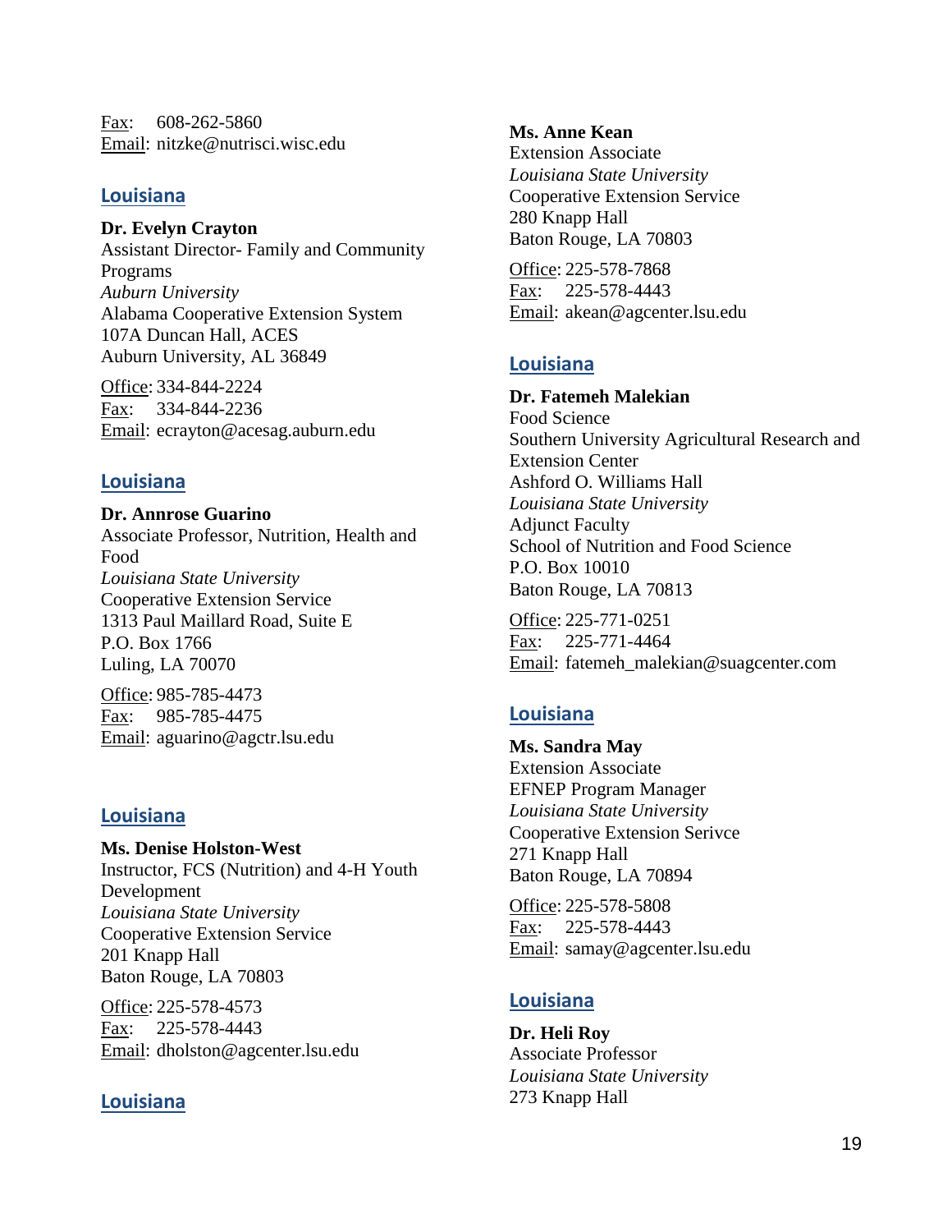Fax: 608-262-5860
Email: nitzke@nutrisci.wisc.edu

## Louisiana

**Dr. Evelyn Crayton**
Assistant Director- Family and Community Programs
*Auburn University*
Alabama Cooperative Extension System
107A Duncan Hall, ACES
Auburn University, AL 36849

Office: 334-844-2224
Fax: 334-844-2236
Email: ecrayton@acesag.auburn.edu

## Louisiana

**Dr. Annrose Guarino**
Associate Professor, Nutrition, Health and Food
*Louisiana State University*
Cooperative Extension Service
1313 Paul Maillard Road, Suite E
P.O. Box 1766
Luling, LA 70070

Office: 985-785-4473
Fax: 985-785-4475
Email: aguarino@agctr.lsu.edu

## Louisiana

**Ms. Denise Holston-West**
Instructor, FCS (Nutrition) and 4-H Youth Development
*Louisiana State University*
Cooperative Extension Service
201 Knapp Hall
Baton Rouge, LA 70803

Office: 225-578-4573
Fax: 225-578-4443
Email: dholston@agcenter.lsu.edu

## Louisiana

**Ms. Anne Kean**
Extension Associate
*Louisiana State University*
Cooperative Extension Service
280 Knapp Hall
Baton Rouge, LA 70803

Office: 225-578-7868
Fax: 225-578-4443
Email: akean@agcenter.lsu.edu

## Louisiana

**Dr. Fatemeh Malekian**
Food Science
Southern University Agricultural Research and Extension Center
Ashford O. Williams Hall
*Louisiana State University*
Adjunct Faculty
School of Nutrition and Food Science
P.O. Box 10010
Baton Rouge, LA 70813

Office: 225-771-0251
Fax: 225-771-4464
Email: fatemeh_malekian@suagcenter.com

## Louisiana

**Ms. Sandra May**
Extension Associate
EFNEP Program Manager
*Louisiana State University*
Cooperative Extension Serivce
271 Knapp Hall
Baton Rouge, LA 70894

Office: 225-578-5808
Fax: 225-578-4443
Email: samay@agcenter.lsu.edu

## Louisiana

**Dr. Heli Roy**
Associate Professor
*Louisiana State University*
273 Knapp Hall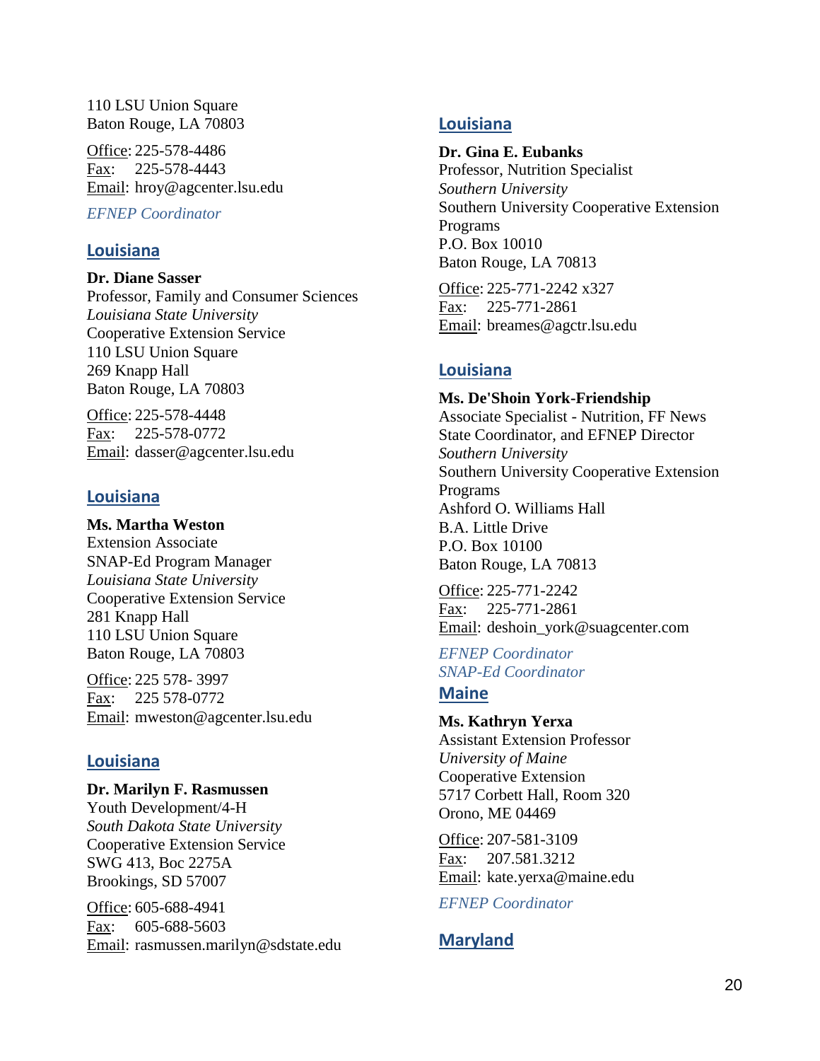110 LSU Union Square
Baton Rouge, LA 70803

Office: 225-578-4486
Fax: 225-578-4443
Email: hroy@agcenter.lsu.edu

*EFNEP Coordinator*

## Louisiana

**Dr. Diane Sasser**
Professor, Family and Consumer Sciences
*Louisiana State University*
Cooperative Extension Service
110 LSU Union Square
269 Knapp Hall
Baton Rouge, LA 70803

Office: 225-578-4448
Fax: 225-578-0772
Email: dasser@agcenter.lsu.edu

## Louisiana

**Ms. Martha Weston**
Extension Associate
SNAP-Ed Program Manager
*Louisiana State University*
Cooperative Extension Service
281 Knapp Hall
110 LSU Union Square
Baton Rouge, LA 70803

Office: 225 578- 3997
Fax: 225 578-0772
Email: mweston@agcenter.lsu.edu

## Louisiana

**Dr. Marilyn F. Rasmussen**
Youth Development/4-H
*South Dakota State University*
Cooperative Extension Service
SWG 413, Boc 2275A
Brookings, SD 57007

Office: 605-688-4941
Fax: 605-688-5603
Email: rasmussen.marilyn@sdstate.edu

## Louisiana

**Dr. Gina E. Eubanks**
Professor, Nutrition Specialist
*Southern University*
Southern University Cooperative Extension Programs
P.O. Box 10010
Baton Rouge, LA 70813

Office: 225-771-2242 x327
Fax: 225-771-2861
Email: breames@agctr.lsu.edu

## Louisiana

**Ms. De'Shoin York-Friendship**
Associate Specialist - Nutrition, FF News State Coordinator, and EFNEP Director
*Southern University*
Southern University Cooperative Extension Programs
Ashford O. Williams Hall
B.A. Little Drive
P.O. Box 10100
Baton Rouge, LA 70813

Office: 225-771-2242
Fax: 225-771-2861
Email: deshoin_york@suagcenter.com

*EFNEP Coordinator*
*SNAP-Ed Coordinator*

## Maine

**Ms. Kathryn Yerxa**
Assistant Extension Professor
*University of Maine*
Cooperative Extension
5717 Corbett Hall, Room 320
Orono, ME 04469

Office: 207-581-3109
Fax: 207.581.3212
Email: kate.yerxa@maine.edu

*EFNEP Coordinator*

## Maryland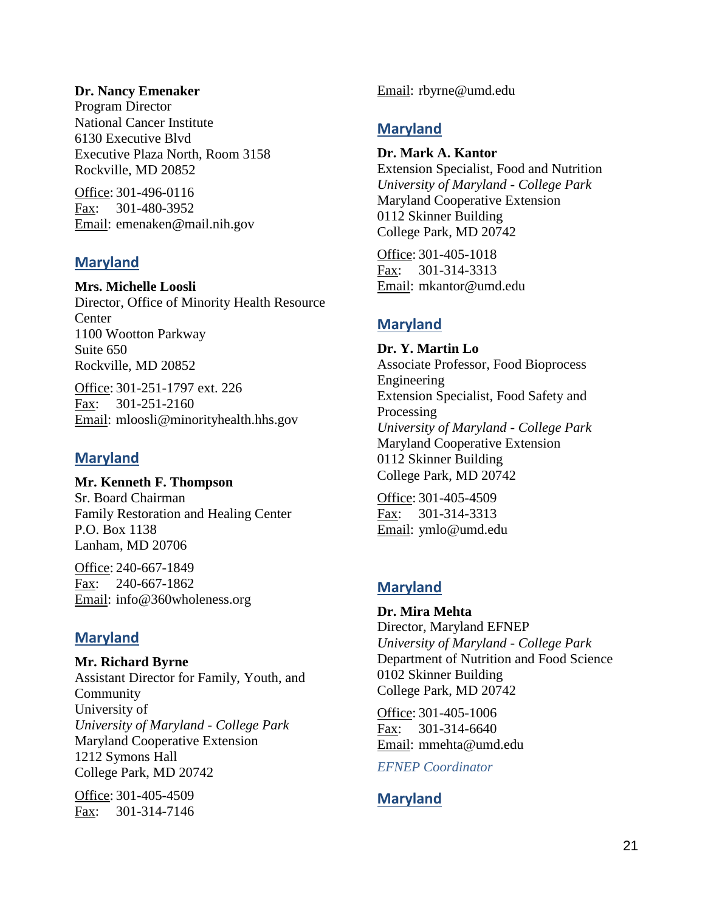**Dr. Nancy Emenaker**
Program Director
National Cancer Institute
6130 Executive Blvd
Executive Plaza North, Room 3158
Rockville, MD 20852

Office: 301-496-0116
Fax: 301-480-3952
Email: emenaken@mail.nih.gov

## Maryland

**Mrs. Michelle Loosli**
Director, Office of Minority Health Resource Center
1100 Wootton Parkway
Suite 650
Rockville, MD 20852

Office: 301-251-1797 ext. 226
Fax: 301-251-2160
Email: mloosli@minorityhealth.hhs.gov

## Maryland

**Mr. Kenneth F. Thompson**
Sr. Board Chairman
Family Restoration and Healing Center
P.O. Box 1138
Lanham, MD 20706

Office: 240-667-1849
Fax: 240-667-1862
Email: info@360wholeness.org

## Maryland

**Mr. Richard Byrne**
Assistant Director for Family, Youth, and Community
University of
*University of Maryland - College Park*
Maryland Cooperative Extension
1212 Symons Hall
College Park, MD 20742

Office: 301-405-4509
Fax: 301-314-7146
Email: rbyrne@umd.edu

## Maryland

**Dr. Mark A. Kantor**
Extension Specialist, Food and Nutrition
*University of Maryland - College Park*
Maryland Cooperative Extension
0112 Skinner Building
College Park, MD 20742

Office: 301-405-1018
Fax: 301-314-3313
Email: mkantor@umd.edu

## Maryland

**Dr. Y. Martin Lo**
Associate Professor, Food Bioprocess Engineering
Extension Specialist, Food Safety and Processing
*University of Maryland - College Park*
Maryland Cooperative Extension
0112 Skinner Building
College Park, MD 20742

Office: 301-405-4509
Fax: 301-314-3313
Email: ymlo@umd.edu

## Maryland

**Dr. Mira Mehta**
Director, Maryland EFNEP
*University of Maryland - College Park*
Department of Nutrition and Food Science
0102 Skinner Building
College Park, MD 20742

Office: 301-405-1006
Fax: 301-314-6640
Email: mmehta@umd.edu

*EFNEP Coordinator*

## Maryland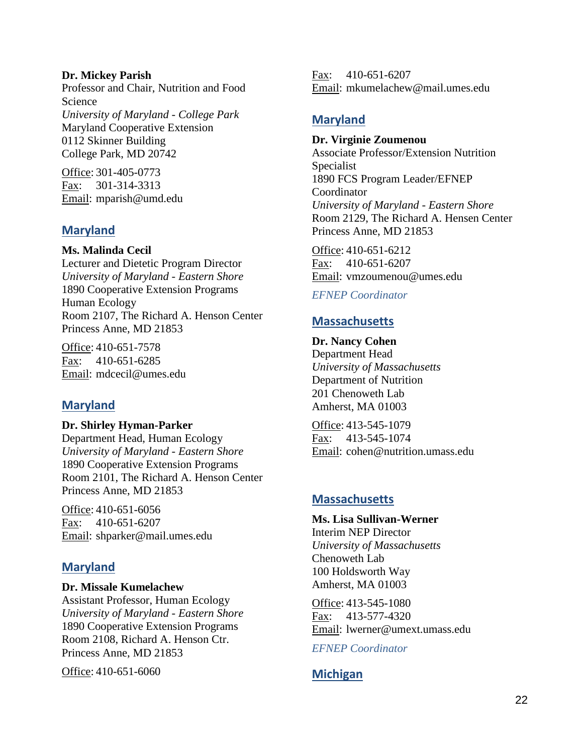**Dr. Mickey Parish**
Professor and Chair, Nutrition and Food Science
*University of Maryland - College Park*
Maryland Cooperative Extension
0112 Skinner Building
College Park, MD 20742

Office: 301-405-0773
Fax: 301-314-3313
Email: mparish@umd.edu

## Maryland

**Ms. Malinda Cecil**
Lecturer and Dietetic Program Director
*University of Maryland - Eastern Shore*
1890 Cooperative Extension Programs
Human Ecology
Room 2107, The Richard A. Henson Center
Princess Anne, MD 21853

Office: 410-651-7578
Fax: 410-651-6285
Email: mdcecil@umes.edu

## Maryland

**Dr. Shirley Hyman-Parker**
Department Head, Human Ecology
*University of Maryland - Eastern Shore*
1890 Cooperative Extension Programs
Room 2101, The Richard A. Henson Center
Princess Anne, MD 21853

Office: 410-651-6056
Fax: 410-651-6207
Email: shparker@mail.umes.edu

## Maryland

**Dr. Missale Kumelachew**
Assistant Professor, Human Ecology
*University of Maryland - Eastern Shore*
1890 Cooperative Extension Programs
Room 2108, Richard A. Henson Ctr.
Princess Anne, MD 21853

Office: 410-651-6060
Fax: 410-651-6207
Email: mkumelachew@mail.umes.edu

## Maryland

**Dr. Virginie Zoumenou**
Associate Professor/Extension Nutrition Specialist
1890 FCS Program Leader/EFNEP Coordinator
*University of Maryland - Eastern Shore*
Room 2129, The Richard A. Hensen Center
Princess Anne, MD 21853

Office: 410-651-6212
Fax: 410-651-6207
Email: vmzoumenou@umes.edu

*EFNEP Coordinator*

## Massachusetts

**Dr. Nancy Cohen**
Department Head
*University of Massachusetts*
Department of Nutrition
201 Chenoweth Lab
Amherst, MA 01003

Office: 413-545-1079
Fax: 413-545-1074
Email: cohen@nutrition.umass.edu

## Massachusetts

**Ms. Lisa Sullivan-Werner**
Interim NEP Director
*University of Massachusetts*
Chenoweth Lab
100 Holdsworth Way
Amherst, MA 01003

Office: 413-545-1080
Fax: 413-577-4320
Email: lwerner@umext.umass.edu

*EFNEP Coordinator*

## Michigan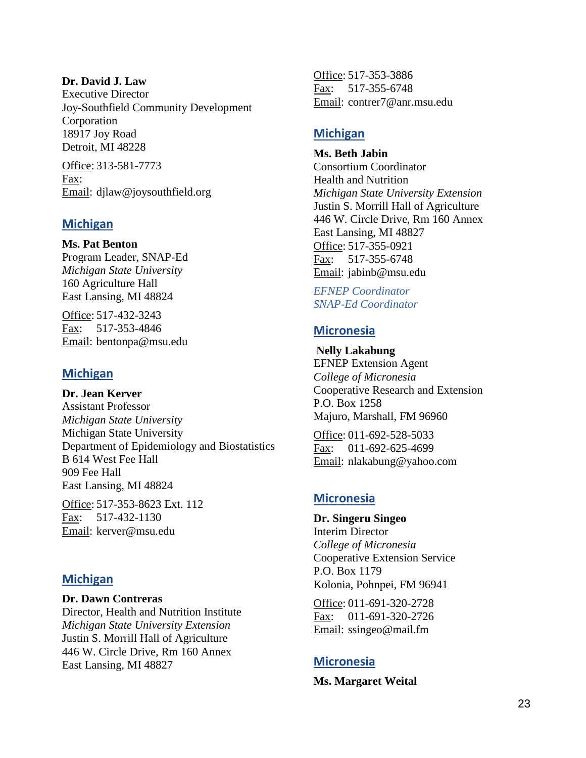**Dr. David J. Law**
Executive Director
Joy-Southfield Community Development Corporation
18917 Joy Road
Detroit, MI 48228

Office: 313-581-7773
Fax:
Email: djlaw@joysouthfield.org

## Michigan

**Ms. Pat Benton**
Program Leader, SNAP-Ed
*Michigan State University*
160 Agriculture Hall
East Lansing, MI 48824

Office: 517-432-3243
Fax: 517-353-4846
Email: bentonpa@msu.edu

## Michigan

**Dr. Jean Kerver**
Assistant Professor
*Michigan State University*
Michigan State University
Department of Epidemiology and Biostatistics
B 614 West Fee Hall
909 Fee Hall
East Lansing, MI 48824

Office: 517-353-8623 Ext. 112
Fax: 517-432-1130
Email: kerver@msu.edu

## Michigan

**Dr. Dawn Contreras**
Director, Health and Nutrition Institute
*Michigan State University Extension*
Justin S. Morrill Hall of Agriculture
446 W. Circle Drive, Rm 160 Annex
East Lansing, MI 48827

Office: 517-353-3886
Fax: 517-355-6748
Email: contrer7@anr.msu.edu

## Michigan

**Ms. Beth Jabin**
Consortium Coordinator
Health and Nutrition
*Michigan State University Extension*
Justin S. Morrill Hall of Agriculture
446 W. Circle Drive, Rm 160 Annex
East Lansing, MI 48827
Office: 517-355-0921
Fax: 517-355-6748
Email: jabinb@msu.edu

*EFNEP Coordinator*
*SNAP-Ed Coordinator*

## Micronesia

**Nelly Lakabung**
EFNEP Extension Agent
*College of Micronesia*
Cooperative Research and Extension
P.O. Box 1258
Majuro, Marshall, FM 96960

Office: 011-692-528-5033
Fax: 011-692-625-4699
Email: nlakabung@yahoo.com

## Micronesia

**Dr. Singeru Singeo**
Interim Director
*College of Micronesia*
Cooperative Extension Service
P.O. Box 1179
Kolonia, Pohnpei, FM 96941

Office: 011-691-320-2728
Fax: 011-691-320-2726
Email: ssingeo@mail.fm

## Micronesia

**Ms. Margaret Weital**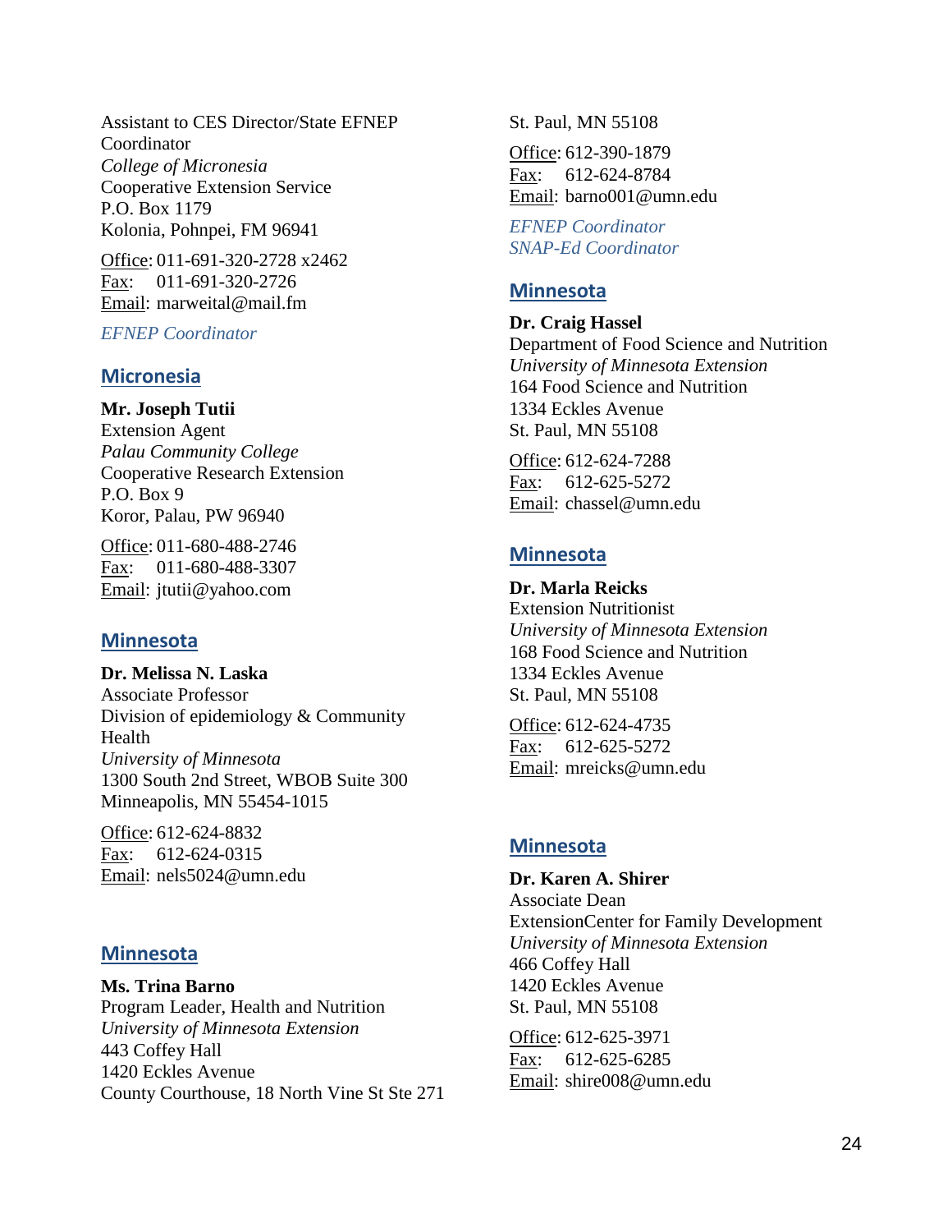Assistant to CES Director/State EFNEP Coordinator
*College of Micronesia*
Cooperative Extension Service
P.O. Box 1179
Kolonia, Pohnpei, FM 96941

Office: 011-691-320-2728 x2462
Fax: 011-691-320-2726
Email: marweital@mail.fm

*EFNEP Coordinator*

## Micronesia

**Mr. Joseph Tutii**
Extension Agent
*Palau Community College*
Cooperative Research Extension
P.O. Box 9
Koror, Palau, PW 96940

Office: 011-680-488-2746
Fax: 011-680-488-3307
Email: jtutii@yahoo.com

## Minnesota

**Dr. Melissa N. Laska**
Associate Professor
Division of epidemiology & Community Health
*University of Minnesota*
1300 South 2nd Street, WBOB Suite 300
Minneapolis, MN 55454-1015

Office: 612-624-8832
Fax: 612-624-0315
Email: nels5024@umn.edu

## Minnesota

**Ms. Trina Barno**
Program Leader, Health and Nutrition
*University of Minnesota Extension*
443 Coffey Hall
1420 Eckles Avenue
County Courthouse, 18 North Vine St Ste 271
St. Paul, MN 55108

Office: 612-390-1879
Fax: 612-624-8784
Email: barno001@umn.edu

*EFNEP Coordinator*
*SNAP-Ed Coordinator*

## Minnesota

**Dr. Craig Hassel**
Department of Food Science and Nutrition
*University of Minnesota Extension*
164 Food Science and Nutrition
1334 Eckles Avenue
St. Paul, MN 55108

Office: 612-624-7288
Fax: 612-625-5272
Email: chassel@umn.edu

## Minnesota

**Dr. Marla Reicks**
Extension Nutritionist
*University of Minnesota Extension*
168 Food Science and Nutrition
1334 Eckles Avenue
St. Paul, MN 55108

Office: 612-624-4735
Fax: 612-625-5272
Email: mreicks@umn.edu

## Minnesota

**Dr. Karen A. Shirer**
Associate Dean
ExtensionCenter for Family Development
*University of Minnesota Extension*
466 Coffey Hall
1420 Eckles Avenue
St. Paul, MN 55108

Office: 612-625-3971
Fax: 612-625-6285
Email: shire008@umn.edu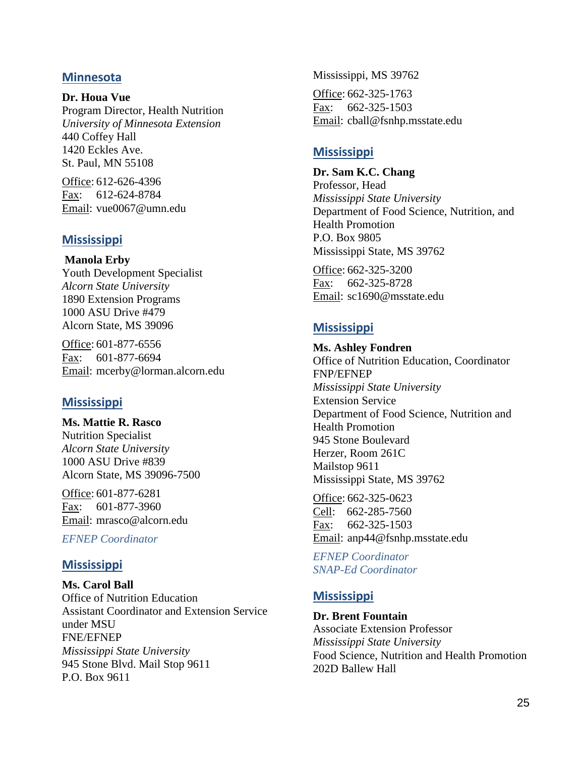## Minnesota

**Dr. Houa Vue**
Program Director, Health Nutrition
*University of Minnesota Extension*
440 Coffey Hall
1420 Eckles Ave.
St. Paul, MN 55108

Office: 612-626-4396
Fax: 612-624-8784
Email: vue0067@umn.edu

## Mississippi

**Manola Erby**
Youth Development Specialist
*Alcorn State University*
1890 Extension Programs
1000 ASU Drive #479
Alcorn State, MS 39096

Office: 601-877-6556
Fax: 601-877-6694
Email: mcerby@lorman.alcorn.edu

## Mississippi

**Ms. Mattie R. Rasco**
Nutrition Specialist
*Alcorn State University*
1000 ASU Drive #839
Alcorn State, MS 39096-7500

Office: 601-877-6281
Fax: 601-877-3960
Email: mrasco@alcorn.edu

*EFNEP Coordinator*

## Mississippi

**Ms. Carol Ball**
Office of Nutrition Education
Assistant Coordinator and Extension Service under MSU
FNE/EFNEP
*Mississippi State University*
945 Stone Blvd. Mail Stop 9611
P.O. Box 9611
Mississippi, MS 39762

Office: 662-325-1763
Fax: 662-325-1503
Email: cball@fsnhp.msstate.edu

## Mississippi

**Dr. Sam K.C. Chang**
Professor, Head
*Mississippi State University*
Department of Food Science, Nutrition, and Health Promotion
P.O. Box 9805
Mississippi State, MS 39762

Office: 662-325-3200
Fax: 662-325-8728
Email: sc1690@msstate.edu

## Mississippi

**Ms. Ashley Fondren**
Office of Nutrition Education, Coordinator
FNP/EFNEP
*Mississippi State University*
Extension Service
Department of Food Science, Nutrition and Health Promotion
945 Stone Boulevard
Herzer, Room 261C
Mailstop 9611
Mississippi State, MS 39762

Office: 662-325-0623
Cell: 662-285-7560
Fax: 662-325-1503
Email: anp44@fsnhp.msstate.edu

*EFNEP Coordinator*
*SNAP-Ed Coordinator*

## Mississippi

**Dr. Brent Fountain**
Associate Extension Professor
*Mississippi State University*
Food Science, Nutrition and Health Promotion
202D Ballew Hall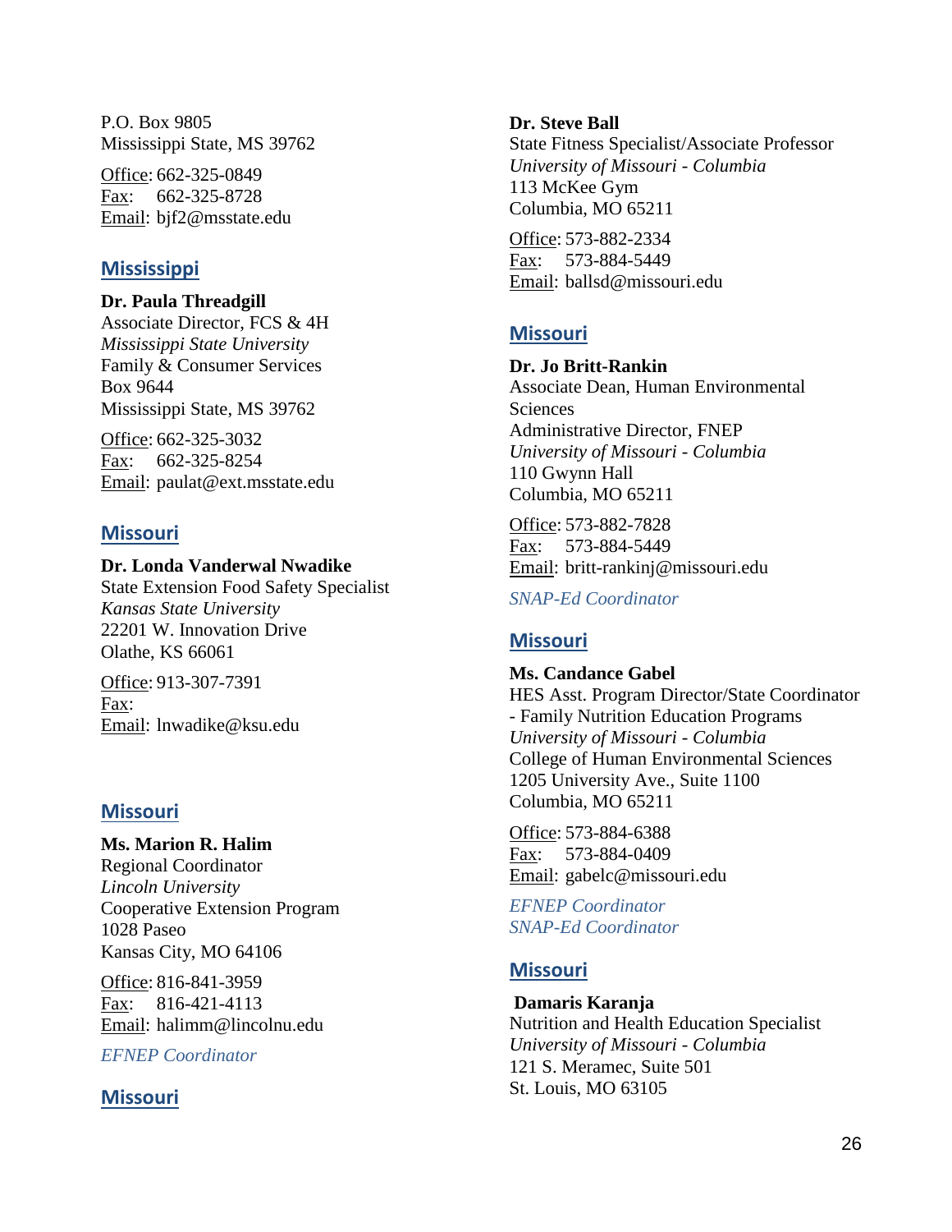P.O. Box 9805
Mississippi State, MS 39762

Office: 662-325-0849
Fax: 662-325-8728
Email: bjf2@msstate.edu

## Mississippi

**Dr. Paula Threadgill**
Associate Director, FCS & 4H
*Mississippi State University*
Family & Consumer Services
Box 9644
Mississippi State, MS 39762

Office: 662-325-3032
Fax: 662-325-8254
Email: paulat@ext.msstate.edu

## Missouri

**Dr. Londa Vanderwal Nwadike**
State Extension Food Safety Specialist
*Kansas State University*
22201 W. Innovation Drive
Olathe, KS 66061

Office: 913-307-7391
Fax:
Email: lnwadike@ksu.edu

## Missouri

**Ms. Marion R. Halim**
Regional Coordinator
*Lincoln University*
Cooperative Extension Program
1028 Paseo
Kansas City, MO 64106

Office: 816-841-3959
Fax: 816-421-4113
Email: halimm@lincolnu.edu

*EFNEP Coordinator*

## Missouri

**Dr. Steve Ball**
State Fitness Specialist/Associate Professor
*University of Missouri - Columbia*
113 McKee Gym
Columbia, MO 65211

Office: 573-882-2334
Fax: 573-884-5449
Email: ballsd@missouri.edu

## Missouri

**Dr. Jo Britt-Rankin**
Associate Dean, Human Environmental Sciences
Administrative Director, FNEP
*University of Missouri - Columbia*
110 Gwynn Hall
Columbia, MO 65211

Office: 573-882-7828
Fax: 573-884-5449
Email: britt-rankinj@missouri.edu

*SNAP-Ed Coordinator*

## Missouri

**Ms. Candance Gabel**
HES Asst. Program Director/State Coordinator - Family Nutrition Education Programs
*University of Missouri - Columbia*
College of Human Environmental Sciences
1205 University Ave., Suite 1100
Columbia, MO 65211

Office: 573-884-6388
Fax: 573-884-0409
Email: gabelc@missouri.edu

*EFNEP Coordinator*
*SNAP-Ed Coordinator*

## Missouri

**Damaris Karanja**
Nutrition and Health Education Specialist
*University of Missouri - Columbia*
121 S. Meramec, Suite 501
St. Louis, MO 63105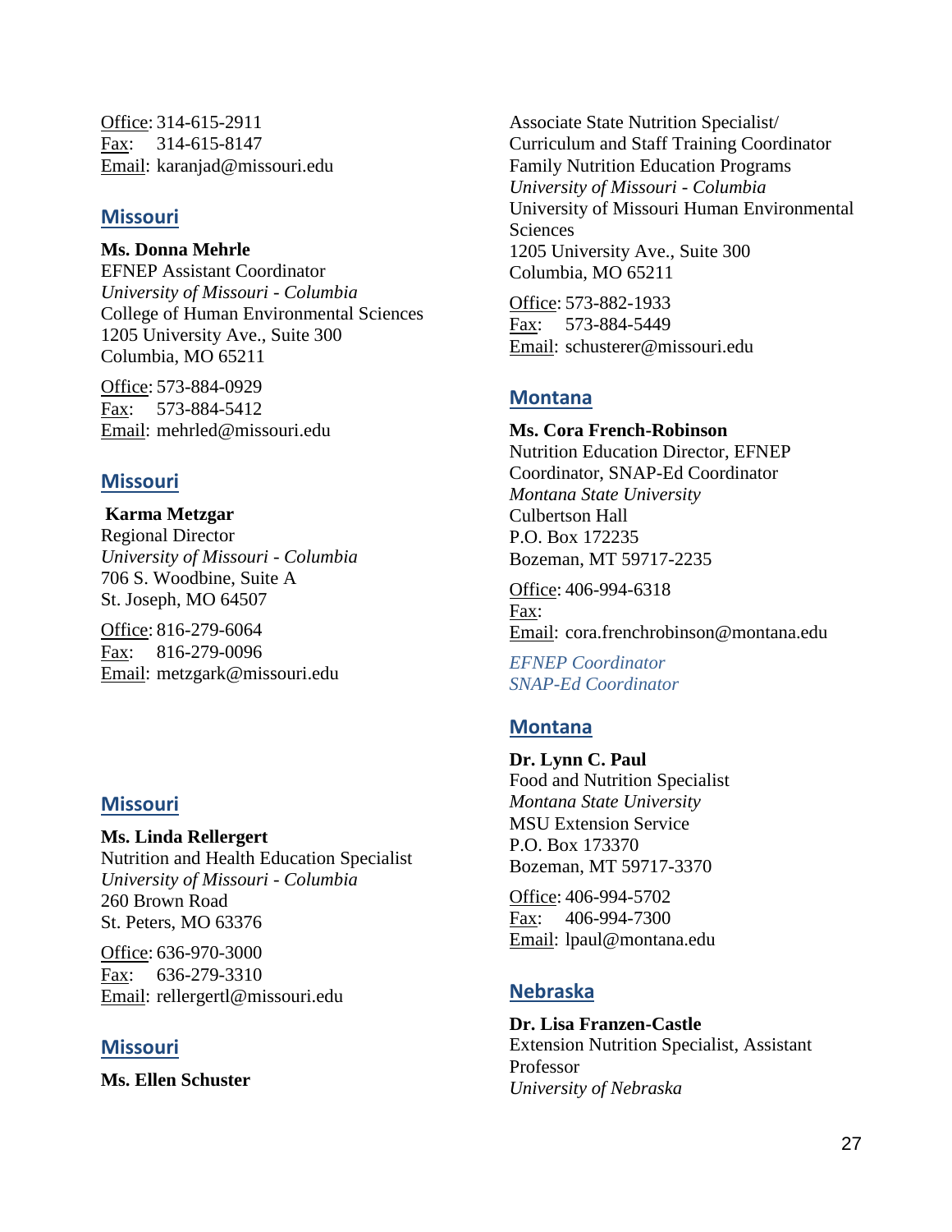Office: 314-615-2911
Fax: 314-615-8147
Email: karanjad@missouri.edu

## Missouri

**Ms. Donna Mehrle**
EFNEP Assistant Coordinator
*University of Missouri - Columbia*
College of Human Environmental Sciences
1205 University Ave., Suite 300
Columbia, MO 65211

Office: 573-884-0929
Fax: 573-884-5412
Email: mehrled@missouri.edu

## Missouri

**Karma Metzgar**
Regional Director
*University of Missouri - Columbia*
706 S. Woodbine, Suite A
St. Joseph, MO 64507

Office: 816-279-6064
Fax: 816-279-0096
Email: metzgark@missouri.edu

## Missouri

**Ms. Linda Rellergert**
Nutrition and Health Education Specialist
*University of Missouri - Columbia*
260 Brown Road
St. Peters, MO 63376

Office: 636-970-3000
Fax: 636-279-3310
Email: rellergertl@missouri.edu

## Missouri

**Ms. Ellen Schuster**
Associate State Nutrition Specialist/
Curriculum and Staff Training Coordinator
Family Nutrition Education Programs
*University of Missouri - Columbia*
University of Missouri Human Environmental Sciences
1205 University Ave., Suite 300
Columbia, MO 65211

Office: 573-882-1933
Fax: 573-884-5449
Email: schusterer@missouri.edu

## Montana

**Ms. Cora French-Robinson**
Nutrition Education Director, EFNEP Coordinator, SNAP-Ed Coordinator
*Montana State University*
Culbertson Hall
P.O. Box 172235
Bozeman, MT 59717-2235

Office: 406-994-6318
Fax:
Email: cora.frenchrobinson@montana.edu

*EFNEP Coordinator*
*SNAP-Ed Coordinator*

## Montana

**Dr. Lynn C. Paul**
Food and Nutrition Specialist
*Montana State University*
MSU Extension Service
P.O. Box 173370
Bozeman, MT 59717-3370

Office: 406-994-5702
Fax: 406-994-7300
Email: lpaul@montana.edu

## Nebraska

**Dr. Lisa Franzen-Castle**
Extension Nutrition Specialist, Assistant Professor
*University of Nebraska*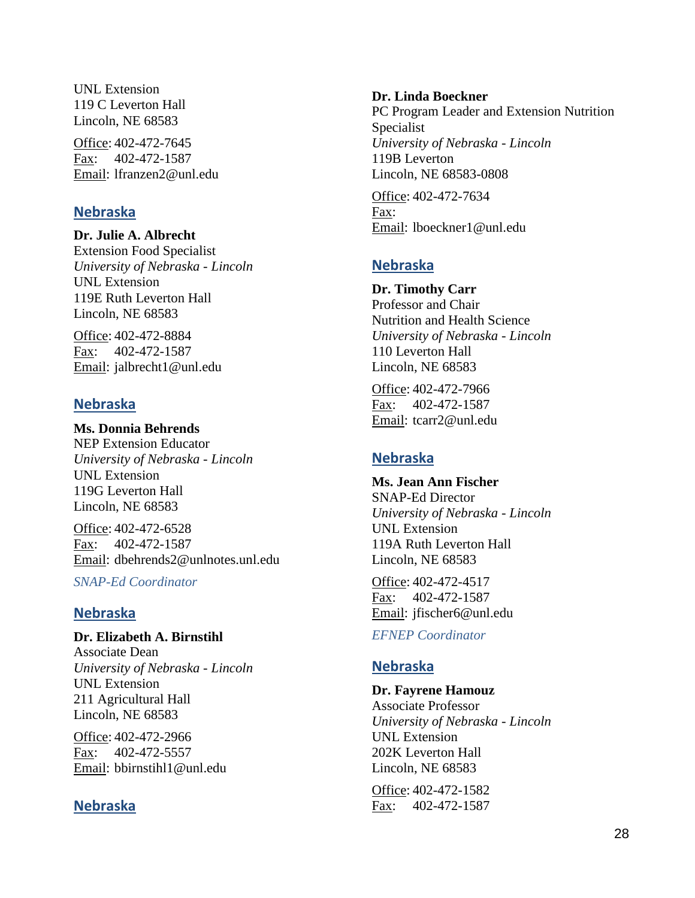UNL Extension
119 C Leverton Hall
Lincoln, NE 68583

Office: 402-472-7645
Fax: 402-472-1587
Email: lfranzen2@unl.edu

## Nebraska

**Dr. Julie A. Albrecht**
Extension Food Specialist
*University of Nebraska - Lincoln*
UNL Extension
119E Ruth Leverton Hall
Lincoln, NE 68583

Office: 402-472-8884
Fax: 402-472-1587
Email: jalbrecht1@unl.edu

## Nebraska

**Ms. Donnia Behrends**
NEP Extension Educator
*University of Nebraska - Lincoln*
UNL Extension
119G Leverton Hall
Lincoln, NE 68583

Office: 402-472-6528
Fax: 402-472-1587
Email: dbehrends2@unlnotes.unl.edu

*SNAP-Ed Coordinator*

## Nebraska

**Dr. Elizabeth A. Birnstihl**
Associate Dean
*University of Nebraska - Lincoln*
UNL Extension
211 Agricultural Hall
Lincoln, NE 68583

Office: 402-472-2966
Fax: 402-472-5557
Email: bbirnstihl1@unl.edu

## Nebraska

**Dr. Linda Boeckner**
PC Program Leader and Extension Nutrition Specialist
*University of Nebraska - Lincoln*
119B Leverton
Lincoln, NE 68583-0808

Office: 402-472-7634
Fax:
Email: lboeckner1@unl.edu

## Nebraska

**Dr. Timothy Carr**
Professor and Chair
Nutrition and Health Science
*University of Nebraska - Lincoln*
110 Leverton Hall
Lincoln, NE 68583

Office: 402-472-7966
Fax: 402-472-1587
Email: tcarr2@unl.edu

## Nebraska

**Ms. Jean Ann Fischer**
SNAP-Ed Director
*University of Nebraska - Lincoln*
UNL Extension
119A Ruth Leverton Hall
Lincoln, NE 68583

Office: 402-472-4517
Fax: 402-472-1587
Email: jfischer6@unl.edu

*EFNEP Coordinator*

## Nebraska

**Dr. Fayrene Hamouz**
Associate Professor
*University of Nebraska - Lincoln*
UNL Extension
202K Leverton Hall
Lincoln, NE 68583

Office: 402-472-1582
Fax: 402-472-1587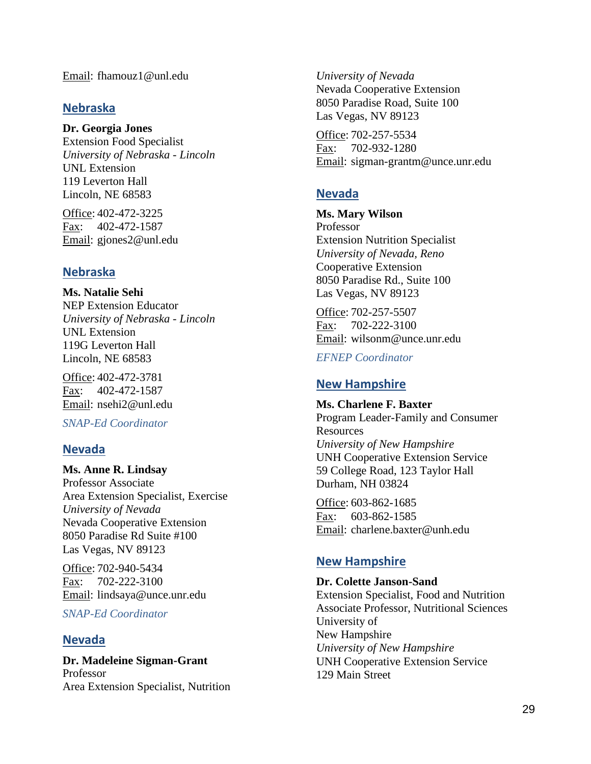Email: fhamouz1@unl.edu

## Nebraska

**Dr. Georgia Jones**
Extension Food Specialist
*University of Nebraska - Lincoln*
UNL Extension
119 Leverton Hall
Lincoln, NE 68583

Office: 402-472-3225
Fax: 402-472-1587
Email: gjones2@unl.edu

## Nebraska

**Ms. Natalie Sehi**
NEP Extension Educator
*University of Nebraska - Lincoln*
UNL Extension
119G Leverton Hall
Lincoln, NE 68583

Office: 402-472-3781
Fax: 402-472-1587
Email: nsehi2@unl.edu

*SNAP-Ed Coordinator*

## Nevada

**Ms. Anne R. Lindsay**
Professor Associate
Area Extension Specialist, Exercise
*University of Nevada*
Nevada Cooperative Extension
8050 Paradise Rd Suite #100
Las Vegas, NV 89123

Office: 702-940-5434
Fax: 702-222-3100
Email: lindsaya@unce.unr.edu

*SNAP-Ed Coordinator*

## Nevada

**Dr. Madeleine Sigman-Grant**
Professor
Area Extension Specialist, Nutrition
*University of Nevada*
Nevada Cooperative Extension
8050 Paradise Road, Suite 100
Las Vegas, NV 89123

Office: 702-257-5534
Fax: 702-932-1280
Email: sigman-grantm@unce.unr.edu

## Nevada

**Ms. Mary Wilson**
Professor
Extension Nutrition Specialist
*University of Nevada, Reno*
Cooperative Extension
8050 Paradise Rd., Suite 100
Las Vegas, NV 89123

Office: 702-257-5507
Fax: 702-222-3100
Email: wilsonm@unce.unr.edu

*EFNEP Coordinator*

## New Hampshire

**Ms. Charlene F. Baxter**
Program Leader-Family and Consumer Resources
*University of New Hampshire*
UNH Cooperative Extension Service
59 College Road, 123 Taylor Hall
Durham, NH 03824

Office: 603-862-1685
Fax: 603-862-1585
Email: charlene.baxter@unh.edu

## New Hampshire

**Dr. Colette Janson-Sand**
Extension Specialist, Food and Nutrition
Associate Professor, Nutritional Sciences
University of
New Hampshire
*University of New Hampshire*
UNH Cooperative Extension Service
129 Main Street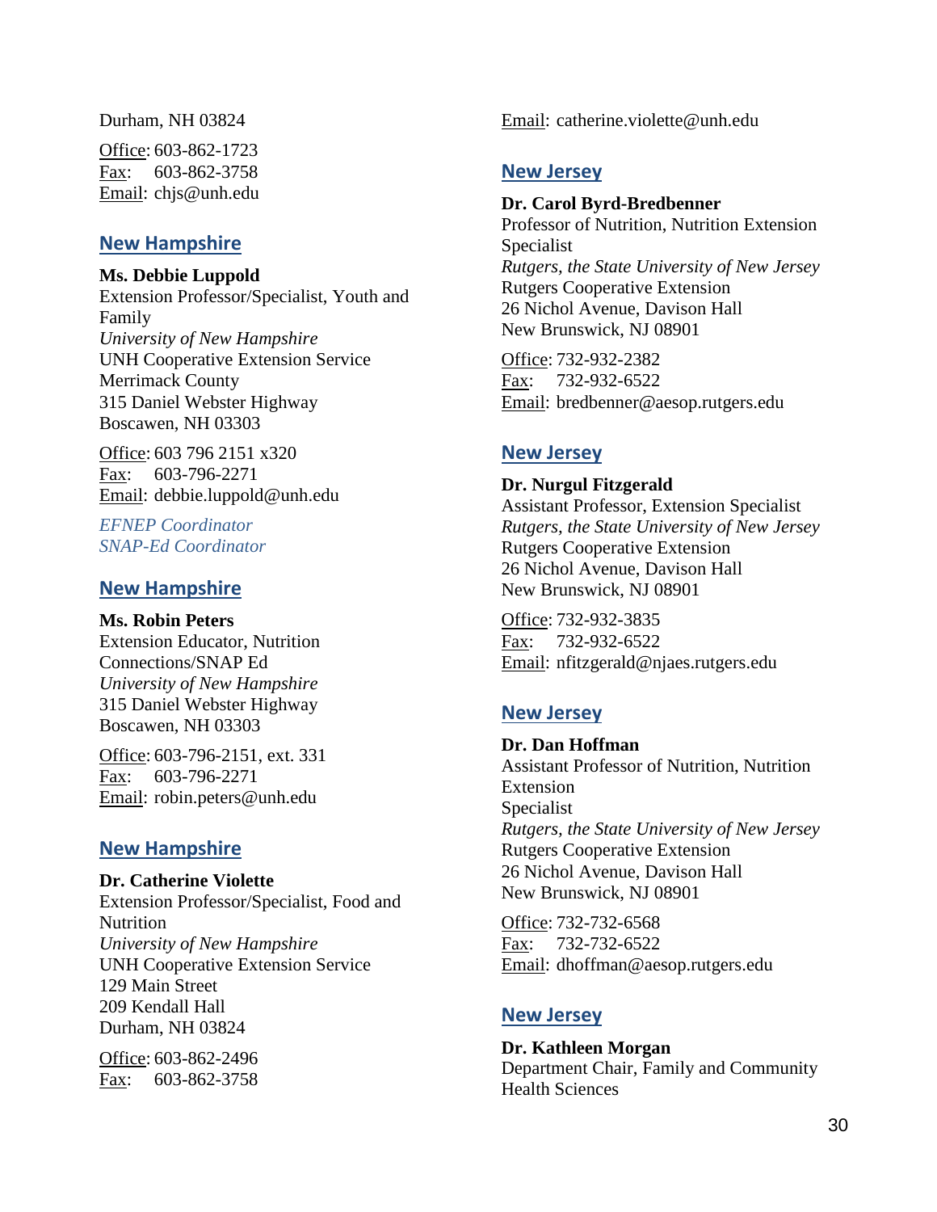Durham, NH 03824

Office: 603-862-1723
Fax: 603-862-3758
Email: chjs@unh.edu

## New Hampshire

**Ms. Debbie Luppold**
Extension Professor/Specialist, Youth and Family
*University of New Hampshire*
UNH Cooperative Extension Service
Merrimack County
315 Daniel Webster Highway
Boscawen, NH 03303

Office: 603 796 2151 x320
Fax: 603-796-2271
Email: debbie.luppold@unh.edu

*EFNEP Coordinator*
*SNAP-Ed Coordinator*

## New Hampshire

**Ms. Robin Peters**
Extension Educator, Nutrition Connections/SNAP Ed
*University of New Hampshire*
315 Daniel Webster Highway
Boscawen, NH 03303

Office: 603-796-2151, ext. 331
Fax: 603-796-2271
Email: robin.peters@unh.edu

## New Hampshire

**Dr. Catherine Violette**
Extension Professor/Specialist, Food and Nutrition
*University of New Hampshire*
UNH Cooperative Extension Service
129 Main Street
209 Kendall Hall
Durham, NH 03824

Office: 603-862-2496
Fax: 603-862-3758
Email: catherine.violette@unh.edu

## New Jersey

**Dr. Carol Byrd-Bredbenner**
Professor of Nutrition, Nutrition Extension Specialist
*Rutgers, the State University of New Jersey*
Rutgers Cooperative Extension
26 Nichol Avenue, Davison Hall
New Brunswick, NJ 08901

Office: 732-932-2382
Fax: 732-932-6522
Email: bredbenner@aesop.rutgers.edu

## New Jersey

**Dr. Nurgul Fitzgerald**
Assistant Professor, Extension Specialist
*Rutgers, the State University of New Jersey*
Rutgers Cooperative Extension
26 Nichol Avenue, Davison Hall
New Brunswick, NJ 08901

Office: 732-932-3835
Fax: 732-932-6522
Email: nfitzgerald@njaes.rutgers.edu

## New Jersey

**Dr. Dan Hoffman**
Assistant Professor of Nutrition, Nutrition Extension
Specialist
*Rutgers, the State University of New Jersey*
Rutgers Cooperative Extension
26 Nichol Avenue, Davison Hall
New Brunswick, NJ 08901

Office: 732-732-6568
Fax: 732-732-6522
Email: dhoffman@aesop.rutgers.edu

## New Jersey

**Dr. Kathleen Morgan**
Department Chair, Family and Community Health Sciences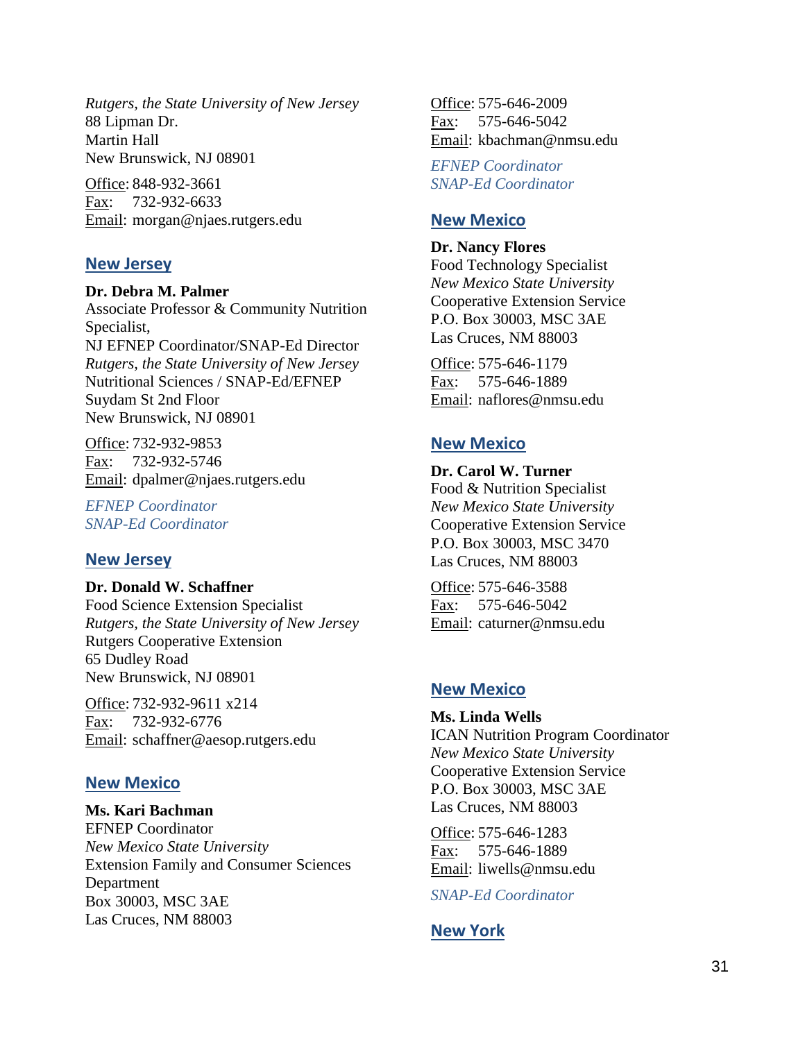*Rutgers, the State University of New Jersey*
88 Lipman Dr.
Martin Hall
New Brunswick, NJ 08901

Office: 848-932-3661
Fax: 732-932-6633
Email: morgan@njaes.rutgers.edu

## New Jersey

**Dr. Debra M. Palmer**
Associate Professor & Community Nutrition Specialist,
NJ EFNEP Coordinator/SNAP-Ed Director
*Rutgers, the State University of New Jersey*
Nutritional Sciences / SNAP-Ed/EFNEP
Suydam St 2nd Floor
New Brunswick, NJ 08901

Office: 732-932-9853
Fax: 732-932-5746
Email: dpalmer@njaes.rutgers.edu

*EFNEP Coordinator*
*SNAP-Ed Coordinator*

## New Jersey

**Dr. Donald W. Schaffner**
Food Science Extension Specialist
*Rutgers, the State University of New Jersey*
Rutgers Cooperative Extension
65 Dudley Road
New Brunswick, NJ 08901

Office: 732-932-9611 x214
Fax: 732-932-6776
Email: schaffner@aesop.rutgers.edu

## New Mexico

**Ms. Kari Bachman**
EFNEP Coordinator
*New Mexico State University*
Extension Family and Consumer Sciences Department
Box 30003, MSC 3AE
Las Cruces, NM 88003

Office: 575-646-2009
Fax: 575-646-5042
Email: kbachman@nmsu.edu

*EFNEP Coordinator*
*SNAP-Ed Coordinator*

## New Mexico

**Dr. Nancy Flores**
Food Technology Specialist
*New Mexico State University*
Cooperative Extension Service
P.O. Box 30003, MSC 3AE
Las Cruces, NM 88003

Office: 575-646-1179
Fax: 575-646-1889
Email: naflores@nmsu.edu

## New Mexico

**Dr. Carol W. Turner**
Food & Nutrition Specialist
*New Mexico State University*
Cooperative Extension Service
P.O. Box 30003, MSC 3470
Las Cruces, NM 88003

Office: 575-646-3588
Fax: 575-646-5042
Email: caturner@nmsu.edu

## New Mexico

**Ms. Linda Wells**
ICAN Nutrition Program Coordinator
*New Mexico State University*
Cooperative Extension Service
P.O. Box 30003, MSC 3AE
Las Cruces, NM 88003

Office: 575-646-1283
Fax: 575-646-1889
Email: liwells@nmsu.edu

*SNAP-Ed Coordinator*

## New York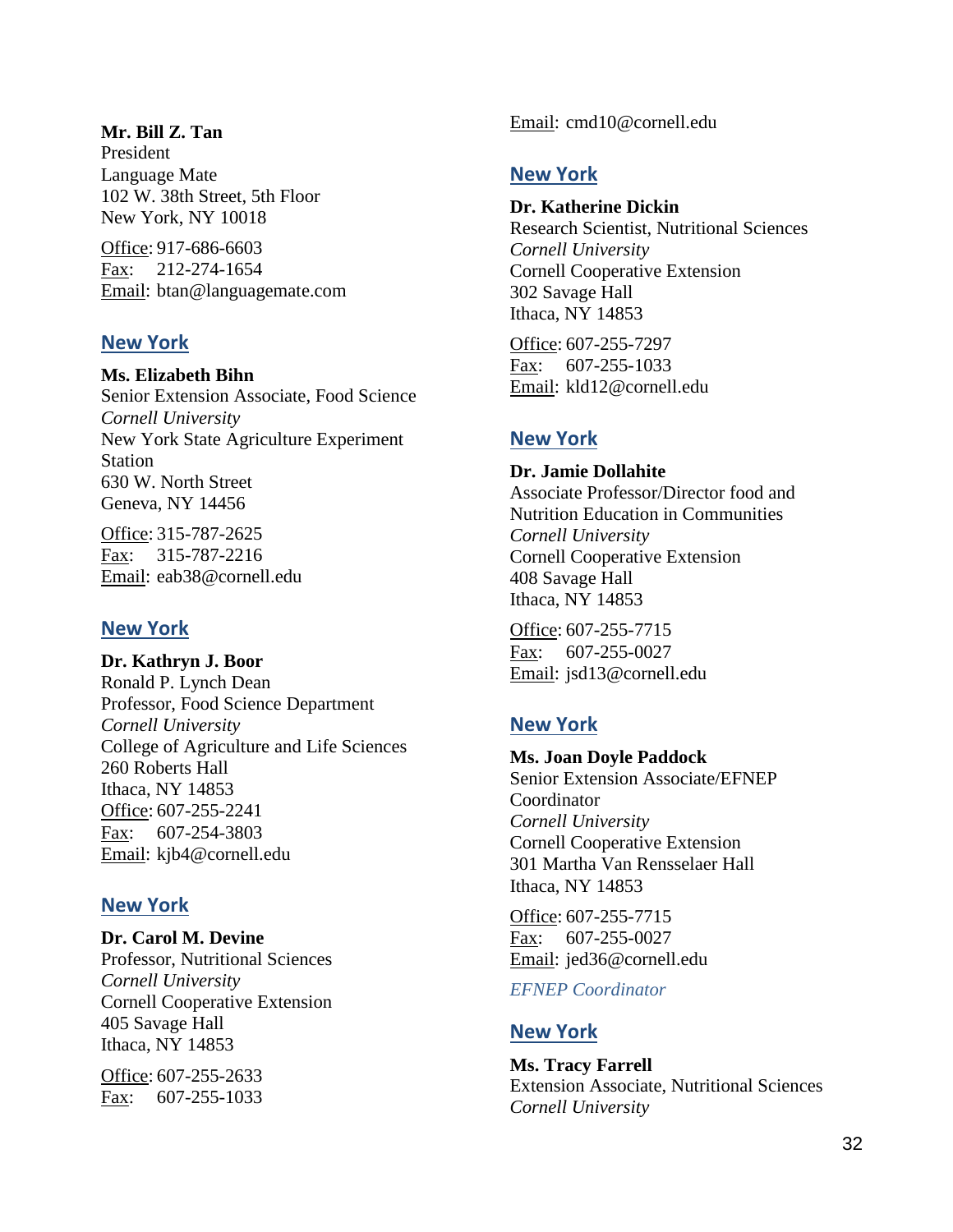**Mr. Bill Z. Tan**
President
Language Mate
102 W. 38th Street, 5th Floor
New York, NY 10018

Office: 917-686-6603
Fax: 212-274-1654
Email: btan@languagemate.com

## New York

**Ms. Elizabeth Bihn**
Senior Extension Associate, Food Science
*Cornell University*
New York State Agriculture Experiment Station
630 W. North Street
Geneva, NY 14456

Office: 315-787-2625
Fax: 315-787-2216
Email: eab38@cornell.edu

## New York

**Dr. Kathryn J. Boor**
Ronald P. Lynch Dean
Professor, Food Science Department
*Cornell University*
College of Agriculture and Life Sciences
260 Roberts Hall
Ithaca, NY 14853
Office: 607-255-2241
Fax: 607-254-3803
Email: kjb4@cornell.edu

## New York

**Dr. Carol M. Devine**
Professor, Nutritional Sciences
*Cornell University*
Cornell Cooperative Extension
405 Savage Hall
Ithaca, NY 14853

Office: 607-255-2633
Fax: 607-255-1033
Email: cmd10@cornell.edu

## New York

**Dr. Katherine Dickin**
Research Scientist, Nutritional Sciences
*Cornell University*
Cornell Cooperative Extension
302 Savage Hall
Ithaca, NY 14853

Office: 607-255-7297
Fax: 607-255-1033
Email: kld12@cornell.edu

## New York

**Dr. Jamie Dollahite**
Associate Professor/Director food and Nutrition Education in Communities
*Cornell University*
Cornell Cooperative Extension
408 Savage Hall
Ithaca, NY 14853

Office: 607-255-7715
Fax: 607-255-0027
Email: jsd13@cornell.edu

## New York

**Ms. Joan Doyle Paddock**
Senior Extension Associate/EFNEP Coordinator
*Cornell University*
Cornell Cooperative Extension
301 Martha Van Rensselaer Hall
Ithaca, NY 14853

Office: 607-255-7715
Fax: 607-255-0027
Email: jed36@cornell.edu

*EFNEP Coordinator*

## New York

**Ms. Tracy Farrell**
Extension Associate, Nutritional Sciences
*Cornell University*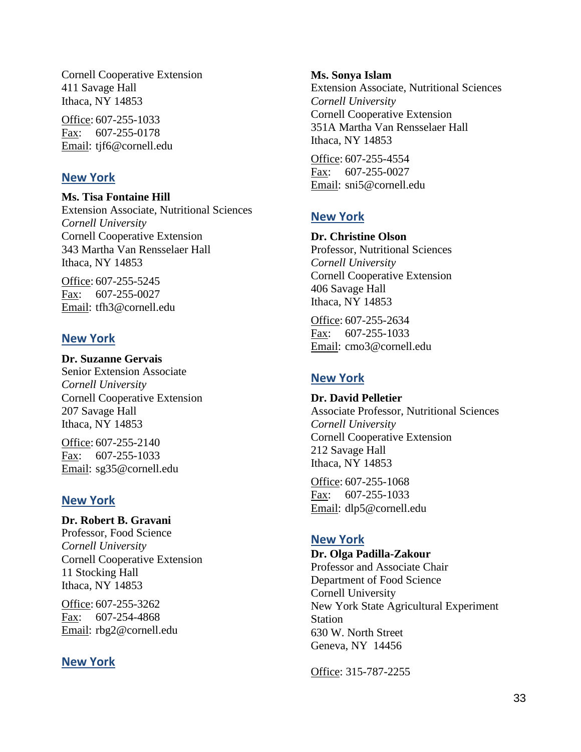Cornell Cooperative Extension
411 Savage Hall
Ithaca, NY 14853

Office: 607-255-1033
Fax: 607-255-0178
Email: tjf6@cornell.edu

## New York

**Ms. Tisa Fontaine Hill**
Extension Associate, Nutritional Sciences
*Cornell University*
Cornell Cooperative Extension
343 Martha Van Rensselaer Hall
Ithaca, NY 14853

Office: 607-255-5245
Fax: 607-255-0027
Email: tfh3@cornell.edu

## New York

**Dr. Suzanne Gervais**
Senior Extension Associate
*Cornell University*
Cornell Cooperative Extension
207 Savage Hall
Ithaca, NY 14853

Office: 607-255-2140
Fax: 607-255-1033
Email: sg35@cornell.edu

## New York

**Dr. Robert B. Gravani**
Professor, Food Science
*Cornell University*
Cornell Cooperative Extension
11 Stocking Hall
Ithaca, NY 14853

Office: 607-255-3262
Fax: 607-254-4868
Email: rbg2@cornell.edu

## New York

**Ms. Sonya Islam**
Extension Associate, Nutritional Sciences
*Cornell University*
Cornell Cooperative Extension
351A Martha Van Rensselaer Hall
Ithaca, NY 14853

Office: 607-255-4554
Fax: 607-255-0027
Email: sni5@cornell.edu

## New York

**Dr. Christine Olson**
Professor, Nutritional Sciences
*Cornell University*
Cornell Cooperative Extension
406 Savage Hall
Ithaca, NY 14853

Office: 607-255-2634
Fax: 607-255-1033
Email: cmo3@cornell.edu

## New York

**Dr. David Pelletier**
Associate Professor, Nutritional Sciences
*Cornell University*
Cornell Cooperative Extension
212 Savage Hall
Ithaca, NY 14853

Office: 607-255-1068
Fax: 607-255-1033
Email: dlp5@cornell.edu

## New York

**Dr. Olga Padilla-Zakour**
Professor and Associate Chair
Department of Food Science
Cornell University
New York State Agricultural Experiment Station
630 W. North Street
Geneva, NY 14456

Office: 315-787-2255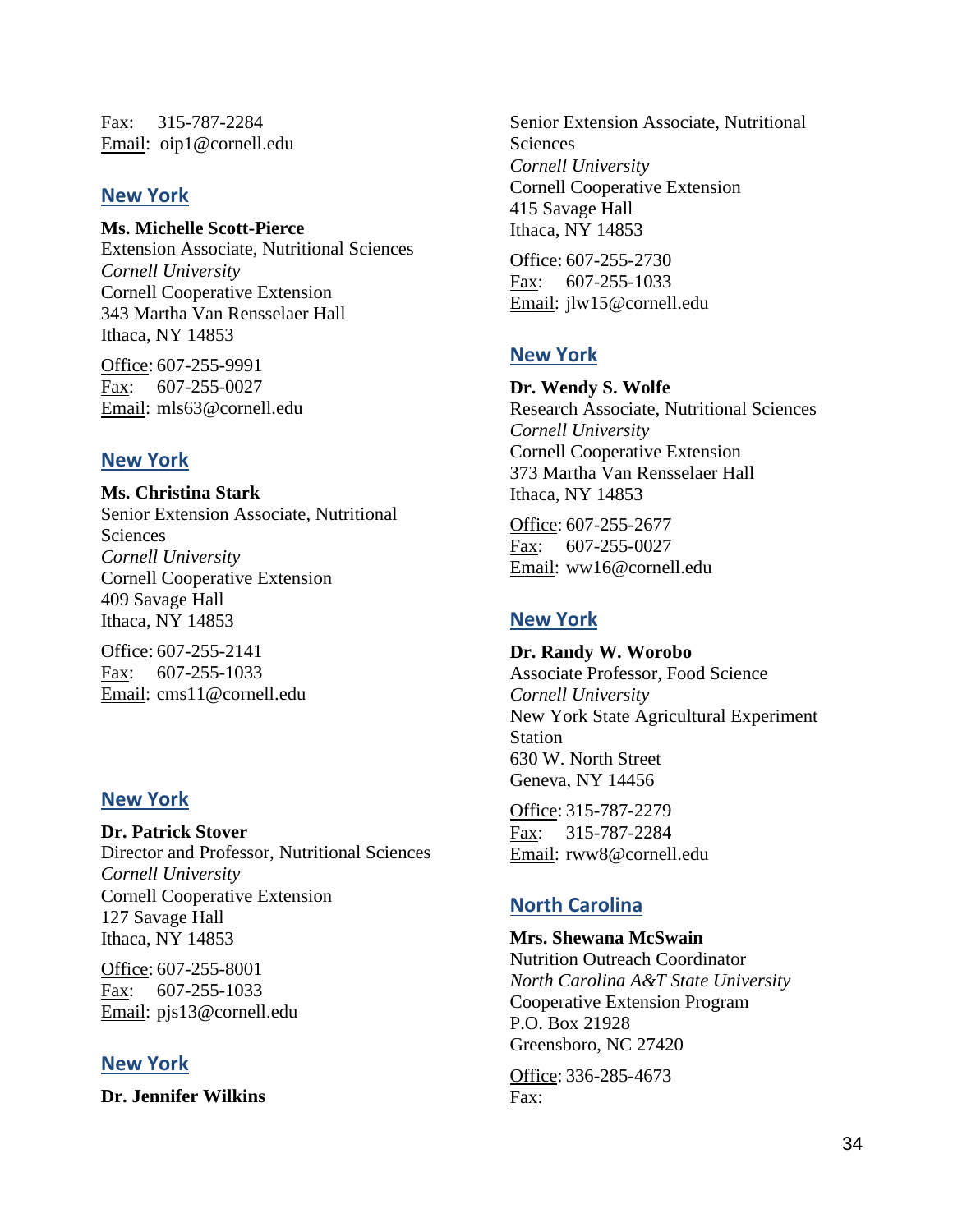Fax: 315-787-2284
Email: oip1@cornell.edu

## New York

**Ms. Michelle Scott-Pierce**
Extension Associate, Nutritional Sciences
*Cornell University*
Cornell Cooperative Extension
343 Martha Van Rensselaer Hall
Ithaca, NY 14853

Office: 607-255-9991
Fax: 607-255-0027
Email: mls63@cornell.edu

## New York

**Ms. Christina Stark**
Senior Extension Associate, Nutritional Sciences
*Cornell University*
Cornell Cooperative Extension
409 Savage Hall
Ithaca, NY 14853

Office: 607-255-2141
Fax: 607-255-1033
Email: cms11@cornell.edu

## New York

**Dr. Patrick Stover**
Director and Professor, Nutritional Sciences
*Cornell University*
Cornell Cooperative Extension
127 Savage Hall
Ithaca, NY 14853

Office: 607-255-8001
Fax: 607-255-1033
Email: pjs13@cornell.edu

## New York

**Dr. Jennifer Wilkins**
Senior Extension Associate, Nutritional Sciences
*Cornell University*
Cornell Cooperative Extension
415 Savage Hall
Ithaca, NY 14853

Office: 607-255-2730
Fax: 607-255-1033
Email: jlw15@cornell.edu

## New York

**Dr. Wendy S. Wolfe**
Research Associate, Nutritional Sciences
*Cornell University*
Cornell Cooperative Extension
373 Martha Van Rensselaer Hall
Ithaca, NY 14853

Office: 607-255-2677
Fax: 607-255-0027
Email: ww16@cornell.edu

## New York

**Dr. Randy W. Worobo**
Associate Professor, Food Science
*Cornell University*
New York State Agricultural Experiment Station
630 W. North Street
Geneva, NY 14456

Office: 315-787-2279
Fax: 315-787-2284
Email: rww8@cornell.edu

## North Carolina

**Mrs. Shewana McSwain**
Nutrition Outreach Coordinator
*North Carolina A&T State University*
Cooperative Extension Program
P.O. Box 21928
Greensboro, NC 27420

Office: 336-285-4673
Fax: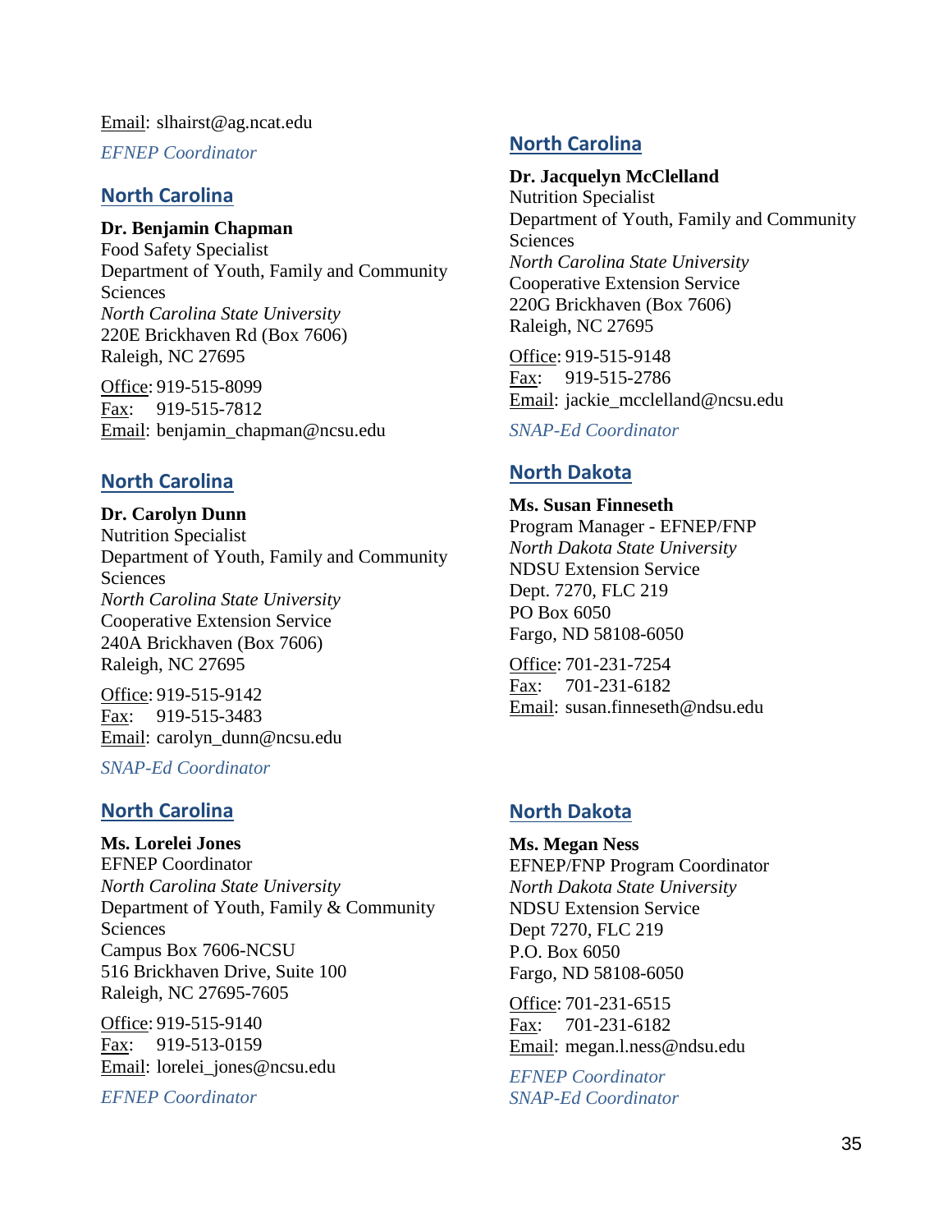Email: slhairst@ag.ncat.edu

*EFNEP Coordinator*

## North Carolina

**Dr. Benjamin Chapman**
Food Safety Specialist
Department of Youth, Family and Community Sciences
*North Carolina State University*
220E Brickhaven Rd (Box 7606)
Raleigh, NC 27695

Office: 919-515-8099
Fax: 919-515-7812
Email: benjamin_chapman@ncsu.edu

## North Carolina

**Dr. Carolyn Dunn**
Nutrition Specialist
Department of Youth, Family and Community Sciences
*North Carolina State University*
Cooperative Extension Service
240A Brickhaven (Box 7606)
Raleigh, NC 27695

Office: 919-515-9142
Fax: 919-515-3483
Email: carolyn_dunn@ncsu.edu

*SNAP-Ed Coordinator*

## North Carolina

**Ms. Lorelei Jones**
EFNEP Coordinator
*North Carolina State University*
Department of Youth, Family & Community Sciences
Campus Box 7606-NCSU
516 Brickhaven Drive, Suite 100
Raleigh, NC 27695-7605

Office: 919-515-9140
Fax: 919-513-0159
Email: lorelei_jones@ncsu.edu

*EFNEP Coordinator*

## North Carolina

**Dr. Jacquelyn McClelland**
Nutrition Specialist
Department of Youth, Family and Community Sciences
*North Carolina State University*
Cooperative Extension Service
220G Brickhaven (Box 7606)
Raleigh, NC 27695

Office: 919-515-9148
Fax: 919-515-2786
Email: jackie_mcclelland@ncsu.edu

*SNAP-Ed Coordinator*

## North Dakota

**Ms. Susan Finneseth**
Program Manager - EFNEP/FNP
*North Dakota State University*
NDSU Extension Service
Dept. 7270, FLC 219
PO Box 6050
Fargo, ND 58108-6050

Office: 701-231-7254
Fax: 701-231-6182
Email: susan.finneseth@ndsu.edu

## North Dakota

**Ms. Megan Ness**
EFNEP/FNP Program Coordinator
*North Dakota State University*
NDSU Extension Service
Dept 7270, FLC 219
P.O. Box 6050
Fargo, ND 58108-6050

Office: 701-231-6515
Fax: 701-231-6182
Email: megan.l.ness@ndsu.edu

*EFNEP Coordinator*
*SNAP-Ed Coordinator*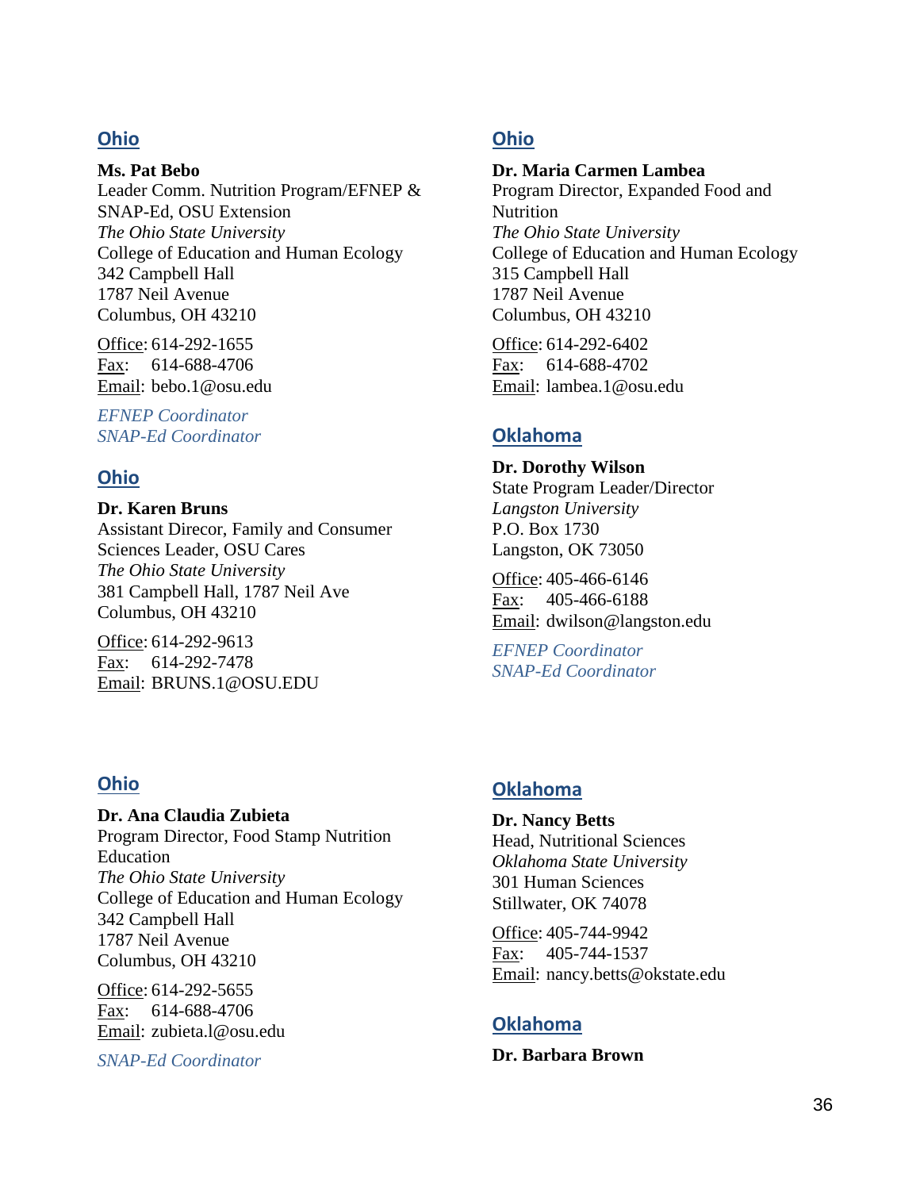## Ohio

**Ms. Pat Bebo**
Leader Comm. Nutrition Program/EFNEP & SNAP-Ed, OSU Extension
*The Ohio State University*
College of Education and Human Ecology
342 Campbell Hall
1787 Neil Avenue
Columbus, OH 43210

Office: 614-292-1655
Fax: 614-688-4706
Email: bebo.1@osu.edu

*EFNEP Coordinator*
*SNAP-Ed Coordinator*

## Ohio

**Dr. Karen Bruns**
Assistant Direcor, Family and Consumer Sciences Leader, OSU Cares
*The Ohio State University*
381 Campbell Hall, 1787 Neil Ave
Columbus, OH 43210

Office: 614-292-9613
Fax: 614-292-7478
Email: BRUNS.1@OSU.EDU

## Ohio

**Dr. Ana Claudia Zubieta**
Program Director, Food Stamp Nutrition Education
*The Ohio State University*
College of Education and Human Ecology
342 Campbell Hall
1787 Neil Avenue
Columbus, OH 43210

Office: 614-292-5655
Fax: 614-688-4706
Email: zubieta.l@osu.edu

*SNAP-Ed Coordinator*

## Ohio

**Dr. Maria Carmen Lambea**
Program Director, Expanded Food and Nutrition
*The Ohio State University*
College of Education and Human Ecology
315 Campbell Hall
1787 Neil Avenue
Columbus, OH 43210

Office: 614-292-6402
Fax: 614-688-4702
Email: lambea.1@osu.edu

## Oklahoma

**Dr. Dorothy Wilson**
State Program Leader/Director
*Langston University*
P.O. Box 1730
Langston, OK 73050

Office: 405-466-6146
Fax: 405-466-6188
Email: dwilson@langston.edu

*EFNEP Coordinator*
*SNAP-Ed Coordinator*

## Oklahoma

**Dr. Nancy Betts**
Head, Nutritional Sciences
*Oklahoma State University*
301 Human Sciences
Stillwater, OK 74078

Office: 405-744-9942
Fax: 405-744-1537
Email: nancy.betts@okstate.edu

## Oklahoma

**Dr. Barbara Brown**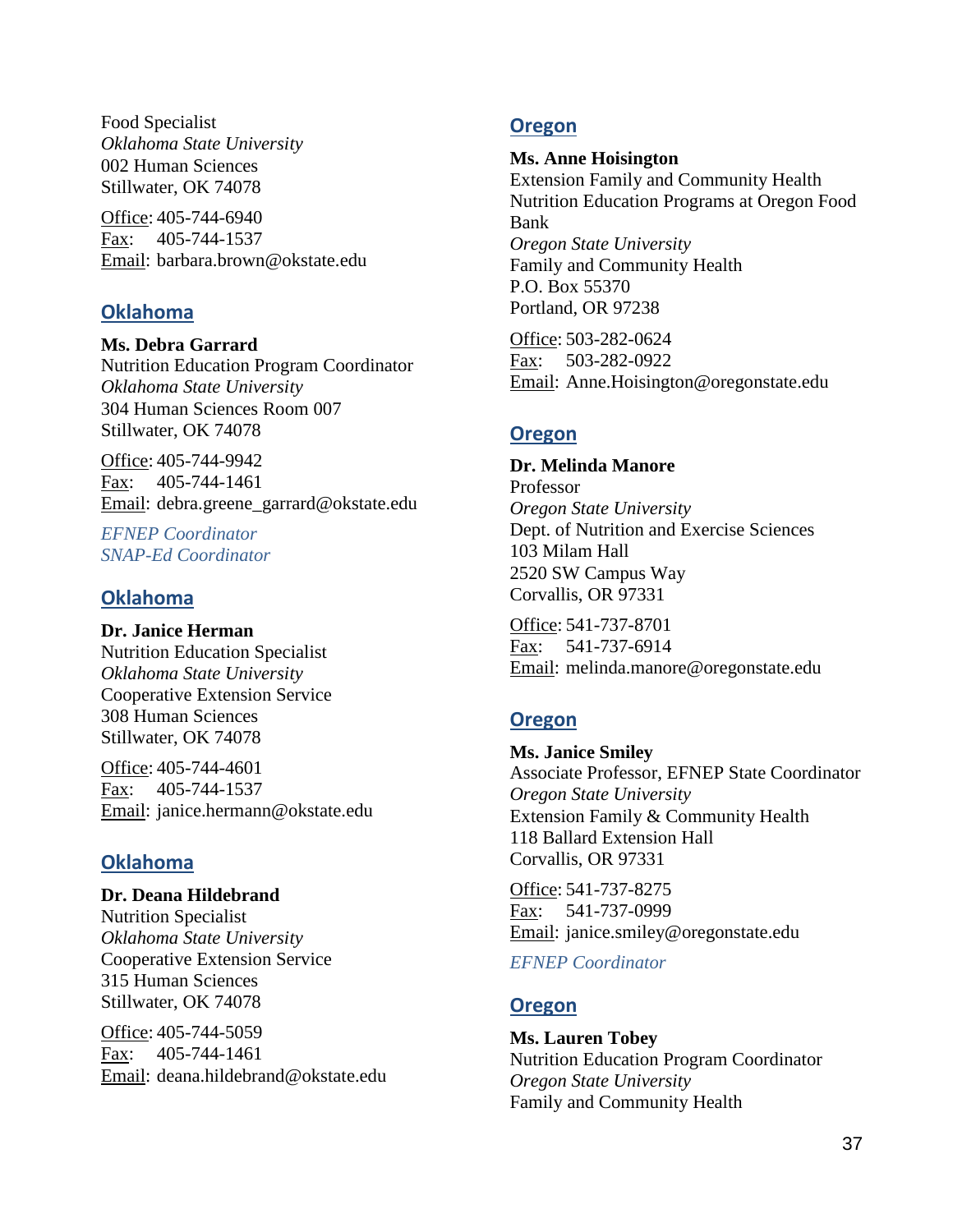Food Specialist
*Oklahoma State University*
002 Human Sciences
Stillwater, OK 74078

Office: 405-744-6940
Fax: 405-744-1537
Email: barbara.brown@okstate.edu

## Oklahoma

**Ms. Debra Garrard**
Nutrition Education Program Coordinator
*Oklahoma State University*
304 Human Sciences Room 007
Stillwater, OK 74078

Office: 405-744-9942
Fax: 405-744-1461
Email: debra.greene_garrard@okstate.edu

*EFNEP Coordinator*
*SNAP-Ed Coordinator*

## Oklahoma

**Dr. Janice Herman**
Nutrition Education Specialist
*Oklahoma State University*
Cooperative Extension Service
308 Human Sciences
Stillwater, OK 74078

Office: 405-744-4601
Fax: 405-744-1537
Email: janice.hermann@okstate.edu

## Oklahoma

**Dr. Deana Hildebrand**
Nutrition Specialist
*Oklahoma State University*
Cooperative Extension Service
315 Human Sciences
Stillwater, OK 74078

Office: 405-744-5059
Fax: 405-744-1461
Email: deana.hildebrand@okstate.edu

## Oregon

**Ms. Anne Hoisington**
Extension Family and Community Health
Nutrition Education Programs at Oregon Food Bank
*Oregon State University*
Family and Community Health
P.O. Box 55370
Portland, OR 97238

Office: 503-282-0624
Fax: 503-282-0922
Email: Anne.Hoisington@oregonstate.edu

## Oregon

**Dr. Melinda Manore**
Professor
*Oregon State University*
Dept. of Nutrition and Exercise Sciences
103 Milam Hall
2520 SW Campus Way
Corvallis, OR 97331

Office: 541-737-8701
Fax: 541-737-6914
Email: melinda.manore@oregonstate.edu

## Oregon

**Ms. Janice Smiley**
Associate Professor, EFNEP State Coordinator
*Oregon State University*
Extension Family & Community Health
118 Ballard Extension Hall
Corvallis, OR 97331

Office: 541-737-8275
Fax: 541-737-0999
Email: janice.smiley@oregonstate.edu

*EFNEP Coordinator*

## Oregon

**Ms. Lauren Tobey**
Nutrition Education Program Coordinator
*Oregon State University*
Family and Community Health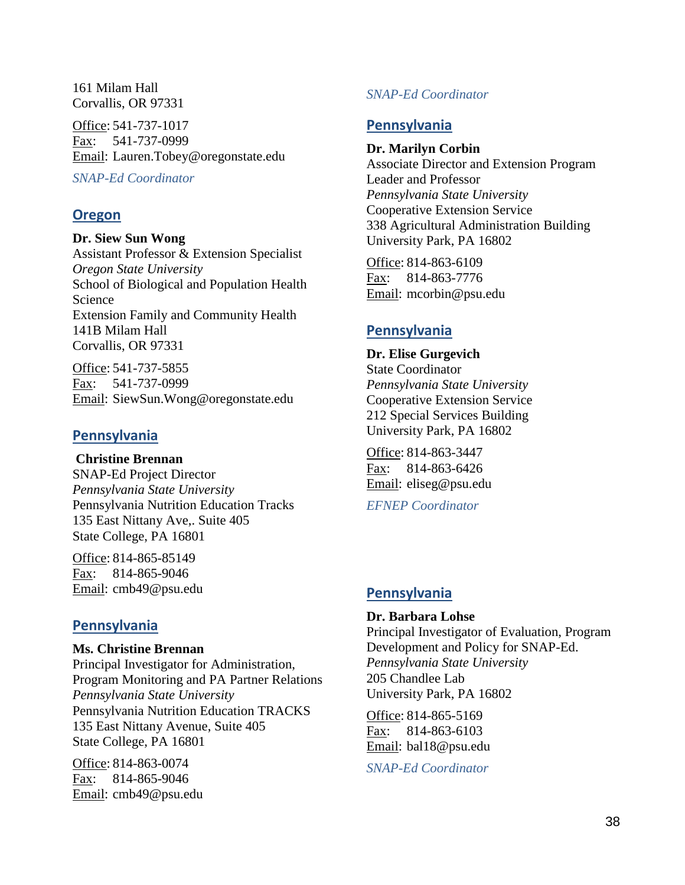161 Milam Hall
Corvallis, OR 97331

Office: 541-737-1017
Fax: 541-737-0999
Email: Lauren.Tobey@oregonstate.edu

*SNAP-Ed Coordinator*

## Oregon

**Dr. Siew Sun Wong**
Assistant Professor & Extension Specialist
*Oregon State University*
School of Biological and Population Health Science
Extension Family and Community Health
141B Milam Hall
Corvallis, OR 97331

Office: 541-737-5855
Fax: 541-737-0999
Email: SiewSun.Wong@oregonstate.edu

## Pennsylvania

**Christine Brennan**
SNAP-Ed Project Director
*Pennsylvania State University*
Pennsylvania Nutrition Education Tracks
135 East Nittany Ave,. Suite 405
State College, PA 16801

Office: 814-865-85149
Fax: 814-865-9046
Email: cmb49@psu.edu

## Pennsylvania

**Ms. Christine Brennan**
Principal Investigator for Administration, Program Monitoring and PA Partner Relations
*Pennsylvania State University*
Pennsylvania Nutrition Education TRACKS
135 East Nittany Avenue, Suite 405
State College, PA 16801

Office: 814-863-0074
Fax: 814-865-9046
Email: cmb49@psu.edu

*SNAP-Ed Coordinator*

## Pennsylvania

**Dr. Marilyn Corbin**
Associate Director and Extension Program Leader and Professor
*Pennsylvania State University*
Cooperative Extension Service
338 Agricultural Administration Building
University Park, PA 16802

Office: 814-863-6109
Fax: 814-863-7776
Email: mcorbin@psu.edu

## Pennsylvania

**Dr. Elise Gurgevich**
State Coordinator
*Pennsylvania State University*
Cooperative Extension Service
212 Special Services Building
University Park, PA 16802

Office: 814-863-3447
Fax: 814-863-6426
Email: eliseg@psu.edu

*EFNEP Coordinator*

## Pennsylvania

**Dr. Barbara Lohse**
Principal Investigator of Evaluation, Program Development and Policy for SNAP-Ed.
*Pennsylvania State University*
205 Chandlee Lab
University Park, PA 16802

Office: 814-865-5169
Fax: 814-863-6103
Email: bal18@psu.edu

*SNAP-Ed Coordinator*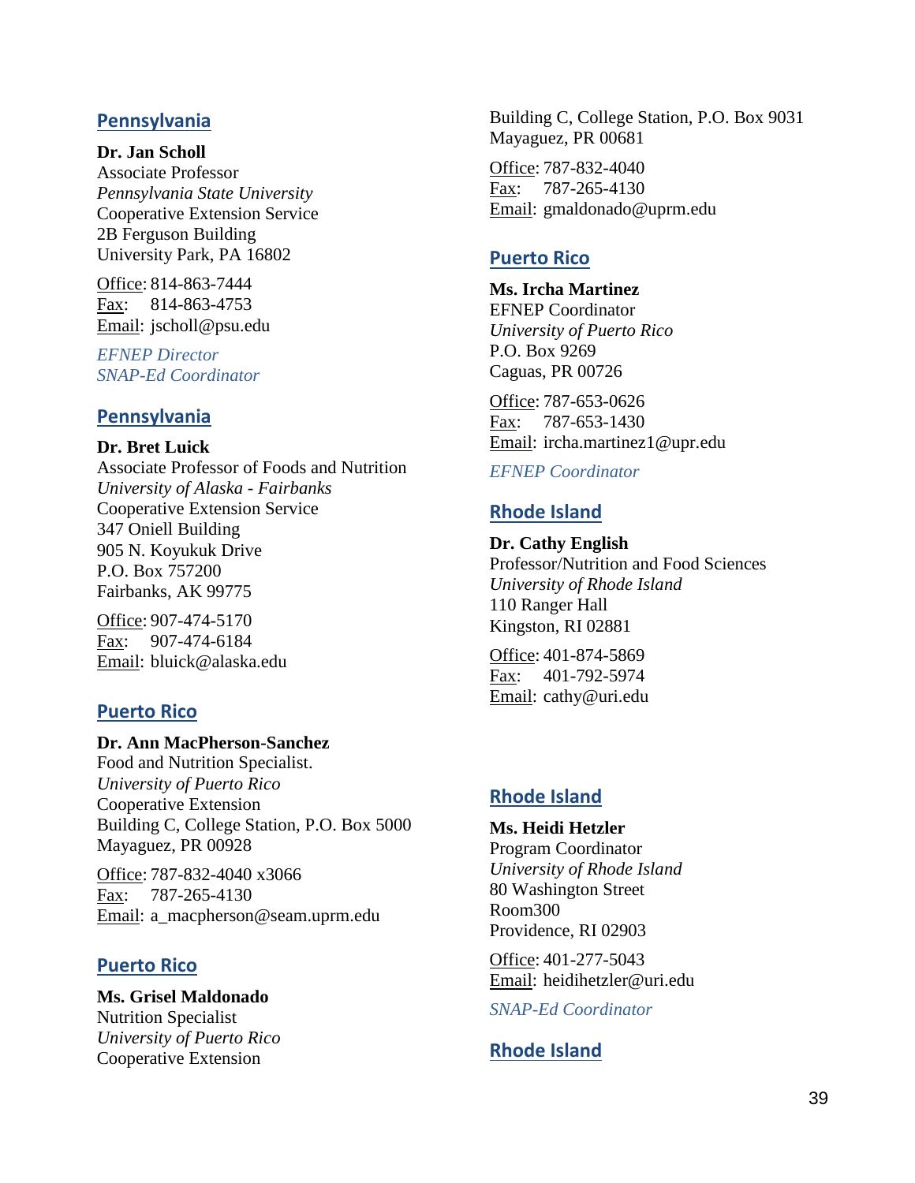## Pennsylvania

**Dr. Jan Scholl**
Associate Professor
*Pennsylvania State University*
Cooperative Extension Service
2B Ferguson Building
University Park, PA 16802

Office: 814-863-7444
Fax: 814-863-4753
Email: jscholl@psu.edu

*EFNEP Director*
*SNAP-Ed Coordinator*

## Pennsylvania

**Dr. Bret Luick**
Associate Professor of Foods and Nutrition
*University of Alaska - Fairbanks*
Cooperative Extension Service
347 Oniell Building
905 N. Koyukuk Drive
P.O. Box 757200
Fairbanks, AK 99775

Office: 907-474-5170
Fax: 907-474-6184
Email: bluick@alaska.edu

## Puerto Rico

**Dr. Ann MacPherson-Sanchez**
Food and Nutrition Specialist.
*University of Puerto Rico*
Cooperative Extension
Building C, College Station, P.O. Box 5000
Mayaguez, PR 00928

Office: 787-832-4040 x3066
Fax: 787-265-4130
Email: a_macpherson@seam.uprm.edu

## Puerto Rico

**Ms. Grisel Maldonado**
Nutrition Specialist
*University of Puerto Rico*
Cooperative Extension
Building C, College Station, P.O. Box 9031
Mayaguez, PR 00681

Office: 787-832-4040
Fax: 787-265-4130
Email: gmaldonado@uprm.edu

## Puerto Rico

**Ms. Ircha Martinez**
EFNEP Coordinator
*University of Puerto Rico*
P.O. Box 9269
Caguas, PR 00726

Office: 787-653-0626
Fax: 787-653-1430
Email: ircha.martinez1@upr.edu

*EFNEP Coordinator*

## Rhode Island

**Dr. Cathy English**
Professor/Nutrition and Food Sciences
*University of Rhode Island*
110 Ranger Hall
Kingston, RI 02881

Office: 401-874-5869
Fax: 401-792-5974
Email: cathy@uri.edu

## Rhode Island

**Ms. Heidi Hetzler**
Program Coordinator
*University of Rhode Island*
80 Washington Street
Room300
Providence, RI 02903

Office: 401-277-5043
Email: heidihetzler@uri.edu

*SNAP-Ed Coordinator*

## Rhode Island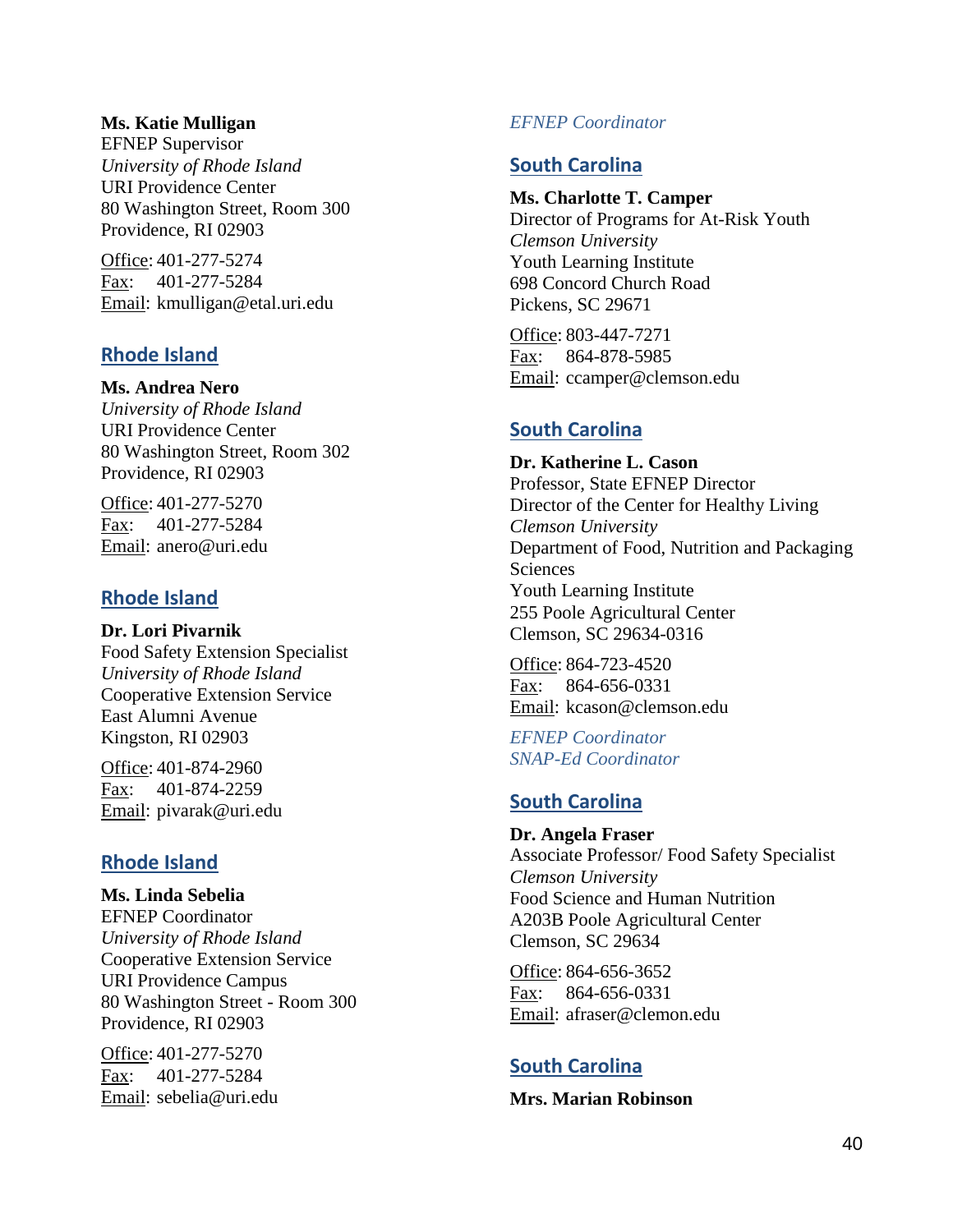**Ms. Katie Mulligan**
EFNEP Supervisor
*University of Rhode Island*
URI Providence Center
80 Washington Street, Room 300
Providence, RI 02903

Office: 401-277-5274
Fax: 401-277-5284
Email: kmulligan@etal.uri.edu

## Rhode Island

**Ms. Andrea Nero**
*University of Rhode Island*
URI Providence Center
80 Washington Street, Room 302
Providence, RI 02903

Office: 401-277-5270
Fax: 401-277-5284
Email: anero@uri.edu

## Rhode Island

**Dr. Lori Pivarnik**
Food Safety Extension Specialist
*University of Rhode Island*
Cooperative Extension Service
East Alumni Avenue
Kingston, RI 02903

Office: 401-874-2960
Fax: 401-874-2259
Email: pivarak@uri.edu

## Rhode Island

**Ms. Linda Sebelia**
EFNEP Coordinator
*University of Rhode Island*
Cooperative Extension Service
URI Providence Campus
80 Washington Street - Room 300
Providence, RI 02903

Office: 401-277-5270
Fax: 401-277-5284
Email: sebelia@uri.edu

*EFNEP Coordinator*

## South Carolina

**Ms. Charlotte T. Camper**
Director of Programs for At-Risk Youth
*Clemson University*
Youth Learning Institute
698 Concord Church Road
Pickens, SC 29671

Office: 803-447-7271
Fax: 864-878-5985
Email: ccamper@clemson.edu

## South Carolina

**Dr. Katherine L. Cason**
Professor, State EFNEP Director
Director of the Center for Healthy Living
*Clemson University*
Department of Food, Nutrition and Packaging Sciences
Youth Learning Institute
255 Poole Agricultural Center
Clemson, SC 29634-0316

Office: 864-723-4520
Fax: 864-656-0331
Email: kcason@clemson.edu

*EFNEP Coordinator*
*SNAP-Ed Coordinator*

## South Carolina

**Dr. Angela Fraser**
Associate Professor/ Food Safety Specialist
*Clemson University*
Food Science and Human Nutrition
A203B Poole Agricultural Center
Clemson, SC 29634

Office: 864-656-3652
Fax: 864-656-0331
Email: afraser@clemon.edu

## South Carolina

**Mrs. Marian Robinson**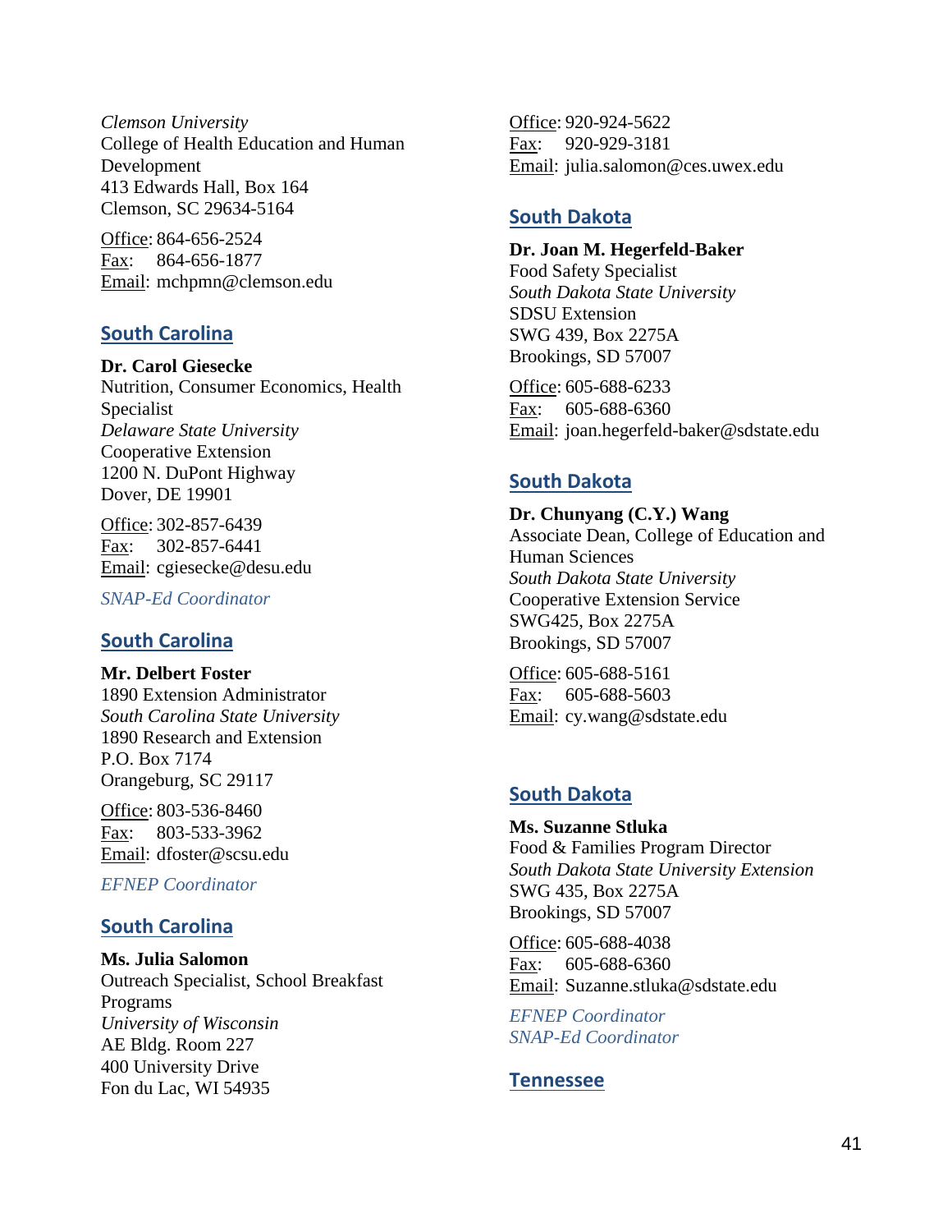*Clemson University*
College of Health Education and Human Development
413 Edwards Hall, Box 164
Clemson, SC 29634-5164

Office: 864-656-2524
Fax: 864-656-1877
Email: mchpmn@clemson.edu

## South Carolina

**Dr. Carol Giesecke**
Nutrition, Consumer Economics, Health Specialist
*Delaware State University*
Cooperative Extension
1200 N. DuPont Highway
Dover, DE 19901

Office: 302-857-6439
Fax: 302-857-6441
Email: cgiesecke@desu.edu

*SNAP-Ed Coordinator*

## South Carolina

**Mr. Delbert Foster**
1890 Extension Administrator
*South Carolina State University*
1890 Research and Extension
P.O. Box 7174
Orangeburg, SC 29117

Office: 803-536-8460
Fax: 803-533-3962
Email: dfoster@scsu.edu

*EFNEP Coordinator*

## South Carolina

**Ms. Julia Salomon**
Outreach Specialist, School Breakfast Programs
*University of Wisconsin*
AE Bldg. Room 227
400 University Drive
Fon du Lac, WI 54935

Office: 920-924-5622
Fax: 920-929-3181
Email: julia.salomon@ces.uwex.edu

## South Dakota

**Dr. Joan M. Hegerfeld-Baker**
Food Safety Specialist
*South Dakota State University*
SDSU Extension
SWG 439, Box 2275A
Brookings, SD 57007

Office: 605-688-6233
Fax: 605-688-6360
Email: joan.hegerfeld-baker@sdstate.edu

## South Dakota

**Dr. Chunyang (C.Y.) Wang**
Associate Dean, College of Education and Human Sciences
*South Dakota State University*
Cooperative Extension Service
SWG425, Box 2275A
Brookings, SD 57007

Office: 605-688-5161
Fax: 605-688-5603
Email: cy.wang@sdstate.edu

## South Dakota

**Ms. Suzanne Stluka**
Food & Families Program Director
*South Dakota State University Extension*
SWG 435, Box 2275A
Brookings, SD 57007

Office: 605-688-4038
Fax: 605-688-6360
Email: Suzanne.stluka@sdstate.edu

*EFNEP Coordinator*
*SNAP-Ed Coordinator*

## Tennessee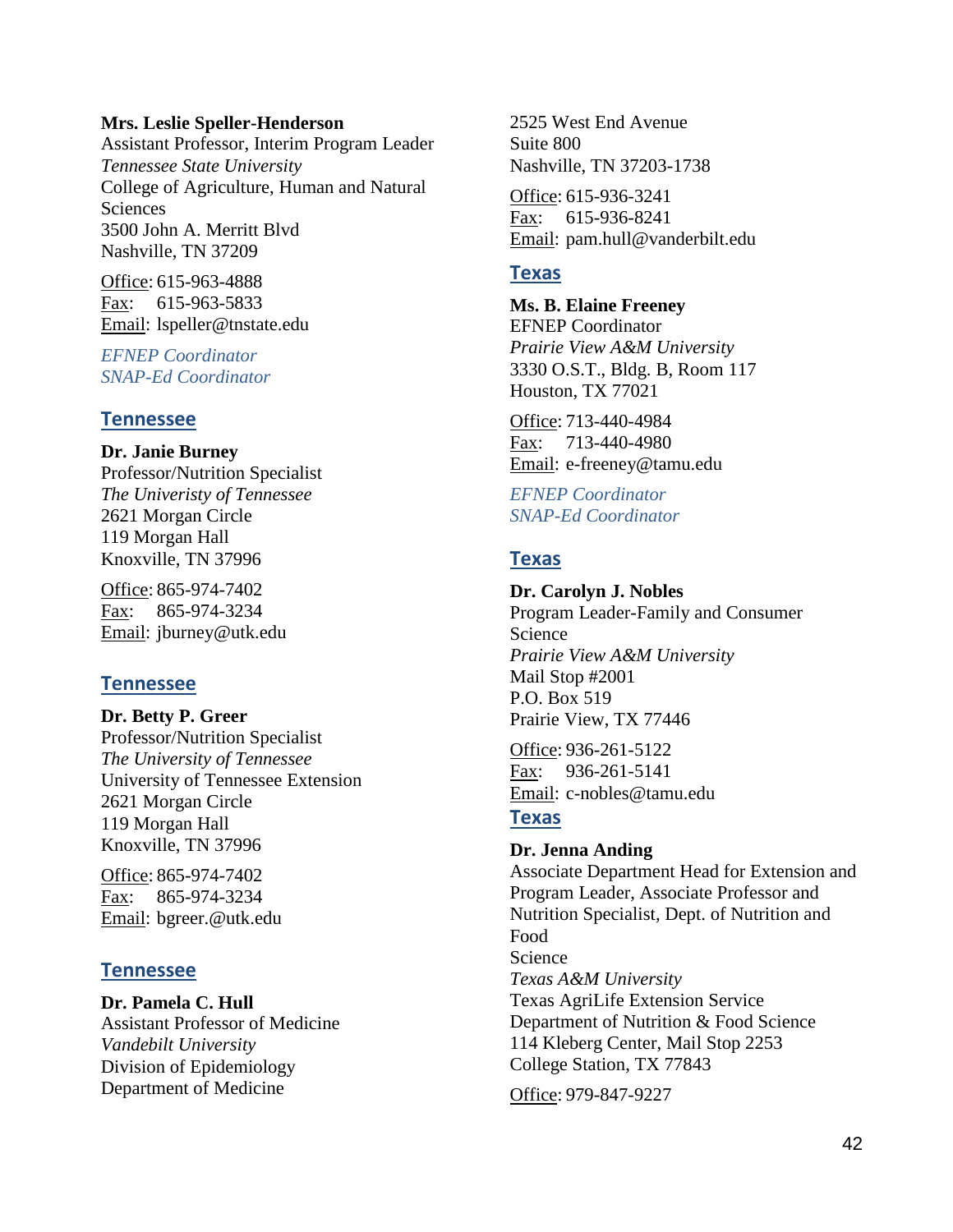**Mrs. Leslie Speller-Henderson**
Assistant Professor, Interim Program Leader
*Tennessee State University*
College of Agriculture, Human and Natural Sciences
3500 John A. Merritt Blvd
Nashville, TN 37209

Office: 615-963-4888
Fax: 615-963-5833
Email: lspeller@tnstate.edu

*EFNEP Coordinator*
*SNAP-Ed Coordinator*

## Tennessee

**Dr. Janie Burney**
Professor/Nutrition Specialist
*The Univeristy of Tennessee*
2621 Morgan Circle
119 Morgan Hall
Knoxville, TN 37996

Office: 865-974-7402
Fax: 865-974-3234
Email: jburney@utk.edu

## Tennessee

**Dr. Betty P. Greer**
Professor/Nutrition Specialist
*The University of Tennessee*
University of Tennessee Extension
2621 Morgan Circle
119 Morgan Hall
Knoxville, TN 37996

Office: 865-974-7402
Fax: 865-974-3234
Email: bgreer.@utk.edu

## Tennessee

**Dr. Pamela C. Hull**
Assistant Professor of Medicine
*Vandebilt University*
Division of Epidemiology
Department of Medicine
2525 West End Avenue
Suite 800
Nashville, TN 37203-1738

Office: 615-936-3241
Fax: 615-936-8241
Email: pam.hull@vanderbilt.edu

## Texas

**Ms. B. Elaine Freeney**
EFNEP Coordinator
*Prairie View A&M University*
3330 O.S.T., Bldg. B, Room 117
Houston, TX 77021

Office: 713-440-4984
Fax: 713-440-4980
Email: e-freeney@tamu.edu

*EFNEP Coordinator*
*SNAP-Ed Coordinator*

## Texas

**Dr. Carolyn J. Nobles**
Program Leader-Family and Consumer Science
*Prairie View A&M University*
Mail Stop #2001
P.O. Box 519
Prairie View, TX 77446

Office: 936-261-5122
Fax: 936-261-5141
Email: c-nobles@tamu.edu

## Texas

**Dr. Jenna Anding**
Associate Department Head for Extension and Program Leader, Associate Professor and Nutrition Specialist, Dept. of Nutrition and Food
Science
*Texas A&M University*
Texas AgriLife Extension Service
Department of Nutrition & Food Science
114 Kleberg Center, Mail Stop 2253
College Station, TX 77843

Office: 979-847-9227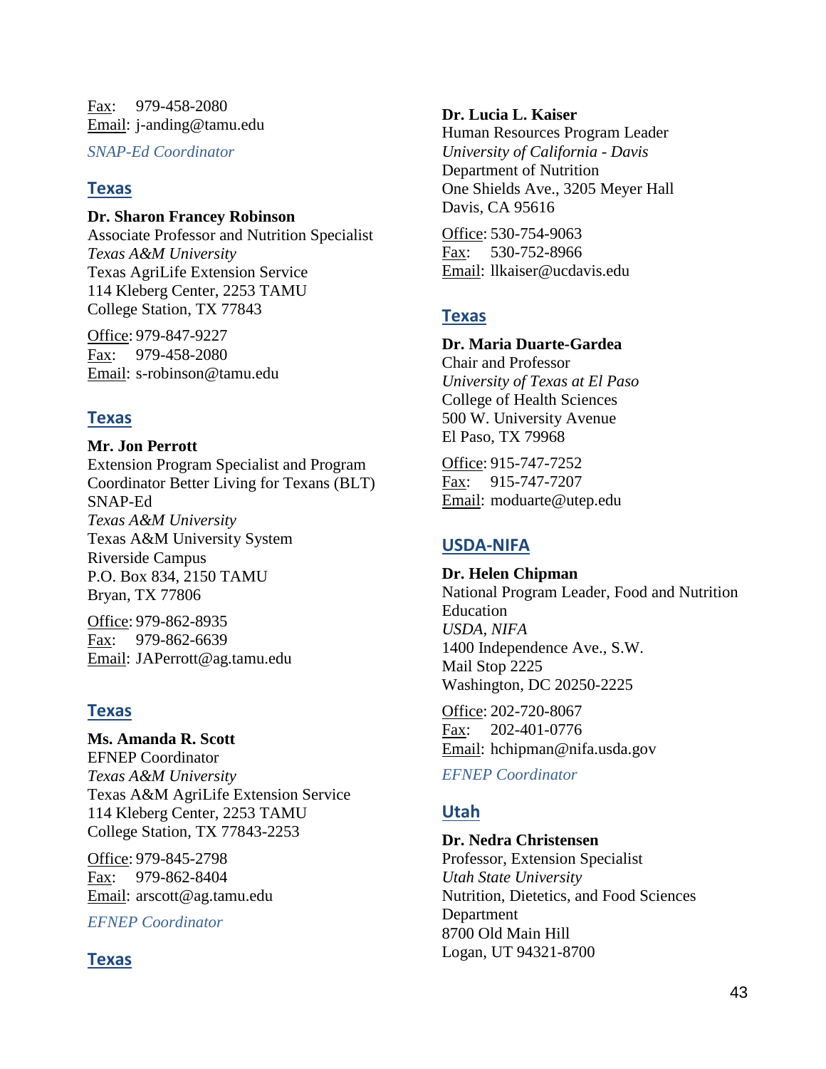Fax: 979-458-2080
Email: j-anding@tamu.edu

*SNAP-Ed Coordinator*

## Texas

**Dr. Sharon Francey Robinson**
Associate Professor and Nutrition Specialist
*Texas A&M University*
Texas AgriLife Extension Service
114 Kleberg Center, 2253 TAMU
College Station, TX 77843

Office: 979-847-9227
Fax: 979-458-2080
Email: s-robinson@tamu.edu

## Texas

**Mr. Jon Perrott**
Extension Program Specialist and Program Coordinator Better Living for Texans (BLT) SNAP-Ed
*Texas A&M University*
Texas A&M University System
Riverside Campus
P.O. Box 834, 2150 TAMU
Bryan, TX 77806

Office: 979-862-8935
Fax: 979-862-6639
Email: JAPerrott@ag.tamu.edu

## Texas

**Ms. Amanda R. Scott**
EFNEP Coordinator
*Texas A&M University*
Texas A&M AgriLife Extension Service
114 Kleberg Center, 2253 TAMU
College Station, TX 77843-2253

Office: 979-845-2798
Fax: 979-862-8404
Email: arscott@ag.tamu.edu

*EFNEP Coordinator*

## Texas

**Dr. Lucia L. Kaiser**
Human Resources Program Leader
*University of California - Davis*
Department of Nutrition
One Shields Ave., 3205 Meyer Hall
Davis, CA 95616

Office: 530-754-9063
Fax: 530-752-8966
Email: llkaiser@ucdavis.edu

## Texas

**Dr. Maria Duarte-Gardea**
Chair and Professor
*University of Texas at El Paso*
College of Health Sciences
500 W. University Avenue
El Paso, TX 79968

Office: 915-747-7252
Fax: 915-747-7207
Email: moduarte@utep.edu

## USDA-NIFA

**Dr. Helen Chipman**
National Program Leader, Food and Nutrition Education
*USDA, NIFA*
1400 Independence Ave., S.W.
Mail Stop 2225
Washington, DC 20250-2225

Office: 202-720-8067
Fax: 202-401-0776
Email: hchipman@nifa.usda.gov

*EFNEP Coordinator*

## Utah

**Dr. Nedra Christensen**
Professor, Extension Specialist
*Utah State University*
Nutrition, Dietetics, and Food Sciences Department
8700 Old Main Hill
Logan, UT 94321-8700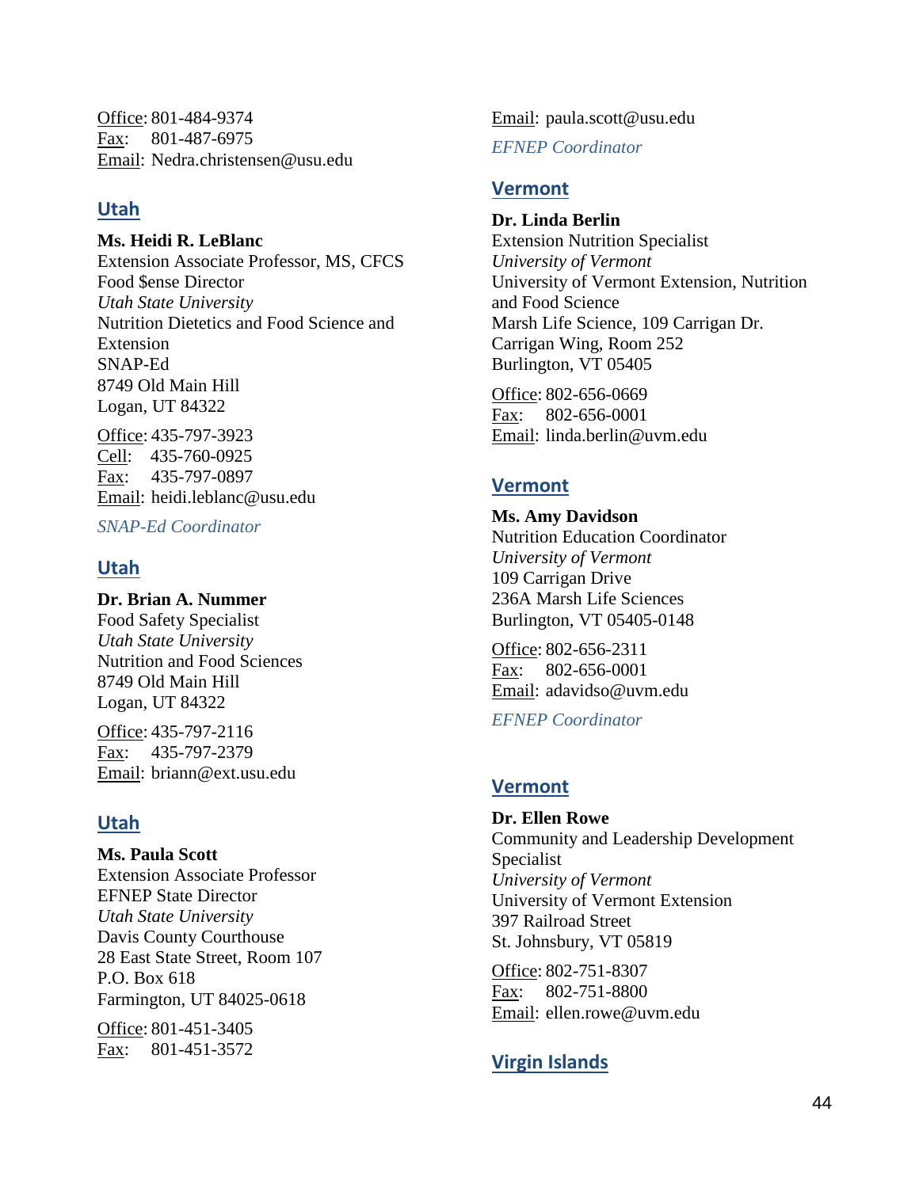Office: 801-484-9374
Fax: 801-487-6975
Email: Nedra.christensen@usu.edu

## Utah

**Ms. Heidi R. LeBlanc**
Extension Associate Professor, MS, CFCS
Food $ense Director
*Utah State University*
Nutrition Dietetics and Food Science and Extension
SNAP-Ed
8749 Old Main Hill
Logan, UT 84322

Office: 435-797-3923
Cell: 435-760-0925
Fax: 435-797-0897
Email: heidi.leblanc@usu.edu

*SNAP-Ed Coordinator*

## Utah

**Dr. Brian A. Nummer**
Food Safety Specialist
*Utah State University*
Nutrition and Food Sciences
8749 Old Main Hill
Logan, UT 84322

Office: 435-797-2116
Fax: 435-797-2379
Email: briann@ext.usu.edu

## Utah

**Ms. Paula Scott**
Extension Associate Professor
EFNEP State Director
*Utah State University*
Davis County Courthouse
28 East State Street, Room 107
P.O. Box 618
Farmington, UT 84025-0618

Office: 801-451-3405
Fax: 801-451-3572
Email: paula.scott@usu.edu

*EFNEP Coordinator*

## Vermont

**Dr. Linda Berlin**
Extension Nutrition Specialist
*University of Vermont*
University of Vermont Extension, Nutrition and Food Science
Marsh Life Science, 109 Carrigan Dr.
Carrigan Wing, Room 252
Burlington, VT 05405

Office: 802-656-0669
Fax: 802-656-0001
Email: linda.berlin@uvm.edu

## Vermont

**Ms. Amy Davidson**
Nutrition Education Coordinator
*University of Vermont*
109 Carrigan Drive
236A Marsh Life Sciences
Burlington, VT 05405-0148

Office: 802-656-2311
Fax: 802-656-0001
Email: adavidso@uvm.edu

*EFNEP Coordinator*

## Vermont

**Dr. Ellen Rowe**
Community and Leadership Development Specialist
*University of Vermont*
University of Vermont Extension
397 Railroad Street
St. Johnsbury, VT 05819

Office: 802-751-8307
Fax: 802-751-8800
Email: ellen.rowe@uvm.edu

## Virgin Islands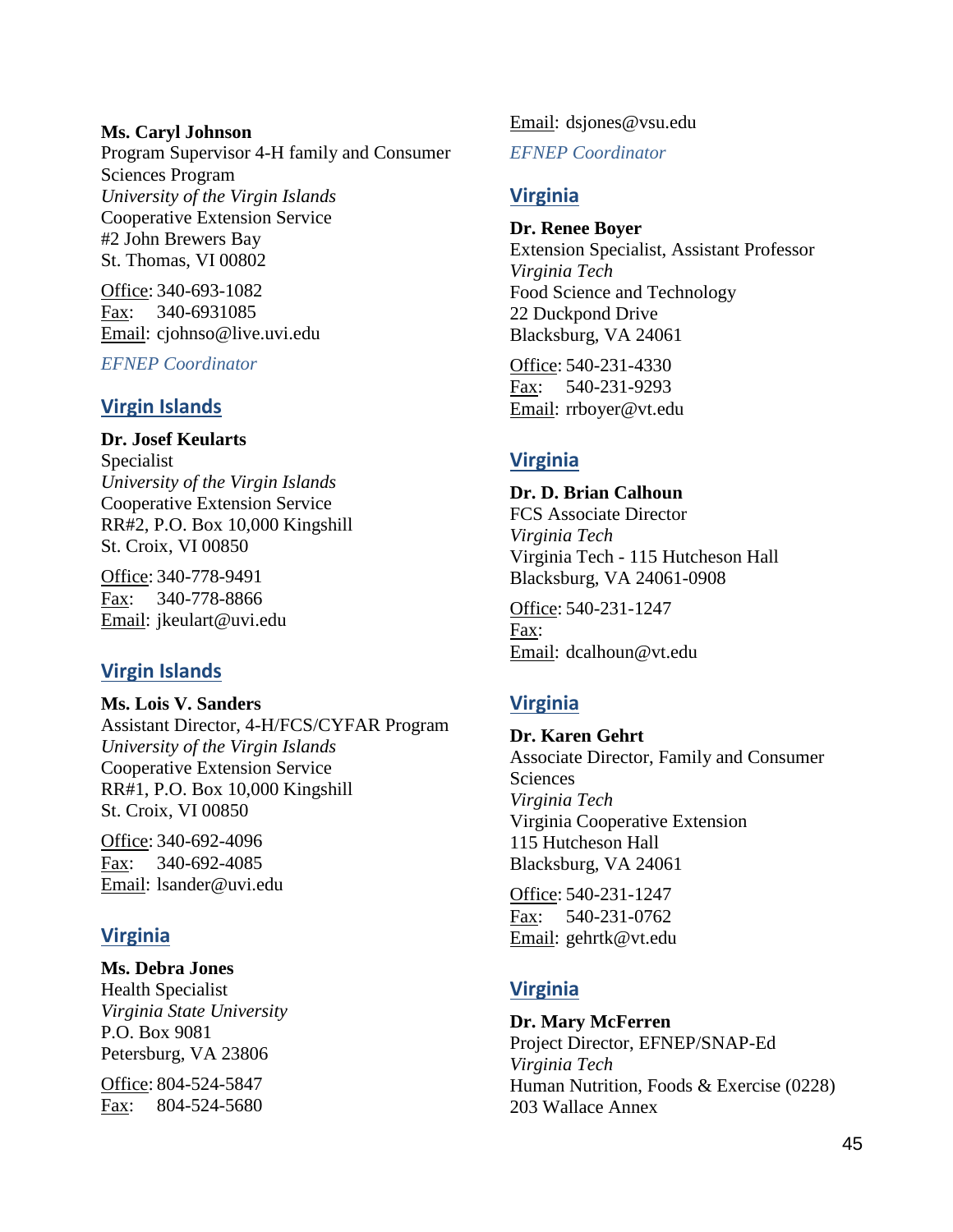**Ms. Caryl Johnson**
Program Supervisor 4-H family and Consumer Sciences Program
*University of the Virgin Islands*
Cooperative Extension Service
#2 John Brewers Bay
St. Thomas, VI 00802

Office: 340-693-1082
Fax: 340-6931085
Email: cjohnso@live.uvi.edu

*EFNEP Coordinator*

## Virgin Islands

**Dr. Josef Keularts**
Specialist
*University of the Virgin Islands*
Cooperative Extension Service
RR#2, P.O. Box 10,000 Kingshill
St. Croix, VI 00850

Office: 340-778-9491
Fax: 340-778-8866
Email: jkeulart@uvi.edu

## Virgin Islands

**Ms. Lois V. Sanders**
Assistant Director, 4-H/FCS/CYFAR Program
*University of the Virgin Islands*
Cooperative Extension Service
RR#1, P.O. Box 10,000 Kingshill
St. Croix, VI 00850

Office: 340-692-4096
Fax: 340-692-4085
Email: lsander@uvi.edu

## Virginia

**Ms. Debra Jones**
Health Specialist
*Virginia State University*
P.O. Box 9081
Petersburg, VA 23806

Office: 804-524-5847
Fax: 804-524-5680
Email: dsjones@vsu.edu

*EFNEP Coordinator*

## Virginia

**Dr. Renee Boyer**
Extension Specialist, Assistant Professor
*Virginia Tech*
Food Science and Technology
22 Duckpond Drive
Blacksburg, VA 24061

Office: 540-231-4330
Fax: 540-231-9293
Email: rrboyer@vt.edu

## Virginia

**Dr. D. Brian Calhoun**
FCS Associate Director
*Virginia Tech*
Virginia Tech - 115 Hutcheson Hall
Blacksburg, VA 24061-0908

Office: 540-231-1247
Fax:
Email: dcalhoun@vt.edu

## Virginia

**Dr. Karen Gehrt**
Associate Director, Family and Consumer Sciences
*Virginia Tech*
Virginia Cooperative Extension
115 Hutcheson Hall
Blacksburg, VA 24061

Office: 540-231-1247
Fax: 540-231-0762
Email: gehrtk@vt.edu

## Virginia

**Dr. Mary McFerren**
Project Director, EFNEP/SNAP-Ed
*Virginia Tech*
Human Nutrition, Foods & Exercise (0228)
203 Wallace Annex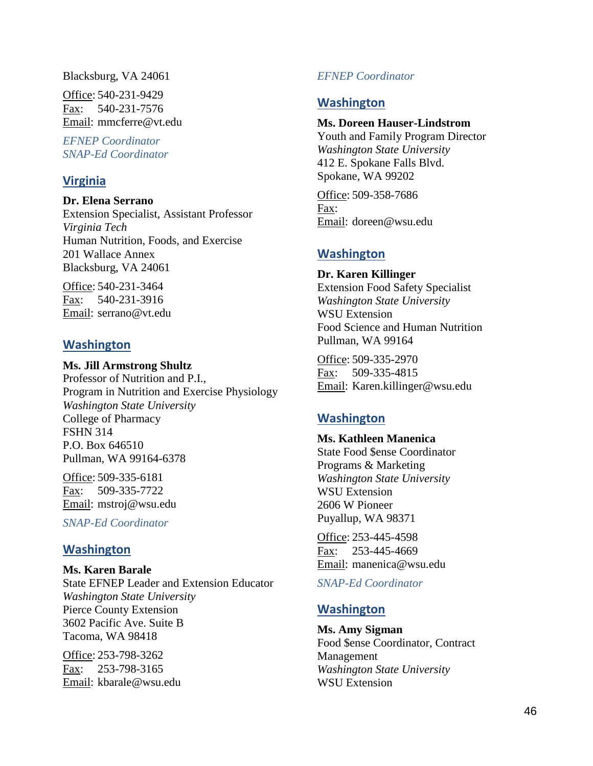Blacksburg, VA 24061

Office: 540-231-9429
Fax: 540-231-7576
Email: mmcferre@vt.edu

*EFNEP Coordinator*
*SNAP-Ed Coordinator*

## Virginia

**Dr. Elena Serrano**
Extension Specialist, Assistant Professor
*Virginia Tech*
Human Nutrition, Foods, and Exercise
201 Wallace Annex
Blacksburg, VA 24061

Office: 540-231-3464
Fax: 540-231-3916
Email: serrano@vt.edu

## Washington

**Ms. Jill Armstrong Shultz**
Professor of Nutrition and P.I.,
Program in Nutrition and Exercise Physiology
*Washington State University*
College of Pharmacy
FSHN 314
P.O. Box 646510
Pullman, WA 99164-6378

Office: 509-335-6181
Fax: 509-335-7722
Email: mstroj@wsu.edu

*SNAP-Ed Coordinator*

## Washington

**Ms. Karen Barale**
State EFNEP Leader and Extension Educator
*Washington State University*
Pierce County Extension
3602 Pacific Ave. Suite B
Tacoma, WA 98418

Office: 253-798-3262
Fax: 253-798-3165
Email: kbarale@wsu.edu

*EFNEP Coordinator*

## Washington

**Ms. Doreen Hauser-Lindstrom**
Youth and Family Program Director
*Washington State University*
412 E. Spokane Falls Blvd.
Spokane, WA 99202

Office: 509-358-7686
Fax:
Email: doreen@wsu.edu

## Washington

**Dr. Karen Killinger**
Extension Food Safety Specialist
*Washington State University*
WSU Extension
Food Science and Human Nutrition
Pullman, WA 99164

Office: 509-335-2970
Fax: 509-335-4815
Email: Karen.killinger@wsu.edu

## Washington

**Ms. Kathleen Manenica**
State Food $ense Coordinator
Programs & Marketing
*Washington State University*
WSU Extension
2606 W Pioneer
Puyallup, WA 98371

Office: 253-445-4598
Fax: 253-445-4669
Email: manenica@wsu.edu

*SNAP-Ed Coordinator*

## Washington

**Ms. Amy Sigman**
Food $ense Coordinator, Contract Management
*Washington State University*
WSU Extension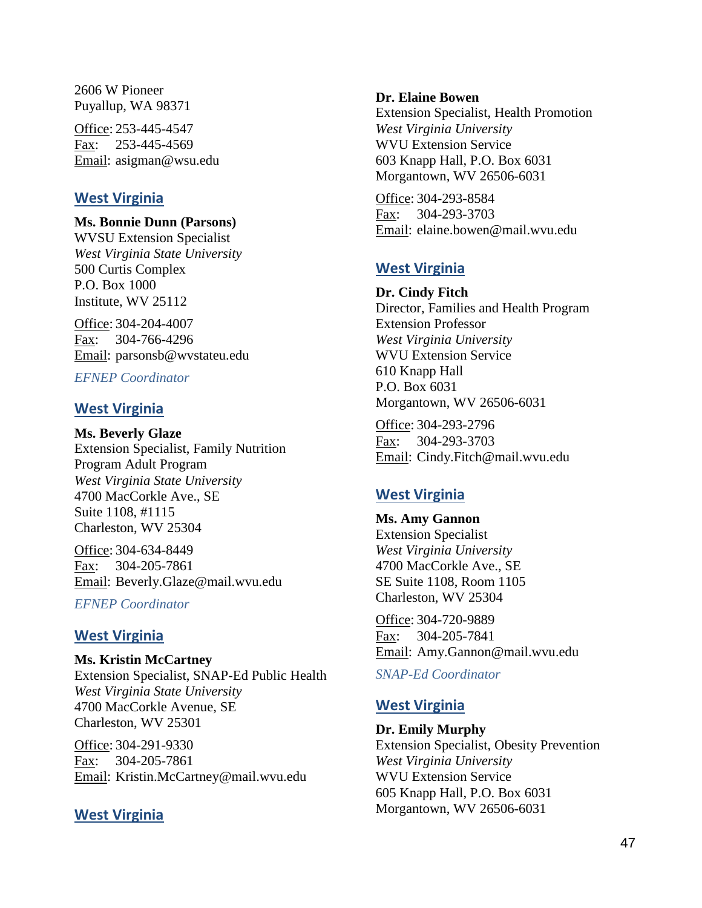2606 W Pioneer
Puyallup, WA 98371

Office: 253-445-4547
Fax: 253-445-4569
Email: asigman@wsu.edu

## West Virginia

**Ms. Bonnie Dunn (Parsons)**
WVSU Extension Specialist
*West Virginia State University*
500 Curtis Complex
P.O. Box 1000
Institute, WV 25112

Office: 304-204-4007
Fax: 304-766-4296
Email: parsonsb@wvstateu.edu

*EFNEP Coordinator*

## West Virginia

**Ms. Beverly Glaze**
Extension Specialist, Family Nutrition Program Adult Program
*West Virginia State University*
4700 MacCorkle Ave., SE
Suite 1108, #1115
Charleston, WV 25304

Office: 304-634-8449
Fax: 304-205-7861
Email: Beverly.Glaze@mail.wvu.edu

*EFNEP Coordinator*

## West Virginia

**Ms. Kristin McCartney**
Extension Specialist, SNAP-Ed Public Health
*West Virginia State University*
4700 MacCorkle Avenue, SE
Charleston, WV 25301

Office: 304-291-9330
Fax: 304-205-7861
Email: Kristin.McCartney@mail.wvu.edu

## West Virginia

**Dr. Elaine Bowen**
Extension Specialist, Health Promotion
*West Virginia University*
WVU Extension Service
603 Knapp Hall, P.O. Box 6031
Morgantown, WV 26506-6031

Office: 304-293-8584
Fax: 304-293-3703
Email: elaine.bowen@mail.wvu.edu

## West Virginia

**Dr. Cindy Fitch**
Director, Families and Health Program
Extension Professor
*West Virginia University*
WVU Extension Service
610 Knapp Hall
P.O. Box 6031
Morgantown, WV 26506-6031

Office: 304-293-2796
Fax: 304-293-3703
Email: Cindy.Fitch@mail.wvu.edu

## West Virginia

**Ms. Amy Gannon**
Extension Specialist
*West Virginia University*
4700 MacCorkle Ave., SE
SE Suite 1108, Room 1105
Charleston, WV 25304

Office: 304-720-9889
Fax: 304-205-7841
Email: Amy.Gannon@mail.wvu.edu

*SNAP-Ed Coordinator*

## West Virginia

**Dr. Emily Murphy**
Extension Specialist, Obesity Prevention
*West Virginia University*
WVU Extension Service
605 Knapp Hall, P.O. Box 6031
Morgantown, WV 26506-6031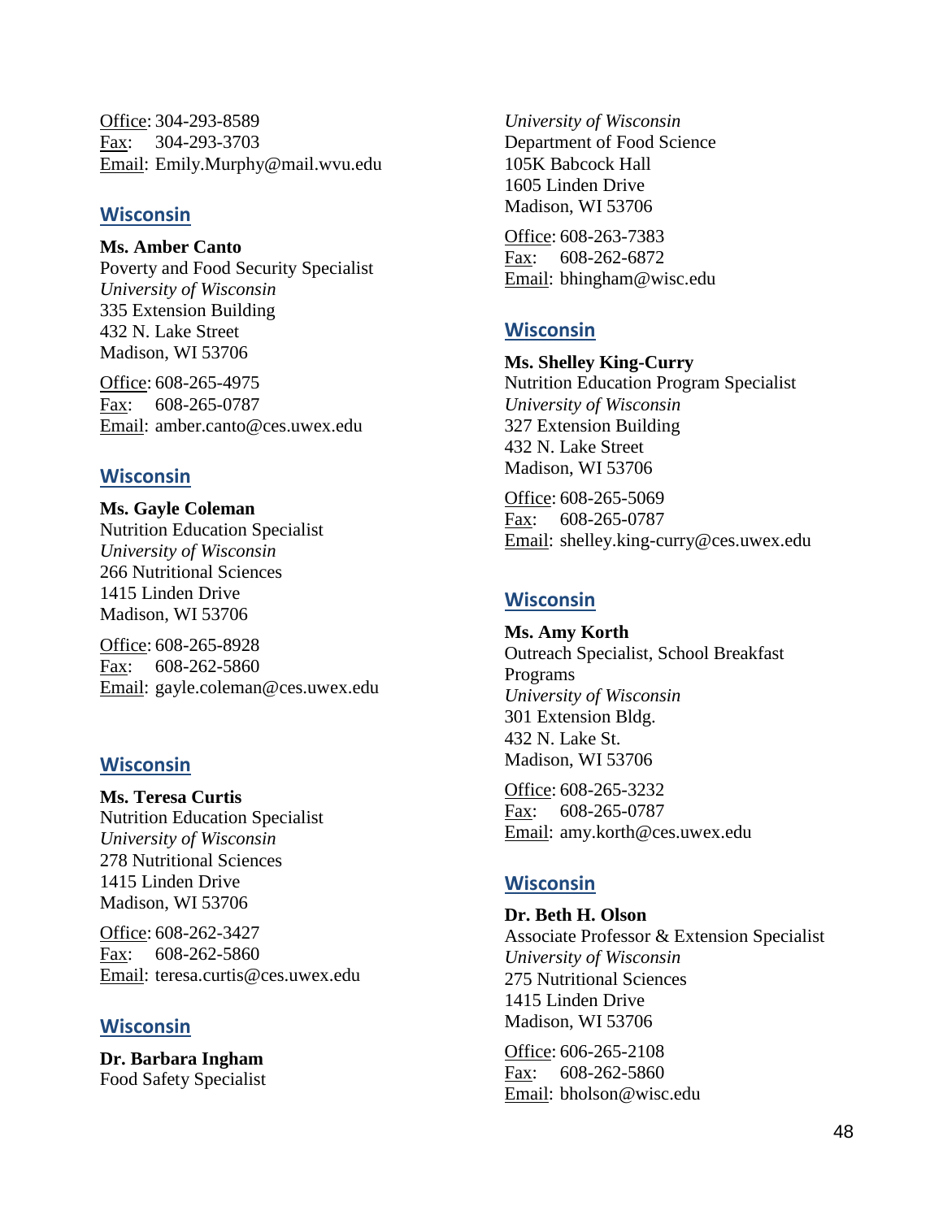Office: 304-293-8589
Fax: 304-293-3703
Email: Emily.Murphy@mail.wvu.edu

## Wisconsin

**Ms. Amber Canto**
Poverty and Food Security Specialist
*University of Wisconsin*
335 Extension Building
432 N. Lake Street
Madison, WI 53706

Office: 608-265-4975
Fax: 608-265-0787
Email: amber.canto@ces.uwex.edu

## Wisconsin

**Ms. Gayle Coleman**
Nutrition Education Specialist
*University of Wisconsin*
266 Nutritional Sciences
1415 Linden Drive
Madison, WI 53706

Office: 608-265-8928
Fax: 608-262-5860
Email: gayle.coleman@ces.uwex.edu

## Wisconsin

**Ms. Teresa Curtis**
Nutrition Education Specialist
*University of Wisconsin*
278 Nutritional Sciences
1415 Linden Drive
Madison, WI 53706

Office: 608-262-3427
Fax: 608-262-5860
Email: teresa.curtis@ces.uwex.edu

## Wisconsin

**Dr. Barbara Ingham**
Food Safety Specialist
*University of Wisconsin*
Department of Food Science
105K Babcock Hall
1605 Linden Drive
Madison, WI 53706

Office: 608-263-7383
Fax: 608-262-6872
Email: bhingham@wisc.edu

## Wisconsin

**Ms. Shelley King-Curry**
Nutrition Education Program Specialist
*University of Wisconsin*
327 Extension Building
432 N. Lake Street
Madison, WI 53706

Office: 608-265-5069
Fax: 608-265-0787
Email: shelley.king-curry@ces.uwex.edu

## Wisconsin

**Ms. Amy Korth**
Outreach Specialist, School Breakfast Programs
*University of Wisconsin*
301 Extension Bldg.
432 N. Lake St.
Madison, WI 53706

Office: 608-265-3232
Fax: 608-265-0787
Email: amy.korth@ces.uwex.edu

## Wisconsin

**Dr. Beth H. Olson**
Associate Professor & Extension Specialist
*University of Wisconsin*
275 Nutritional Sciences
1415 Linden Drive
Madison, WI 53706

Office: 606-265-2108
Fax: 608-262-5860
Email: bholson@wisc.edu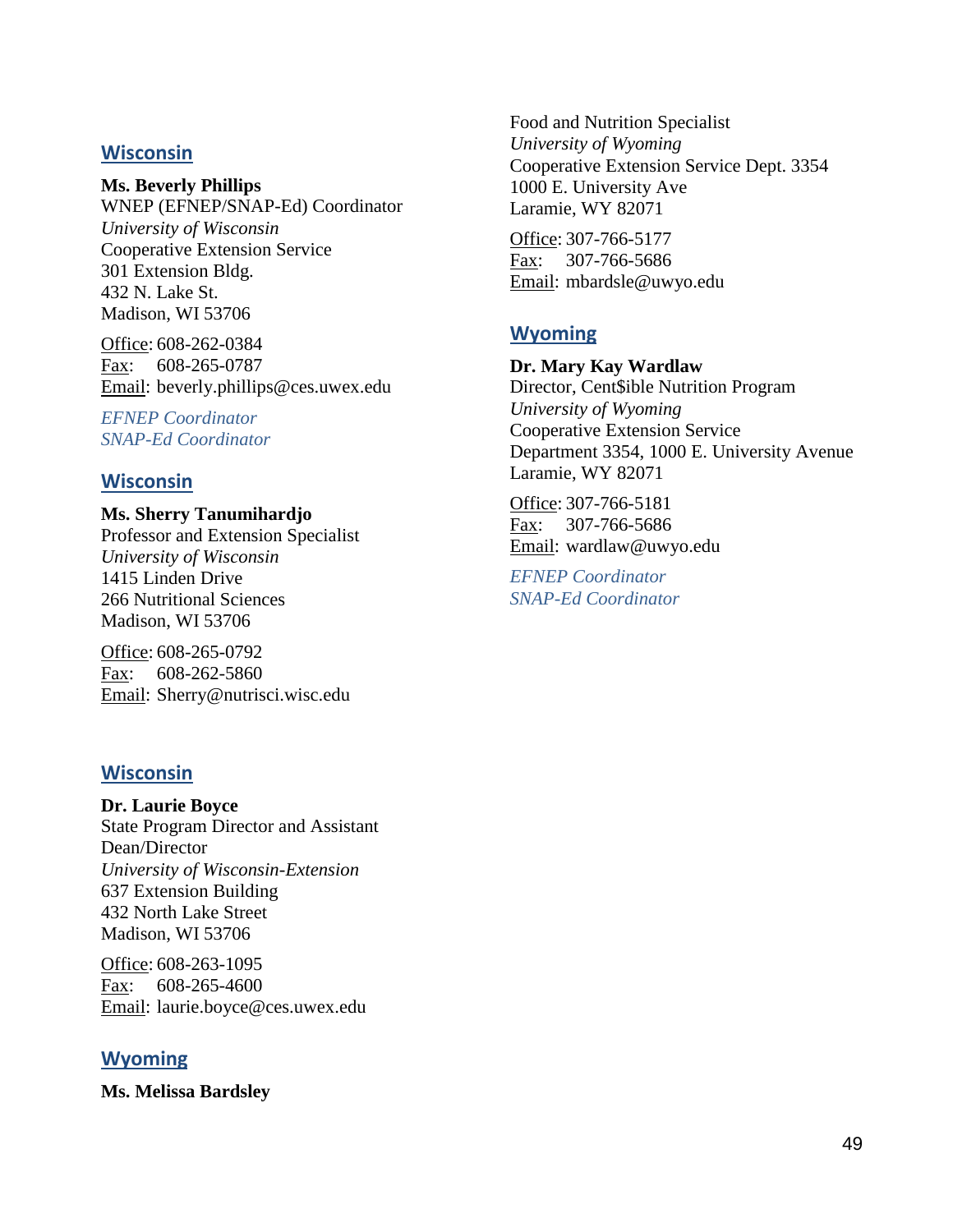## Wisconsin

**Ms. Beverly Phillips**
WNEP (EFNEP/SNAP-Ed) Coordinator
*University of Wisconsin*
Cooperative Extension Service
301 Extension Bldg.
432 N. Lake St.
Madison, WI 53706

Office: 608-262-0384
Fax: 608-265-0787
Email: beverly.phillips@ces.uwex.edu

*EFNEP Coordinator*
*SNAP-Ed Coordinator*

## Wisconsin

**Ms. Sherry Tanumihardjo**
Professor and Extension Specialist
*University of Wisconsin*
1415 Linden Drive
266 Nutritional Sciences
Madison, WI 53706

Office: 608-265-0792
Fax: 608-262-5860
Email: Sherry@nutrisci.wisc.edu

## Wisconsin

**Dr. Laurie Boyce**
State Program Director and Assistant Dean/Director
*University of Wisconsin-Extension*
637 Extension Building
432 North Lake Street
Madison, WI 53706

Office: 608-263-1095
Fax: 608-265-4600
Email: laurie.boyce@ces.uwex.edu

## Wyoming

**Ms. Melissa Bardsley**
Food and Nutrition Specialist
*University of Wyoming*
Cooperative Extension Service Dept. 3354
1000 E. University Ave
Laramie, WY 82071

Office: 307-766-5177
Fax: 307-766-5686
Email: mbardsle@uwyo.edu

## Wyoming

**Dr. Mary Kay Wardlaw**
Director, Cent$ible Nutrition Program
*University of Wyoming*
Cooperative Extension Service
Department 3354, 1000 E. University Avenue
Laramie, WY 82071

Office: 307-766-5181
Fax: 307-766-5686
Email: wardlaw@uwyo.edu

*EFNEP Coordinator*
*SNAP-Ed Coordinator*